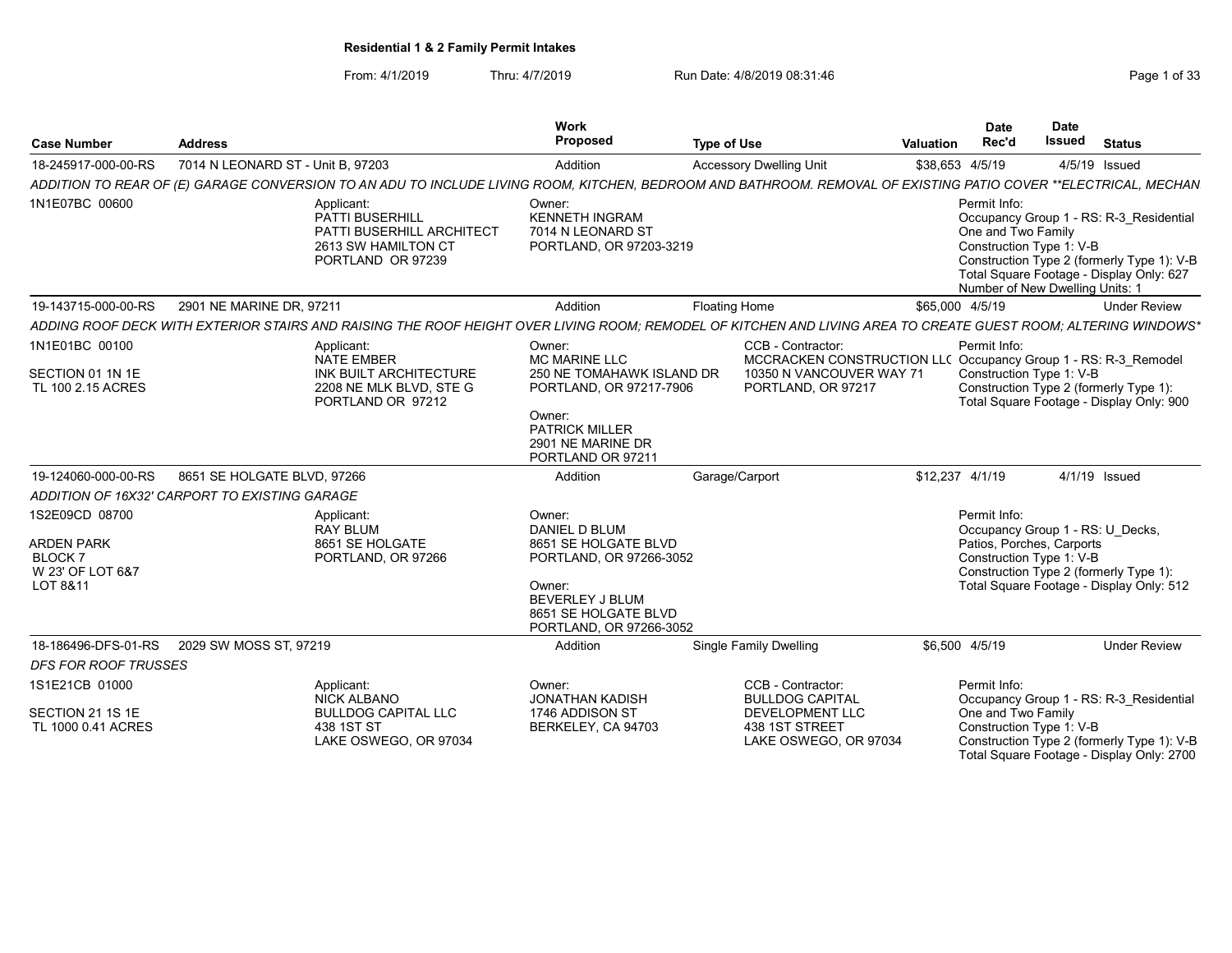# Residential 1 & 2 Family Permit Intakes

From: 4/1/2019 Thru: 4/7/2019 Run Date: 4/8/2019 08:31:46

| Case Number | Address | Work Proposed | Type of Use | Valuation | Date Rec'd | Date Issued | Status |
|---|---|---|---|---|---|---|---|
| 18-245917-000-00-RS | 7014 N LEONARD ST - Unit B, 97203 | Addition | Accessory Dwelling Unit | $38,653 | 4/5/19 | 4/5/19 | Issued |
| 19-143715-000-00-RS | 2901 NE MARINE DR, 97211 | Addition | Floating Home | $65,000 | 4/5/19 | | Under Review |
| 19-124060-000-00-RS | 8651 SE HOLGATE BLVD, 97266 | Addition | Garage/Carport | $12,237 | 4/1/19 | 4/1/19 | Issued |
| 18-186496-DFS-01-RS | 2029 SW MOSS ST, 97219 | Addition | Single Family Dwelling | $6,500 | 4/5/19 | | Under Review |

## 18-245917-000-00-RS — 7014 N LEONARD ST - Unit B, 97203

*ADDITION TO REAR OF (E) GARAGE CONVERSION TO AN ADU TO INCLUDE LIVING ROOM, KITCHEN, BEDROOM AND BATHROOM. REMOVAL OF EXISTING PATIO COVER **ELECTRICAL, MECHAN*

1N1E07BC 00600

Applicant:
PATTI BUSERHILL
PATTI BUSERHILL ARCHITECT
2613 SW HAMILTON CT
PORTLAND OR 97239

Owner:
KENNETH INGRAM
7014 N LEONARD ST
PORTLAND, OR 97203-3219

Permit Info:
Occupancy Group 1 - RS: R-3_Residential One and Two Family
Construction Type 1: V-B
Construction Type 2 (formerly Type 1): V-B
Total Square Footage - Display Only: 627
Number of New Dwelling Units: 1

## 19-143715-000-00-RS — 2901 NE MARINE DR, 97211

*ADDING ROOF DECK WITH EXTERIOR STAIRS AND RAISING THE ROOF HEIGHT OVER LIVING ROOM; REMODEL OF KITCHEN AND LIVING AREA TO CREATE GUEST ROOM; ALTERING WINDOWS**

1N1E01BC 00100

SECTION 01 1N 1E
TL 100 2.15 ACRES

Applicant:
NATE EMBER
INK BUILT ARCHITECTURE
2208 NE MLK BLVD, STE G
PORTLAND OR 97212

Owner:
MC MARINE LLC
250 NE TOMAHAWK ISLAND DR
PORTLAND, OR 97217-7906

Owner:
PATRICK MILLER
2901 NE MARINE DR
PORTLAND OR 97211

CCB - Contractor:
MCCRACKEN CONSTRUCTION LLC
10350 N VANCOUVER WAY 71
PORTLAND, OR 97217

Permit Info:
Occupancy Group 1 - RS: R-3_Remodel
Construction Type 1: V-B
Construction Type 2 (formerly Type 1):
Total Square Footage - Display Only: 900

## 19-124060-000-00-RS — 8651 SE HOLGATE BLVD, 97266

*ADDITION OF 16X32' CARPORT TO EXISTING GARAGE*

1S2E09CD 08700

ARDEN PARK
BLOCK 7
W 23' OF LOT 6&7
LOT 8&11

Applicant:
RAY BLUM
8651 SE HOLGATE
PORTLAND, OR 97266

Owner:
DANIEL D BLUM
8651 SE HOLGATE BLVD
PORTLAND, OR 97266-3052

Owner:
BEVERLEY J BLUM
8651 SE HOLGATE BLVD
PORTLAND, OR 97266-3052

Permit Info:
Occupancy Group 1 - RS: U_Decks, Patios, Porches, Carports
Construction Type 1: V-B
Construction Type 2 (formerly Type 1):
Total Square Footage - Display Only: 512

## 18-186496-DFS-01-RS — 2029 SW MOSS ST, 97219

*DFS FOR ROOF TRUSSES*

1S1E21CB 01000

SECTION 21 1S 1E
TL 1000 0.41 ACRES

Applicant:
NICK ALBANO
BULLDOG CAPITAL LLC
438 1ST ST
LAKE OSWEGO, OR 97034

Owner:
JONATHAN KADISH
1746 ADDISON ST
BERKELEY, CA 94703

CCB - Contractor:
BULLDOG CAPITAL DEVELOPMENT LLC
438 1ST STREET
LAKE OSWEGO, OR 97034

Permit Info:
Occupancy Group 1 - RS: R-3_Residential One and Two Family
Construction Type 1: V-B
Construction Type 2 (formerly Type 1): V-B
Total Square Footage - Display Only: 2700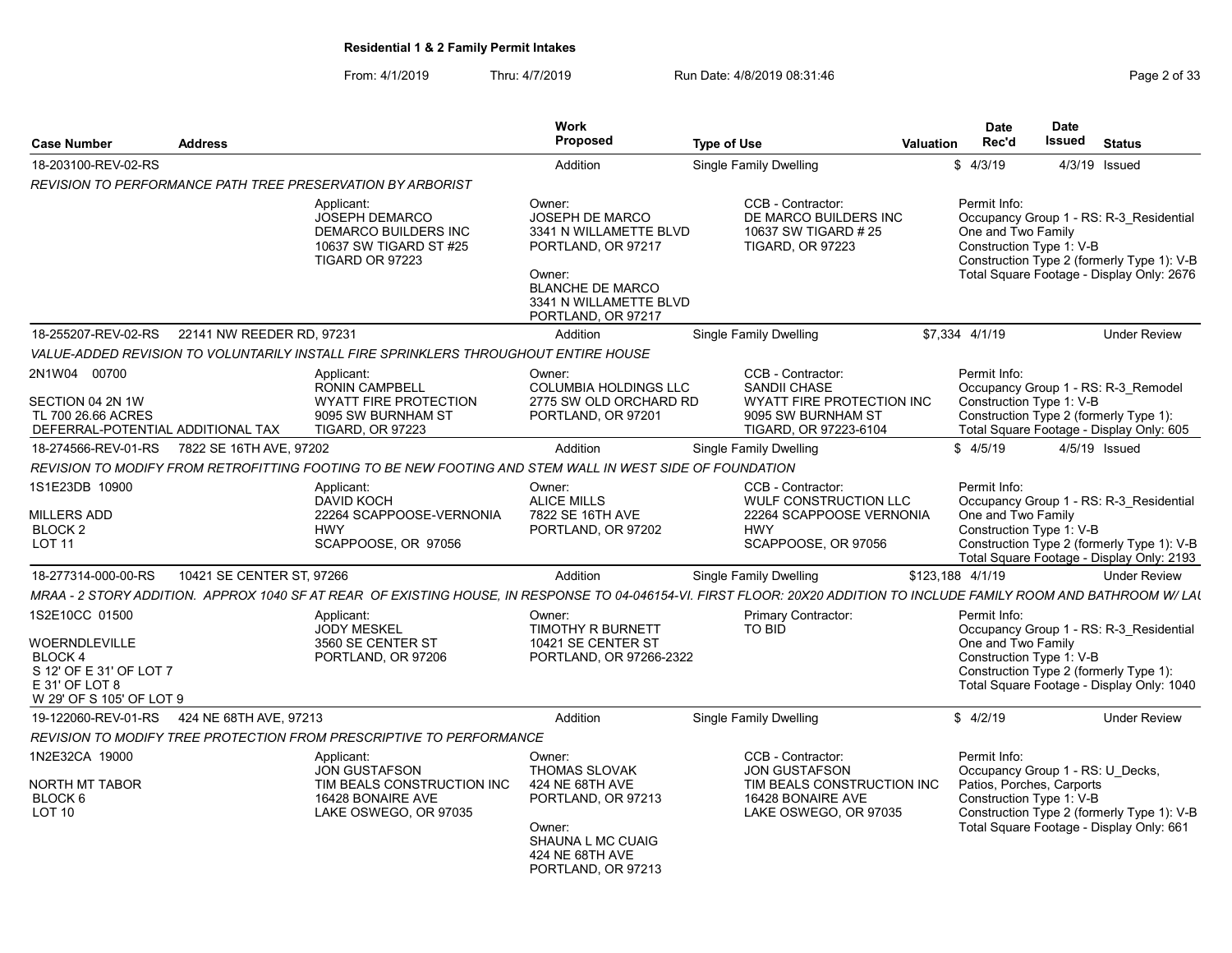**Residential 1 & 2 Family Permit Intakes**

From: 4/1/2019 Thru: 4/7/2019 Run Date: 4/8/2019 08:31:46

| Case Number | Address | Work Proposed | Type of Use | Valuation | Date Rec'd | Date Issued | Status |
|---|---|---|---|---|---|---|---|
| 18-203100-REV-02-RS | | Addition | Single Family Dwelling | $ | 4/3/19 | 4/3/19 | Issued |

REVISION TO PERFORMANCE PATH TREE PRESERVATION BY ARBORIST

Applicant: JOSEPH DEMARCO, DEMARCO BUILDERS INC, 10637 SW TIGARD ST #25, TIGARD OR 97223

Owner: JOSEPH DE MARCO, 3341 N WILLAMETTE BLVD, PORTLAND, OR 97217

Owner: BLANCHE DE MARCO, 3341 N WILLAMETTE BLVD, PORTLAND, OR 97217

CCB - Contractor: DE MARCO BUILDERS INC, 10637 SW TIGARD # 25, TIGARD, OR 97223

Permit Info: Occupancy Group 1 - RS: R-3_Residential One and Two Family; Construction Type 1: V-B; Construction Type 2 (formerly Type 1): V-B; Total Square Footage - Display Only: 2676

---

| Case Number | Address | Work Proposed | Type of Use | Valuation | Date Rec'd | Date Issued | Status |
|---|---|---|---|---|---|---|---|
| 18-255207-REV-02-RS | 22141 NW REEDER RD, 97231 | Addition | Single Family Dwelling | $7,334 | 4/1/19 | | Under Review |

VALUE-ADDED REVISION TO VOLUNTARILY INSTALL FIRE SPRINKLERS THROUGHOUT ENTIRE HOUSE

2N1W04 00700

SECTION 04 2N 1W
TL 700 26.66 ACRES
DEFERRAL-POTENTIAL ADDITIONAL TAX

Applicant: RONIN CAMPBELL, WYATT FIRE PROTECTION, 9095 SW BURNHAM ST, TIGARD, OR 97223

Owner: COLUMBIA HOLDINGS LLC, 2775 SW OLD ORCHARD RD, PORTLAND, OR 97201

CCB - Contractor: SANDII CHASE, WYATT FIRE PROTECTION INC, 9095 SW BURNHAM ST, TIGARD, OR 97223-6104

Permit Info: Occupancy Group 1 - RS: R-3_Remodel; Construction Type 1: V-B; Construction Type 2 (formerly Type 1): ; Total Square Footage - Display Only: 605

---

| Case Number | Address | Work Proposed | Type of Use | Valuation | Date Rec'd | Date Issued | Status |
|---|---|---|---|---|---|---|---|
| 18-274566-REV-01-RS | 7822 SE 16TH AVE, 97202 | Addition | Single Family Dwelling | $ | 4/5/19 | 4/5/19 | Issued |

REVISION TO MODIFY FROM RETROFITTING FOOTING TO BE NEW FOOTING AND STEM WALL IN WEST SIDE OF FOUNDATION

1S1E23DB 10900

MILLERS ADD
BLOCK 2
LOT 11

Applicant: DAVID KOCH, 22264 SCAPPOOSE-VERNONIA HWY, SCAPPOOSE, OR 97056

Owner: ALICE MILLS, 7822 SE 16TH AVE, PORTLAND, OR 97202

CCB - Contractor: WULF CONSTRUCTION LLC, 22264 SCAPPOOSE VERNONIA HWY, SCAPPOOSE, OR 97056

Permit Info: Occupancy Group 1 - RS: R-3_Residential One and Two Family; Construction Type 1: V-B; Construction Type 2 (formerly Type 1): V-B; Total Square Footage - Display Only: 2193

---

| Case Number | Address | Work Proposed | Type of Use | Valuation | Date Rec'd | Date Issued | Status |
|---|---|---|---|---|---|---|---|
| 18-277314-000-00-RS | 10421 SE CENTER ST, 97266 | Addition | Single Family Dwelling | $123,188 | 4/1/19 | | Under Review |

MRAA - 2 STORY ADDITION. APPROX 1040 SF AT REAR OF EXISTING HOUSE, IN RESPONSE TO 04-046154-VI. FIRST FLOOR: 20X20 ADDITION TO INCLUDE FAMILY ROOM AND BATHROOM W/ LAU

1S2E10CC 01500

WOERNDLEVILLE
BLOCK 4
S 12' OF E 31' OF LOT 7
E 31' OF LOT 8
W 29' OF S 105' OF LOT 9

Applicant: JODY MESKEL, 3560 SE CENTER ST, PORTLAND, OR 97206

Owner: TIMOTHY R BURNETT, 10421 SE CENTER ST, PORTLAND, OR 97266-2322

Primary Contractor: TO BID

Permit Info: Occupancy Group 1 - RS: R-3_Residential One and Two Family; Construction Type 1: V-B; Construction Type 2 (formerly Type 1): ; Total Square Footage - Display Only: 1040

---

| Case Number | Address | Work Proposed | Type of Use | Valuation | Date Rec'd | Date Issued | Status |
|---|---|---|---|---|---|---|---|
| 19-122060-REV-01-RS | 424 NE 68TH AVE, 97213 | Addition | Single Family Dwelling | $ | 4/2/19 | | Under Review |

REVISION TO MODIFY TREE PROTECTION FROM PRESCRIPTIVE TO PERFORMANCE

1N2E32CA 19000

NORTH MT TABOR
BLOCK 6
LOT 10

Applicant: JON GUSTAFSON, TIM BEALS CONSTRUCTION INC, 16428 BONAIRE AVE, LAKE OSWEGO, OR 97035

Owner: THOMAS SLOVAK, 424 NE 68TH AVE, PORTLAND, OR 97213

Owner: SHAUNA L MC CUAIG, 424 NE 68TH AVE, PORTLAND, OR 97213

CCB - Contractor: JON GUSTAFSON, TIM BEALS CONSTRUCTION INC, 16428 BONAIRE AVE, LAKE OSWEGO, OR 97035

Permit Info: Occupancy Group 1 - RS: U_Decks, Patios, Porches, Carports; Construction Type 1: V-B; Construction Type 2 (formerly Type 1): V-B; Total Square Footage - Display Only: 661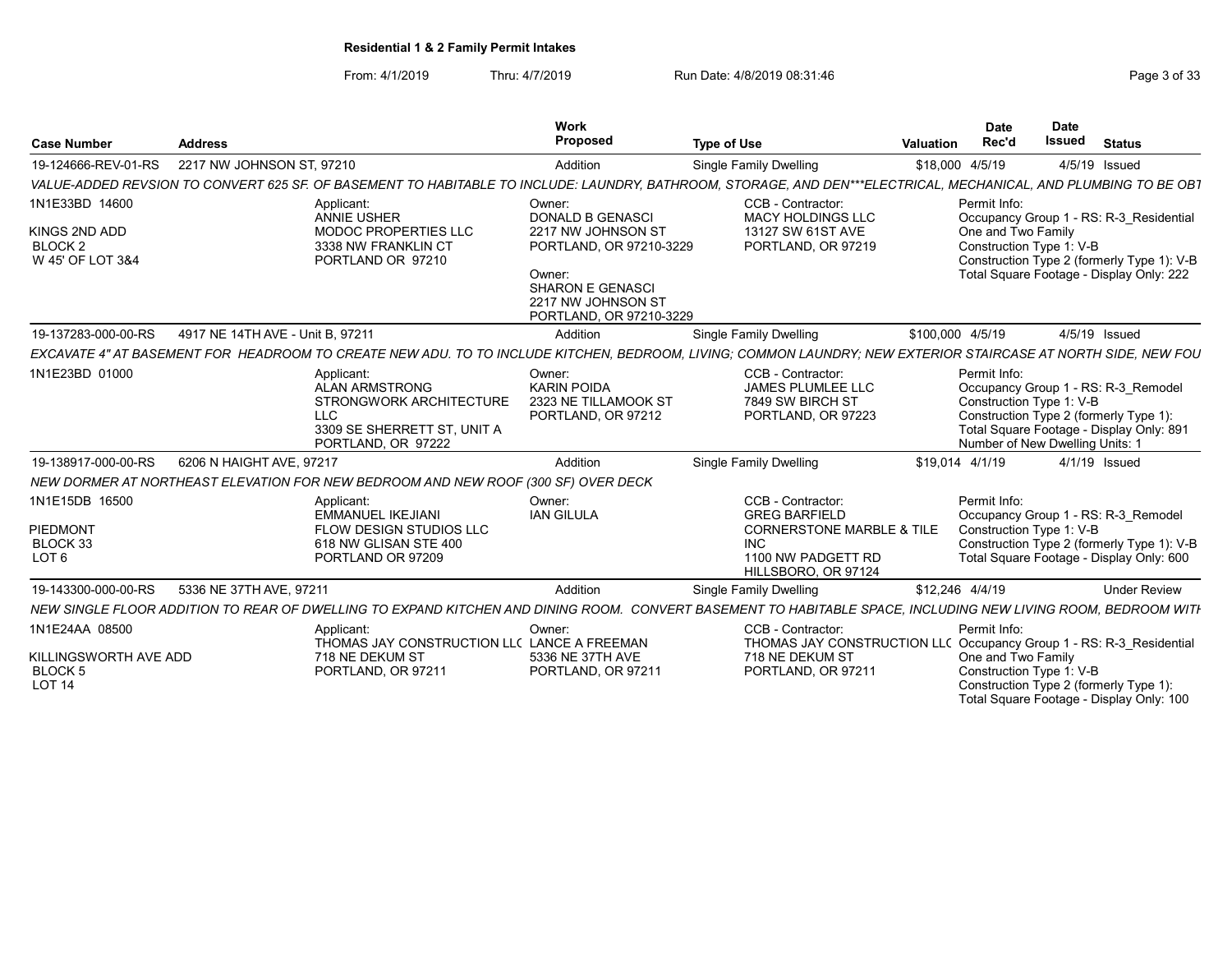**Residential 1 & 2 Family Permit Intakes**

From: 4/1/2019 Thru: 4/7/2019 Run Date: 4/8/2019 08:31:46

| Case Number | Address | Work Proposed | Type of Use | Valuation | Date Rec'd | Date Issued | Status |
|---|---|---|---|---|---|---|---|
| 19-124666-REV-01-RS | 2217 NW JOHNSON ST, 97210 | Addition | Single Family Dwelling | $18,000 | 4/5/19 | 4/5/19 | Issued |
| *VALUE-ADDED REVSION TO CONVERT 625 SF. OF BASEMENT TO HABITABLE TO INCLUDE: LAUNDRY, BATHROOM, STORAGE, AND DEN\*\*\*ELECTRICAL, MECHANICAL, AND PLUMBING TO BE OBT* | | | | | | | |
| 1N1E33BD 14600<br><br>KINGS 2ND ADD<br>BLOCK 2<br>W 45' OF LOT 3&4 | Applicant:<br>ANNIE USHER<br>MODOC PROPERTIES LLC<br>3338 NW FRANKLIN CT<br>PORTLAND OR 97210 | Owner:<br>DONALD B GENASCI<br>2217 NW JOHNSON ST<br>PORTLAND, OR 97210-3229<br><br>Owner:<br>SHARON E GENASCI<br>2217 NW JOHNSON ST<br>PORTLAND, OR 97210-3229 | CCB - Contractor:<br>MACY HOLDINGS LLC<br>13127 SW 61ST AVE<br>PORTLAND, OR 97219 | | Permit Info:<br>Occupancy Group 1 - RS: R-3_Residential One and Two Family<br>Construction Type 1: V-B<br>Construction Type 2 (formerly Type 1): V-B<br>Total Square Footage - Display Only: 222 | | |
| 19-137283-000-00-RS | 4917 NE 14TH AVE - Unit B, 97211 | Addition | Single Family Dwelling | $100,000 | 4/5/19 | 4/5/19 | Issued |
| *EXCAVATE 4" AT BASEMENT FOR HEADROOM TO CREATE NEW ADU. TO TO INCLUDE KITCHEN, BEDROOM, LIVING; COMMON LAUNDRY; NEW EXTERIOR STAIRCASE AT NORTH SIDE, NEW FOU* | | | | | | | |
| 1N1E23BD 01000 | Applicant:<br>ALAN ARMSTRONG<br>STRONGWORK ARCHITECTURE LLC<br>3309 SE SHERRETT ST, UNIT A<br>PORTLAND, OR 97222 | Owner:<br>KARIN POIDA<br>2323 NE TILLAMOOK ST<br>PORTLAND, OR 97212 | CCB - Contractor:<br>JAMES PLUMLEE LLC<br>7849 SW BIRCH ST<br>PORTLAND, OR 97223 | | Permit Info:<br>Occupancy Group 1 - RS: R-3_Remodel<br>Construction Type 1: V-B<br>Construction Type 2 (formerly Type 1):<br>Total Square Footage - Display Only: 891<br>Number of New Dwelling Units: 1 | | |
| 19-138917-000-00-RS | 6206 N HAIGHT AVE, 97217 | Addition | Single Family Dwelling | $19,014 | 4/1/19 | 4/1/19 | Issued |
| *NEW DORMER AT NORTHEAST ELEVATION FOR NEW BEDROOM AND NEW ROOF (300 SF) OVER DECK* | | | | | | | |
| 1N1E15DB 16500<br><br>PIEDMONT<br>BLOCK 33<br>LOT 6 | Applicant:<br>EMMANUEL IKEJIANI<br>FLOW DESIGN STUDIOS LLC<br>618 NW GLISAN STE 400<br>PORTLAND OR 97209 | Owner:<br>IAN GILULA | CCB - Contractor:<br>GREG BARFIELD<br>CORNERSTONE MARBLE & TILE INC<br>1100 NW PADGETT RD<br>HILLSBORO, OR 97124 | | Permit Info:<br>Occupancy Group 1 - RS: R-3_Remodel<br>Construction Type 1: V-B<br>Construction Type 2 (formerly Type 1): V-B<br>Total Square Footage - Display Only: 600 | | |
| 19-143300-000-00-RS | 5336 NE 37TH AVE, 97211 | Addition | Single Family Dwelling | $12,246 | 4/4/19 | | Under Review |
| *NEW SINGLE FLOOR ADDITION TO REAR OF DWELLING TO EXPAND KITCHEN AND DINING ROOM. CONVERT BASEMENT TO HABITABLE SPACE, INCLUDING NEW LIVING ROOM, BEDROOM WITH* | | | | | | | |
| 1N1E24AA 08500<br><br>KILLINGSWORTH AVE ADD<br>BLOCK 5<br>LOT 14 | Applicant:<br>THOMAS JAY CONSTRUCTION LLC<br>718 NE DEKUM ST<br>PORTLAND, OR 97211 | Owner:<br>LANCE A FREEMAN<br>5336 NE 37TH AVE<br>PORTLAND, OR 97211 | CCB - Contractor:<br>THOMAS JAY CONSTRUCTION LLC<br>718 NE DEKUM ST<br>PORTLAND, OR 97211 | | Permit Info:<br>Occupancy Group 1 - RS: R-3_Residential One and Two Family<br>Construction Type 1: V-B<br>Construction Type 2 (formerly Type 1):<br>Total Square Footage - Display Only: 100 | | |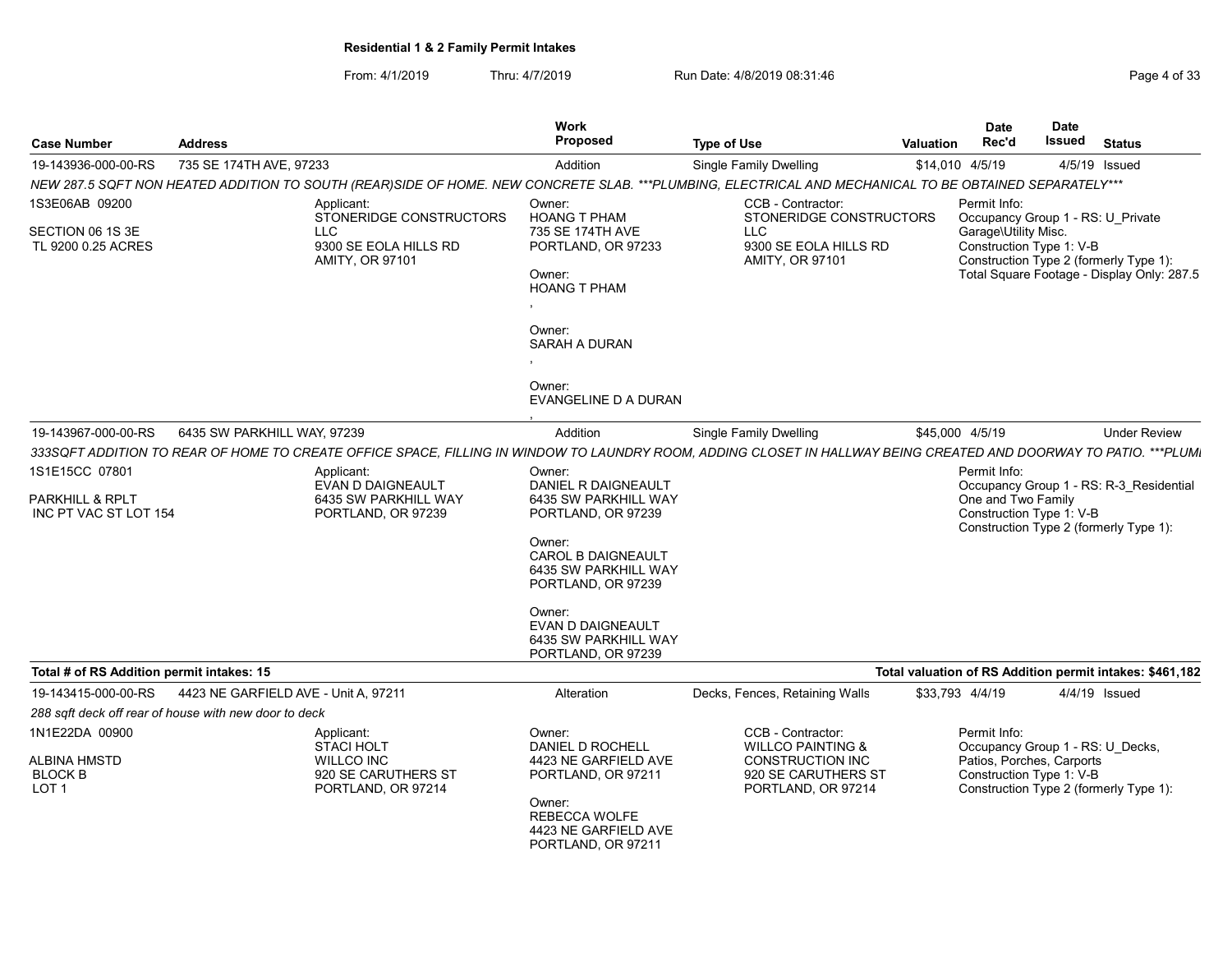**Residential 1 & 2 Family Permit Intakes**

From: 4/1/2019 Thru: 4/7/2019 Run Date: 4/8/2019 08:31:46

| Case Number | Address | Work Proposed | Type of Use | Valuation | Date Rec'd | Date Issued | Status |
|---|---|---|---|---|---|---|---|
| 19-143936-000-00-RS | 735 SE 174TH AVE, 97233 | Addition | Single Family Dwelling | $14,010 | 4/5/19 | 4/5/19 | Issued |

*NEW 287.5 SQFT NON HEATED ADDITION TO SOUTH (REAR)SIDE OF HOME. NEW CONCRETE SLAB. ***PLUMBING, ELECTRICAL AND MECHANICAL TO BE OBTAINED SEPARATELY****

1S3E06AB 09200
SECTION 06 1S 3E
TL 9200 0.25 ACRES

Applicant:
STONERIDGE CONSTRUCTORS LLC
9300 SE EOLA HILLS RD
AMITY, OR 97101

Owner:
HOANG T PHAM
735 SE 174TH AVE
PORTLAND, OR 97233

Owner:
HOANG T PHAM
,

Owner:
SARAH A DURAN
,

Owner:
EVANGELINE D A DURAN
,

CCB - Contractor:
STONERIDGE CONSTRUCTORS LLC
9300 SE EOLA HILLS RD
AMITY, OR 97101

Permit Info:
Occupancy Group 1 - RS: U_Private Garage\Utility Misc.
Construction Type 1: V-B
Construction Type 2 (formerly Type 1):
Total Square Footage - Display Only: 287.5

| Case Number | Address | Work Proposed | Type of Use | Valuation | Date Rec'd | Date Issued | Status |
|---|---|---|---|---|---|---|---|
| 19-143967-000-00-RS | 6435 SW PARKHILL WAY, 97239 | Addition | Single Family Dwelling | $45,000 | 4/5/19 | | Under Review |

*333SQFT ADDITION TO REAR OF HOME TO CREATE OFFICE SPACE, FILLING IN WINDOW TO LAUNDRY ROOM, ADDING CLOSET IN HALLWAY BEING CREATED AND DOORWAY TO PATIO. ***PLUMI*

1S1E15CC 07801
PARKHILL & RPLT
INC PT VAC ST LOT 154

Applicant:
EVAN D DAIGNEAULT
6435 SW PARKHILL WAY
PORTLAND, OR 97239

Owner:
DANIEL R DAIGNEAULT
6435 SW PARKHILL WAY
PORTLAND, OR 97239

Owner:
CAROL B DAIGNEAULT
6435 SW PARKHILL WAY
PORTLAND, OR 97239

Owner:
EVAN D DAIGNEAULT
6435 SW PARKHILL WAY
PORTLAND, OR 97239

Permit Info:
Occupancy Group 1 - RS: R-3_Residential One and Two Family
Construction Type 1: V-B
Construction Type 2 (formerly Type 1):

**Total # of RS Addition permit intakes: 15**

**Total valuation of RS Addition permit intakes: $461,182**

| Case Number | Address | Work Proposed | Type of Use | Valuation | Date Rec'd | Date Issued | Status |
|---|---|---|---|---|---|---|---|
| 19-143415-000-00-RS | 4423 NE GARFIELD AVE - Unit A, 97211 | Alteration | Decks, Fences, Retaining Walls | $33,793 | 4/4/19 | 4/4/19 | Issued |

*288 sqft deck off rear of house with new door to deck*

1N1E22DA 00900
ALBINA HMSTD
BLOCK B
LOT 1

Applicant:
STACI HOLT
WILLCO INC
920 SE CARUTHERS ST
PORTLAND, OR 97214

Owner:
DANIEL D ROCHELL
4423 NE GARFIELD AVE
PORTLAND, OR 97211

Owner:
REBECCA WOLFE
4423 NE GARFIELD AVE
PORTLAND, OR 97211

CCB - Contractor:
WILLCO PAINTING & CONSTRUCTION INC
920 SE CARUTHERS ST
PORTLAND, OR 97214

Permit Info:
Occupancy Group 1 - RS: U_Decks, Patios, Porches, Carports
Construction Type 1: V-B
Construction Type 2 (formerly Type 1):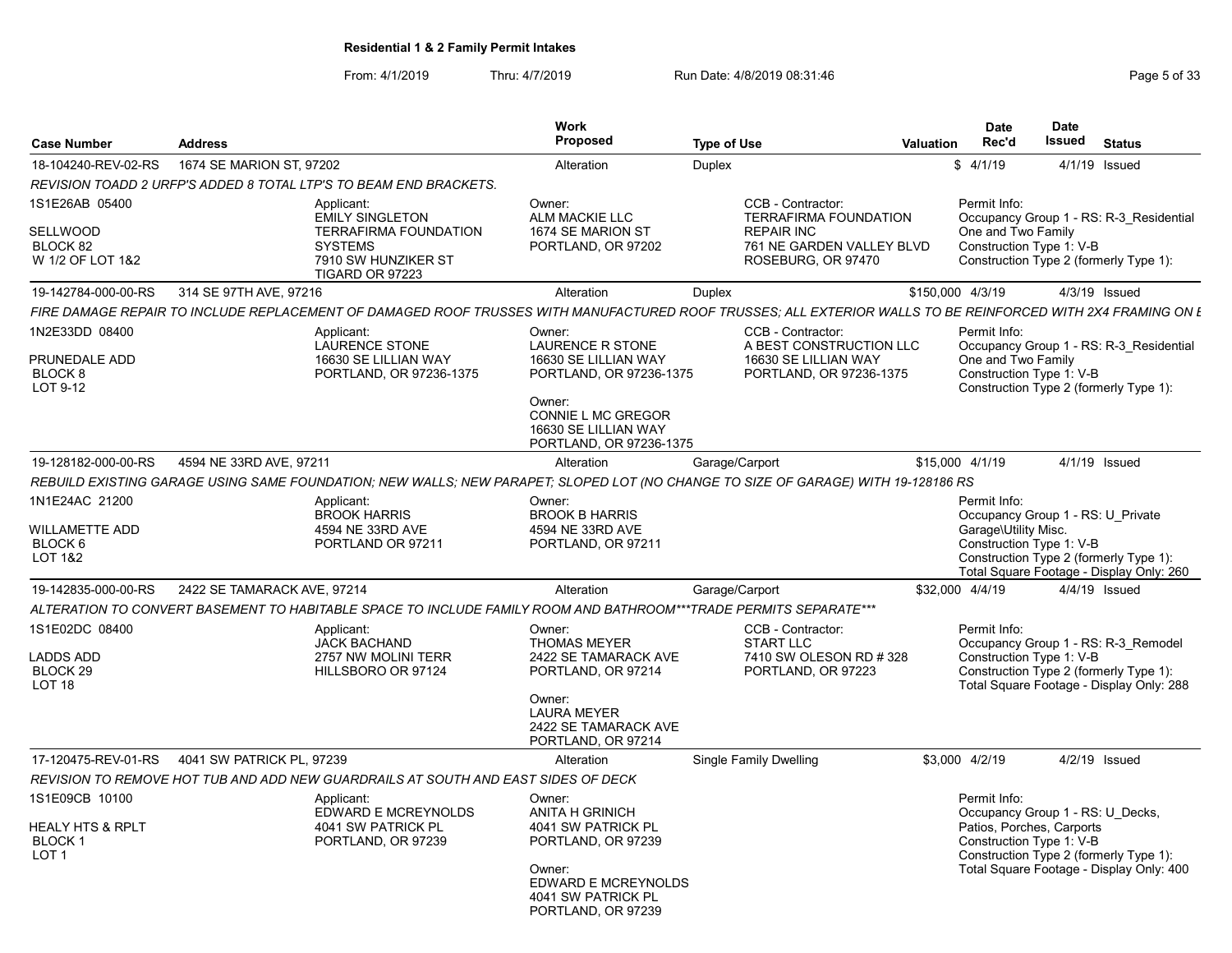**Residential 1 & 2 Family Permit Intakes**

From: 4/1/2019 Thru: 4/7/2019 Run Date: 4/8/2019 08:31:46

| Case Number | Address | Work Proposed | Type of Use | Valuation | Date Rec'd | Date Issued | Status |
|---|---|---|---|---|---|---|---|
| 18-104240-REV-02-RS | 1674 SE MARION ST, 97202 | Alteration | Duplex | $ | 4/1/19 | 4/1/19 | Issued |

*REVISION TOADD 2 URFP'S ADDED 8 TOTAL LTP'S TO BEAM END BRACKETS.*

1S1E26AB 05400
SELLWOOD
BLOCK 82
W 1/2 OF LOT 1&2

Applicant: EMILY SINGLETON, TERRAFIRMA FOUNDATION SYSTEMS, 7910 SW HUNZIKER ST, TIGARD OR 97223

Owner: ALM MACKIE LLC, 1674 SE MARION ST, PORTLAND, OR 97202

CCB - Contractor: TERRAFIRMA FOUNDATION REPAIR INC, 761 NE GARDEN VALLEY BLVD, ROSEBURG, OR 97470

Permit Info: Occupancy Group 1 - RS: R-3_Residential One and Two Family; Construction Type 1: V-B; Construction Type 2 (formerly Type 1):

---

| Case Number | Address | Work Proposed | Type of Use | Valuation | Date Rec'd | Date Issued | Status |
|---|---|---|---|---|---|---|---|
| 19-142784-000-00-RS | 314 SE 97TH AVE, 97216 | Alteration | Duplex | $150,000 | 4/3/19 | 4/3/19 | Issued |

*FIRE DAMAGE REPAIR TO INCLUDE REPLACEMENT OF DAMAGED ROOF TRUSSES WITH MANUFACTURED ROOF TRUSSES; ALL EXTERIOR WALLS TO BE REINFORCED WITH 2X4 FRAMING ON E*

1N2E33DD 08400
PRUNEDALE ADD
BLOCK 8
LOT 9-12

Applicant: LAURENCE STONE, 16630 SE LILLIAN WAY, PORTLAND, OR 97236-1375

Owner: LAURENCE R STONE, 16630 SE LILLIAN WAY, PORTLAND, OR 97236-1375

Owner: CONNIE L MC GREGOR, 16630 SE LILLIAN WAY, PORTLAND, OR 97236-1375

CCB - Contractor: A BEST CONSTRUCTION LLC, 16630 SE LILLIAN WAY, PORTLAND, OR 97236-1375

Permit Info: Occupancy Group 1 - RS: R-3_Residential One and Two Family; Construction Type 1: V-B; Construction Type 2 (formerly Type 1):

---

| Case Number | Address | Work Proposed | Type of Use | Valuation | Date Rec'd | Date Issued | Status |
|---|---|---|---|---|---|---|---|
| 19-128182-000-00-RS | 4594 NE 33RD AVE, 97211 | Alteration | Garage/Carport | $15,000 | 4/1/19 | 4/1/19 | Issued |

*REBUILD EXISTING GARAGE USING SAME FOUNDATION; NEW WALLS; NEW PARAPET; SLOPED LOT (NO CHANGE TO SIZE OF GARAGE) WITH 19-128186 RS*

1N1E24AC 21200
WILLAMETTE ADD
BLOCK 6
LOT 1&2

Applicant: BROOK HARRIS, 4594 NE 33RD AVE, PORTLAND OR 97211

Owner: BROOK B HARRIS, 4594 NE 33RD AVE, PORTLAND, OR 97211

Permit Info: Occupancy Group 1 - RS: U_Private Garage\Utility Misc.; Construction Type 1: V-B; Construction Type 2 (formerly Type 1):; Total Square Footage - Display Only: 260

---

| Case Number | Address | Work Proposed | Type of Use | Valuation | Date Rec'd | Date Issued | Status |
|---|---|---|---|---|---|---|---|
| 19-142835-000-00-RS | 2422 SE TAMARACK AVE, 97214 | Alteration | Garage/Carport | $32,000 | 4/4/19 | 4/4/19 | Issued |

*ALTERATION TO CONVERT BASEMENT TO HABITABLE SPACE TO INCLUDE FAMILY ROOM AND BATHROOM***TRADE PERMITS SEPARATE****

1S1E02DC 08400
LADDS ADD
BLOCK 29
LOT 18

Applicant: JACK BACHAND, 2757 NW MOLINI TERR, HILLSBORO OR 97124

Owner: THOMAS MEYER, 2422 SE TAMARACK AVE, PORTLAND, OR 97214

Owner: LAURA MEYER, 2422 SE TAMARACK AVE, PORTLAND, OR 97214

CCB - Contractor: START LLC, 7410 SW OLESON RD # 328, PORTLAND, OR 97223

Permit Info: Occupancy Group 1 - RS: R-3_Remodel; Construction Type 1: V-B; Construction Type 2 (formerly Type 1):; Total Square Footage - Display Only: 288

---

| Case Number | Address | Work Proposed | Type of Use | Valuation | Date Rec'd | Date Issued | Status |
|---|---|---|---|---|---|---|---|
| 17-120475-REV-01-RS | 4041 SW PATRICK PL, 97239 | Alteration | Single Family Dwelling | $3,000 | 4/2/19 | 4/2/19 | Issued |

*REVISION TO REMOVE HOT TUB AND ADD NEW GUARDRAILS AT SOUTH AND EAST SIDES OF DECK*

1S1E09CB 10100
HEALY HTS & RPLT
BLOCK 1
LOT 1

Applicant: EDWARD E MCREYNOLDS, 4041 SW PATRICK PL, PORTLAND, OR 97239

Owner: ANITA H GRINICH, 4041 SW PATRICK PL, PORTLAND, OR 97239

Owner: EDWARD E MCREYNOLDS, 4041 SW PATRICK PL, PORTLAND, OR 97239

Permit Info: Occupancy Group 1 - RS: U_Decks, Patios, Porches, Carports; Construction Type 1: V-B; Construction Type 2 (formerly Type 1):; Total Square Footage - Display Only: 400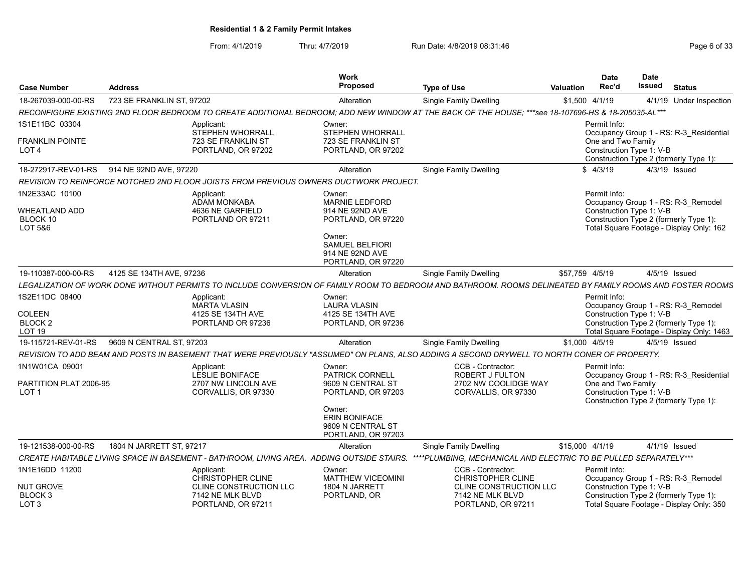**Residential 1 & 2 Family Permit Intakes**

From: 4/1/2019 Thru: 4/7/2019 Run Date: 4/8/2019 08:31:46

| Case Number | Address | Work Proposed | Type of Use | Valuation | Date Rec'd | Date Issued | Status |
|---|---|---|---|---|---|---|---|
| 18-267039-000-00-RS | 723 SE FRANKLIN ST, 97202 | Alteration | Single Family Dwelling | $1,500 | 4/1/19 | 4/1/19 | Under Inspection |

*RECONFIGURE EXISTING 2ND FLOOR BEDROOM TO CREATE ADDITIONAL BEDROOM; ADD NEW WINDOW AT THE BACK OF THE HOUSE; ***see 18-107696-HS & 18-205035-AL****

1S1E11BC 03304
FRANKLIN POINTE
LOT 4

Applicant: STEPHEN WHORRALL, 723 SE FRANKLIN ST, PORTLAND, OR 97202

Owner: STEPHEN WHORRALL, 723 SE FRANKLIN ST, PORTLAND, OR 97202

Permit Info: Occupancy Group 1 - RS: R-3_Residential One and Two Family; Construction Type 1: V-B; Construction Type 2 (formerly Type 1):

| Case Number | Address | Work Proposed | Type of Use | Valuation | Date Rec'd | Date Issued | Status |
|---|---|---|---|---|---|---|---|
| 18-272917-REV-01-RS | 914 NE 92ND AVE, 97220 | Alteration | Single Family Dwelling | $ | 4/3/19 | 4/3/19 | Issued |

*REVISION TO REINFORCE NOTCHED 2ND FLOOR JOISTS FROM PREVIOUS OWNERS DUCTWORK PROJECT.*

1N2E33AC 10100
WHEATLAND ADD
BLOCK 10
LOT 5&6

Applicant: ADAM MONKABA, 4636 NE GARFIELD, PORTLAND OR 97211

Owner: MARNIE LEDFORD, 914 NE 92ND AVE, PORTLAND, OR 97220

Owner: SAMUEL BELFIORI, 914 NE 92ND AVE, PORTLAND, OR 97220

Permit Info: Occupancy Group 1 - RS: R-3_Remodel; Construction Type 1: V-B; Construction Type 2 (formerly Type 1):; Total Square Footage - Display Only: 162

| Case Number | Address | Work Proposed | Type of Use | Valuation | Date Rec'd | Date Issued | Status |
|---|---|---|---|---|---|---|---|
| 19-110387-000-00-RS | 4125 SE 134TH AVE, 97236 | Alteration | Single Family Dwelling | $57,759 | 4/5/19 | 4/5/19 | Issued |

*LEGALIZATION OF WORK DONE WITHOUT PERMITS TO INCLUDE CONVERSION OF FAMILY ROOM TO BEDROOM AND BATHROOM. ROOMS DELINEATED BY FAMILY ROOMS AND FOSTER ROOMS*

1S2E11DC 08400
COLEEN
BLOCK 2
LOT 19

Applicant: MARTA VLASIN, 4125 SE 134TH AVE, PORTLAND OR 97236

Owner: LAURA VLASIN, 4125 SE 134TH AVE, PORTLAND, OR 97236

Permit Info: Occupancy Group 1 - RS: R-3_Remodel; Construction Type 1: V-B; Construction Type 2 (formerly Type 1):; Total Square Footage - Display Only: 1463

| Case Number | Address | Work Proposed | Type of Use | Valuation | Date Rec'd | Date Issued | Status |
|---|---|---|---|---|---|---|---|
| 19-115721-REV-01-RS | 9609 N CENTRAL ST, 97203 | Alteration | Single Family Dwelling | $1,000 | 4/5/19 | 4/5/19 | Issued |

*REVISION TO ADD BEAM AND POSTS IN BASEMENT THAT WERE PREVIOUSLY "ASSUMED" ON PLANS, ALSO ADDING A SECOND DRYWELL TO NORTH CONER OF PROPERTY.*

1N1W01CA 09001
PARTITION PLAT 2006-95
LOT 1

Applicant: LESLIE BONIFACE, 2707 NW LINCOLN AVE, CORVALLIS, OR 97330

Owner: PATRICK CORNELL, 9609 N CENTRAL ST, PORTLAND, OR 97203

Owner: ERIN BONIFACE, 9609 N CENTRAL ST, PORTLAND, OR 97203

CCB - Contractor: ROBERT J FULTON, 2702 NW COOLIDGE WAY, CORVALLIS, OR 97330

Permit Info: Occupancy Group 1 - RS: R-3_Residential One and Two Family; Construction Type 1: V-B; Construction Type 2 (formerly Type 1):

| Case Number | Address | Work Proposed | Type of Use | Valuation | Date Rec'd | Date Issued | Status |
|---|---|---|---|---|---|---|---|
| 19-121538-000-00-RS | 1804 N JARRETT ST, 97217 | Alteration | Single Family Dwelling | $15,000 | 4/1/19 | 4/1/19 | Issued |

*CREATE HABITABLE LIVING SPACE IN BASEMENT - BATHROOM, LIVING AREA. ADDING OUTSIDE STAIRS. ****PLUMBING, MECHANICAL AND ELECTRIC TO BE PULLED SEPARATELY****

1N1E16DD 11200
NUT GROVE
BLOCK 3
LOT 3

Applicant: CHRISTOPHER CLINE, CLINE CONSTRUCTION LLC, 7142 NE MLK BLVD, PORTLAND, OR 97211

Owner: MATTHEW VICEOMINI, 1804 N JARRETT, PORTLAND, OR

CCB - Contractor: CHRISTOPHER CLINE, CLINE CONSTRUCTION LLC, 7142 NE MLK BLVD, PORTLAND, OR 97211

Permit Info: Occupancy Group 1 - RS: R-3_Remodel; Construction Type 1: V-B; Construction Type 2 (formerly Type 1):; Total Square Footage - Display Only: 350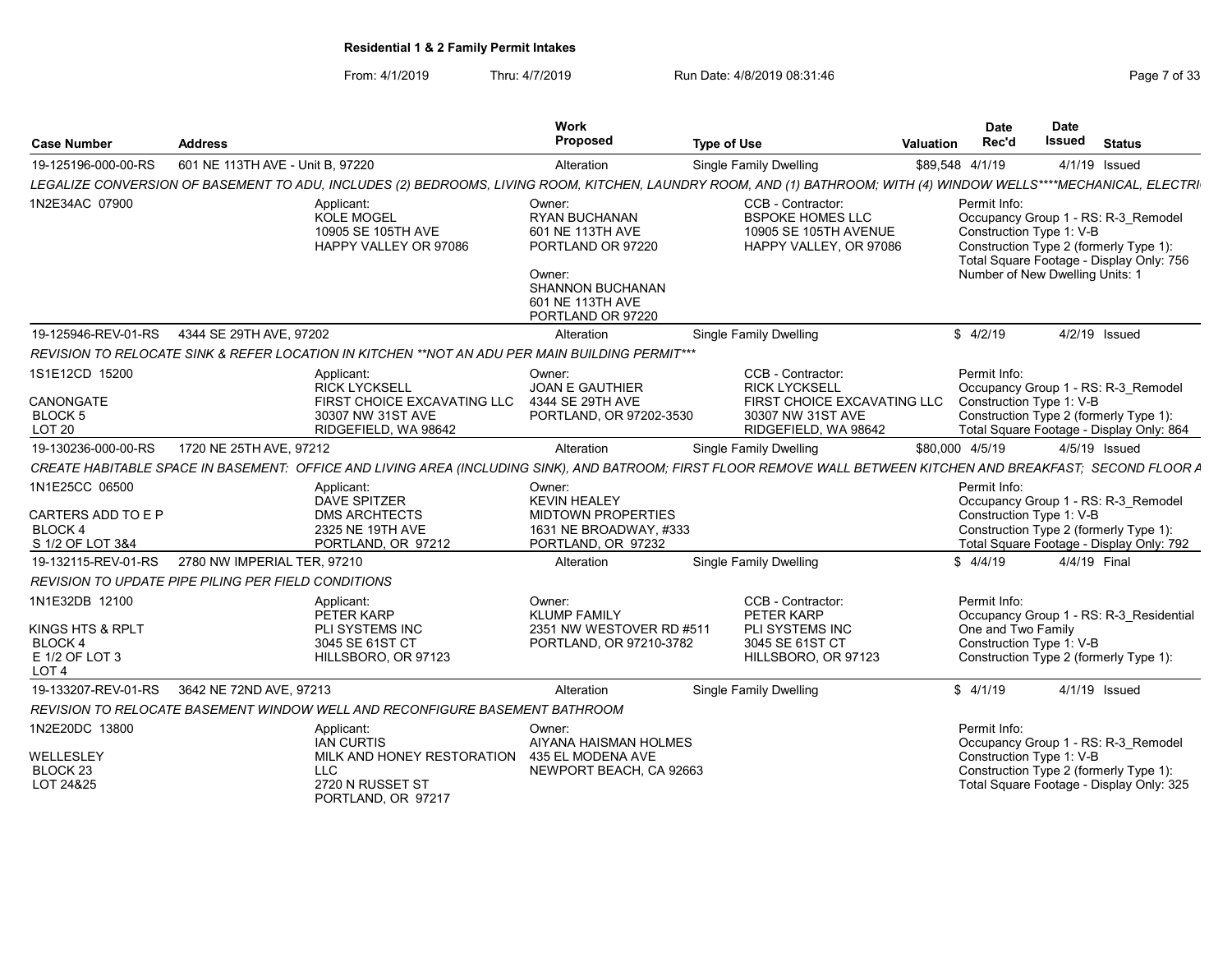## Residential 1 & 2 Family Permit Intakes

From: 4/1/2019 Thru: 4/7/2019 Run Date: 4/8/2019 08:31:46

| Case Number | Address | Work Proposed | Type of Use | Valuation | Date Rec'd | Date Issued | Status |
|---|---|---|---|---|---|---|---|
| 19-125196-000-00-RS | 601 NE 113TH AVE - Unit B, 97220 | Alteration | Single Family Dwelling | $89,548 | 4/1/19 | 4/1/19 | Issued |

*LEGALIZE CONVERSION OF BASEMENT TO ADU, INCLUDES (2) BEDROOMS, LIVING ROOM, KITCHEN, LAUNDRY ROOM, AND (1) BATHROOM; WITH (4) WINDOW WELLS****MECHANICAL, ELECTRI*

1N2E34AC 07900

Applicant:
KOLE MOGEL
10905 SE 105TH AVE
HAPPY VALLEY OR 97086

Owner:
RYAN BUCHANAN
601 NE 113TH AVE
PORTLAND OR 97220

Owner:
SHANNON BUCHANAN
601 NE 113TH AVE
PORTLAND OR 97220

CCB - Contractor:
BSPOKE HOMES LLC
10905 SE 105TH AVENUE
HAPPY VALLEY, OR 97086

Permit Info:
Occupancy Group 1 - RS: R-3_Remodel
Construction Type 1: V-B
Construction Type 2 (formerly Type 1):
Total Square Footage - Display Only: 756
Number of New Dwelling Units: 1

| Case Number | Address | Work Proposed | Type of Use | Valuation | Date Rec'd | Date Issued | Status |
|---|---|---|---|---|---|---|---|
| 19-125946-REV-01-RS | 4344 SE 29TH AVE, 97202 | Alteration | Single Family Dwelling | $ | 4/2/19 | 4/2/19 | Issued |

*REVISION TO RELOCATE SINK & REFER LOCATION IN KITCHEN **NOT AN ADU PER MAIN BUILDING PERMIT****

1S1E12CD 15200
CANONGATE
BLOCK 5
LOT 20

Applicant:
RICK LYCKSELL
FIRST CHOICE EXCAVATING LLC
30307 NW 31ST AVE
RIDGEFIELD, WA 98642

Owner:
JOAN E GAUTHIER
4344 SE 29TH AVE
PORTLAND, OR 97202-3530

CCB - Contractor:
RICK LYCKSELL
FIRST CHOICE EXCAVATING LLC
30307 NW 31ST AVE
RIDGEFIELD, WA 98642

Permit Info:
Occupancy Group 1 - RS: R-3_Remodel
Construction Type 1: V-B
Construction Type 2 (formerly Type 1):
Total Square Footage - Display Only: 864

| Case Number | Address | Work Proposed | Type of Use | Valuation | Date Rec'd | Date Issued | Status |
|---|---|---|---|---|---|---|---|
| 19-130236-000-00-RS | 1720 NE 25TH AVE, 97212 | Alteration | Single Family Dwelling | $80,000 | 4/5/19 | 4/5/19 | Issued |

*CREATE HABITABLE SPACE IN BASEMENT: OFFICE AND LIVING AREA (INCLUDING SINK), AND BATROOM; FIRST FLOOR REMOVE WALL BETWEEN KITCHEN AND BREAKFAST; SECOND FLOOR A*

1N1E25CC 06500
CARTERS ADD TO E P
BLOCK 4
S 1/2 OF LOT 3&4

Applicant:
DAVE SPITZER
DMS ARCHTECTS
2325 NE 19TH AVE
PORTLAND, OR 97212

Owner:
KEVIN HEALEY
MIDTOWN PROPERTIES
1631 NE BROADWAY, #333
PORTLAND, OR 97232

Permit Info:
Occupancy Group 1 - RS: R-3_Remodel
Construction Type 1: V-B
Construction Type 2 (formerly Type 1):
Total Square Footage - Display Only: 792

| Case Number | Address | Work Proposed | Type of Use | Valuation | Date Rec'd | Date Issued | Status |
|---|---|---|---|---|---|---|---|
| 19-132115-REV-01-RS | 2780 NW IMPERIAL TER, 97210 | Alteration | Single Family Dwelling | $ | 4/4/19 | 4/4/19 | Final |

*REVISION TO UPDATE PIPE PILING PER FIELD CONDITIONS*

1N1E32DB 12100
KINGS HTS & RPLT
BLOCK 4
E 1/2 OF LOT 3
LOT 4

Applicant:
PETER KARP
PLI SYSTEMS INC
3045 SE 61ST CT
HILLSBORO, OR 97123

Owner:
KLUMP FAMILY
2351 NW WESTOVER RD #511
PORTLAND, OR 97210-3782

CCB - Contractor:
PETER KARP
PLI SYSTEMS INC
3045 SE 61ST CT
HILLSBORO, OR 97123

Permit Info:
Occupancy Group 1 - RS: R-3_Residential One and Two Family
Construction Type 1: V-B
Construction Type 2 (formerly Type 1):

| Case Number | Address | Work Proposed | Type of Use | Valuation | Date Rec'd | Date Issued | Status |
|---|---|---|---|---|---|---|---|
| 19-133207-REV-01-RS | 3642 NE 72ND AVE, 97213 | Alteration | Single Family Dwelling | $ | 4/1/19 | 4/1/19 | Issued |

*REVISION TO RELOCATE BASEMENT WINDOW WELL AND RECONFIGURE BASEMENT BATHROOM*

1N2E20DC 13800
WELLESLEY
BLOCK 23
LOT 24&25

Applicant:
IAN CURTIS
MILK AND HONEY RESTORATION LLC
2720 N RUSSET ST
PORTLAND, OR 97217

Owner:
AIYANA HAISMAN HOLMES
435 EL MODENA AVE
NEWPORT BEACH, CA 92663

Permit Info:
Occupancy Group 1 - RS: R-3_Remodel
Construction Type 1: V-B
Construction Type 2 (formerly Type 1):
Total Square Footage - Display Only: 325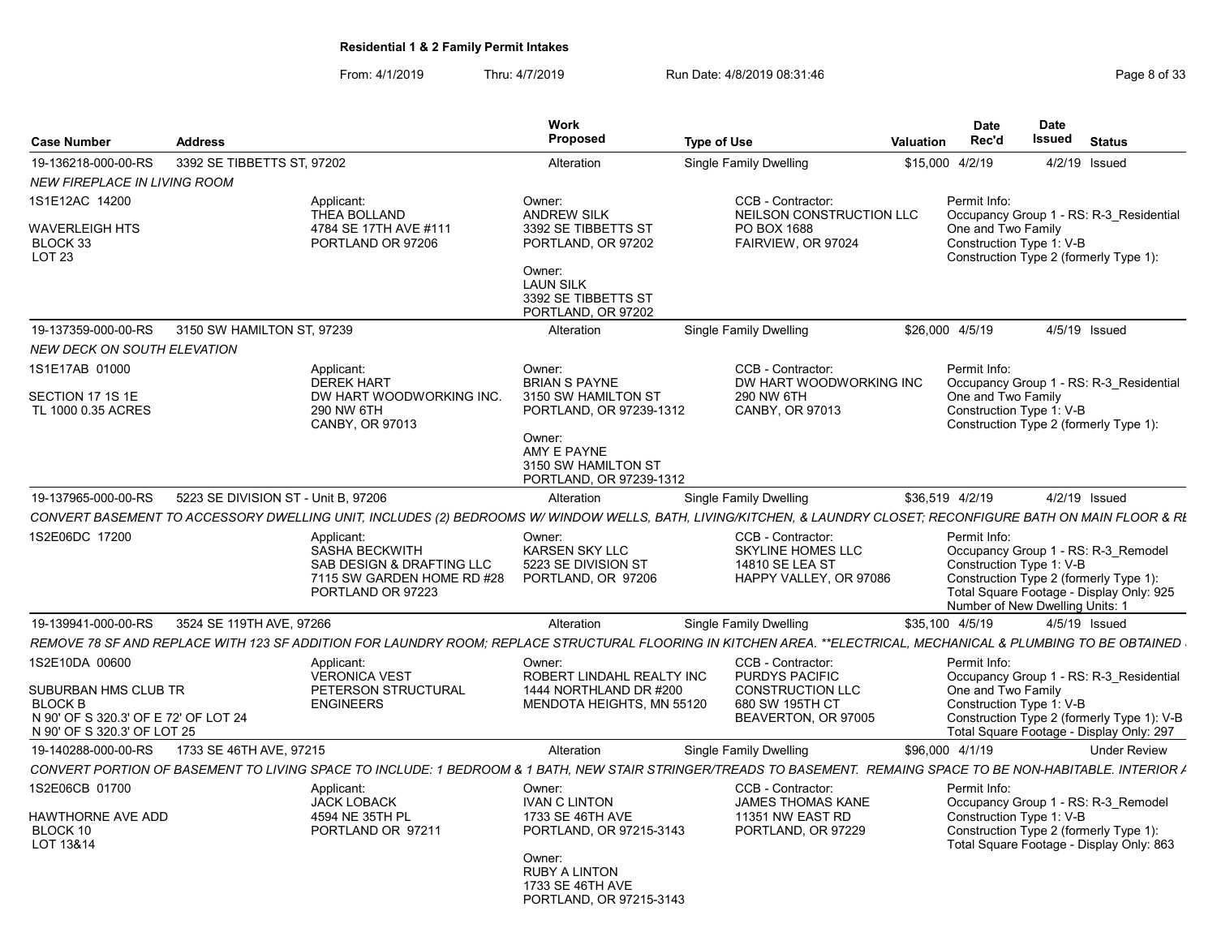**Residential 1 & 2 Family Permit Intakes**

From: 4/1/2019 Thru: 4/7/2019 Run Date: 4/8/2019 08:31:46

| Case Number | Address | Work Proposed | Type of Use | Valuation | Date Rec'd | Date Issued | Status |
|---|---|---|---|---|---|---|---|
| 19-136218-000-00-RS | 3392 SE TIBBETTS ST, 97202 | Alteration | Single Family Dwelling | $15,000 | 4/2/19 | 4/2/19 | Issued |

*NEW FIREPLACE IN LIVING ROOM*

1S1E12AC 14200
WAVERLEIGH HTS
BLOCK 33
LOT 23

Applicant:
THEA BOLLAND
4784 SE 17TH AVE #111
PORTLAND OR 97206

Owner:
ANDREW SILK
3392 SE TIBBETTS ST
PORTLAND, OR 97202

Owner:
LAUN SILK
3392 SE TIBBETTS ST
PORTLAND, OR 97202

CCB - Contractor:
NEILSON CONSTRUCTION LLC
PO BOX 1688
FAIRVIEW, OR 97024

Permit Info:
Occupancy Group 1 - RS: R-3_Residential One and Two Family
Construction Type 1: V-B
Construction Type 2 (formerly Type 1):

---

| Case Number | Address | Work Proposed | Type of Use | Valuation | Date Rec'd | Date Issued | Status |
|---|---|---|---|---|---|---|---|
| 19-137359-000-00-RS | 3150 SW HAMILTON ST, 97239 | Alteration | Single Family Dwelling | $26,000 | 4/5/19 | 4/5/19 | Issued |

*NEW DECK ON SOUTH ELEVATION*

1S1E17AB 01000
SECTION 17 1S 1E
TL 1000 0.35 ACRES

Applicant:
DEREK HART
DW HART WOODWORKING INC.
290 NW 6TH
CANBY, OR 97013

Owner:
BRIAN S PAYNE
3150 SW HAMILTON ST
PORTLAND, OR 97239-1312

Owner:
AMY E PAYNE
3150 SW HAMILTON ST
PORTLAND, OR 97239-1312

CCB - Contractor:
DW HART WOODWORKING INC
290 NW 6TH
CANBY, OR 97013

Permit Info:
Occupancy Group 1 - RS: R-3_Residential One and Two Family
Construction Type 1: V-B
Construction Type 2 (formerly Type 1):

---

| Case Number | Address | Work Proposed | Type of Use | Valuation | Date Rec'd | Date Issued | Status |
|---|---|---|---|---|---|---|---|
| 19-137965-000-00-RS | 5223 SE DIVISION ST - Unit B, 97206 | Alteration | Single Family Dwelling | $36,519 | 4/2/19 | 4/2/19 | Issued |

*CONVERT BASEMENT TO ACCESSORY DWELLING UNIT, INCLUDES (2) BEDROOMS W/ WINDOW WELLS, BATH, LIVING/KITCHEN, & LAUNDRY CLOSET; RECONFIGURE BATH ON MAIN FLOOR & RE*

1S2E06DC 17200

Applicant:
SASHA BECKWITH
SAB DESIGN & DRAFTING LLC
7115 SW GARDEN HOME RD #28
PORTLAND OR 97223

Owner:
KARSEN SKY LLC
5223 SE DIVISION ST
PORTLAND, OR 97206

CCB - Contractor:
SKYLINE HOMES LLC
14810 SE LEA ST
HAPPY VALLEY, OR 97086

Permit Info:
Occupancy Group 1 - RS: R-3_Remodel
Construction Type 1: V-B
Construction Type 2 (formerly Type 1):
Total Square Footage - Display Only: 925
Number of New Dwelling Units: 1

---

| Case Number | Address | Work Proposed | Type of Use | Valuation | Date Rec'd | Date Issued | Status |
|---|---|---|---|---|---|---|---|
| 19-139941-000-00-RS | 3524 SE 119TH AVE, 97266 | Alteration | Single Family Dwelling | $35,100 | 4/5/19 | 4/5/19 | Issued |

*REMOVE 78 SF AND REPLACE WITH 123 SF ADDITION FOR LAUNDRY ROOM; REPLACE STRUCTURAL FLOORING IN KITCHEN AREA. \*\*ELECTRICAL, MECHANICAL & PLUMBING TO BE OBTAINED*

1S2E10DA 00600
SUBURBAN HMS CLUB TR
BLOCK B
N 90' OF S 320.3' OF E 72' OF LOT 24
N 90' OF S 320.3' OF LOT 25

Applicant:
VERONICA VEST
PETERSON STRUCTURAL ENGINEERS

Owner:
ROBERT LINDAHL REALTY INC
1444 NORTHLAND DR #200
MENDOTA HEIGHTS, MN 55120

CCB - Contractor:
PURDYS PACIFIC CONSTRUCTION LLC
680 SW 195TH CT
BEAVERTON, OR 97005

Permit Info:
Occupancy Group 1 - RS: R-3_Residential One and Two Family
Construction Type 1: V-B
Construction Type 2 (formerly Type 1): V-B
Total Square Footage - Display Only: 297

---

| Case Number | Address | Work Proposed | Type of Use | Valuation | Date Rec'd | Date Issued | Status |
|---|---|---|---|---|---|---|---|
| 19-140288-000-00-RS | 1733 SE 46TH AVE, 97215 | Alteration | Single Family Dwelling | $96,000 | 4/1/19 | | Under Review |

*CONVERT PORTION OF BASEMENT TO LIVING SPACE TO INCLUDE: 1 BEDROOM & 1 BATH, NEW STAIR STRINGER/TREADS TO BASEMENT. REMAING SPACE TO BE NON-HABITABLE. INTERIOR A*

1S2E06CB 01700
HAWTHORNE AVE ADD
BLOCK 10
LOT 13&14

Applicant:
JACK LOBACK
4594 NE 35TH PL
PORTLAND OR 97211

Owner:
IVAN C LINTON
1733 SE 46TH AVE
PORTLAND, OR 97215-3143

Owner:
RUBY A LINTON
1733 SE 46TH AVE
PORTLAND, OR 97215-3143

CCB - Contractor:
JAMES THOMAS KANE
11351 NW EAST RD
PORTLAND, OR 97229

Permit Info:
Occupancy Group 1 - RS: R-3_Remodel
Construction Type 1: V-B
Construction Type 2 (formerly Type 1):
Total Square Footage - Display Only: 863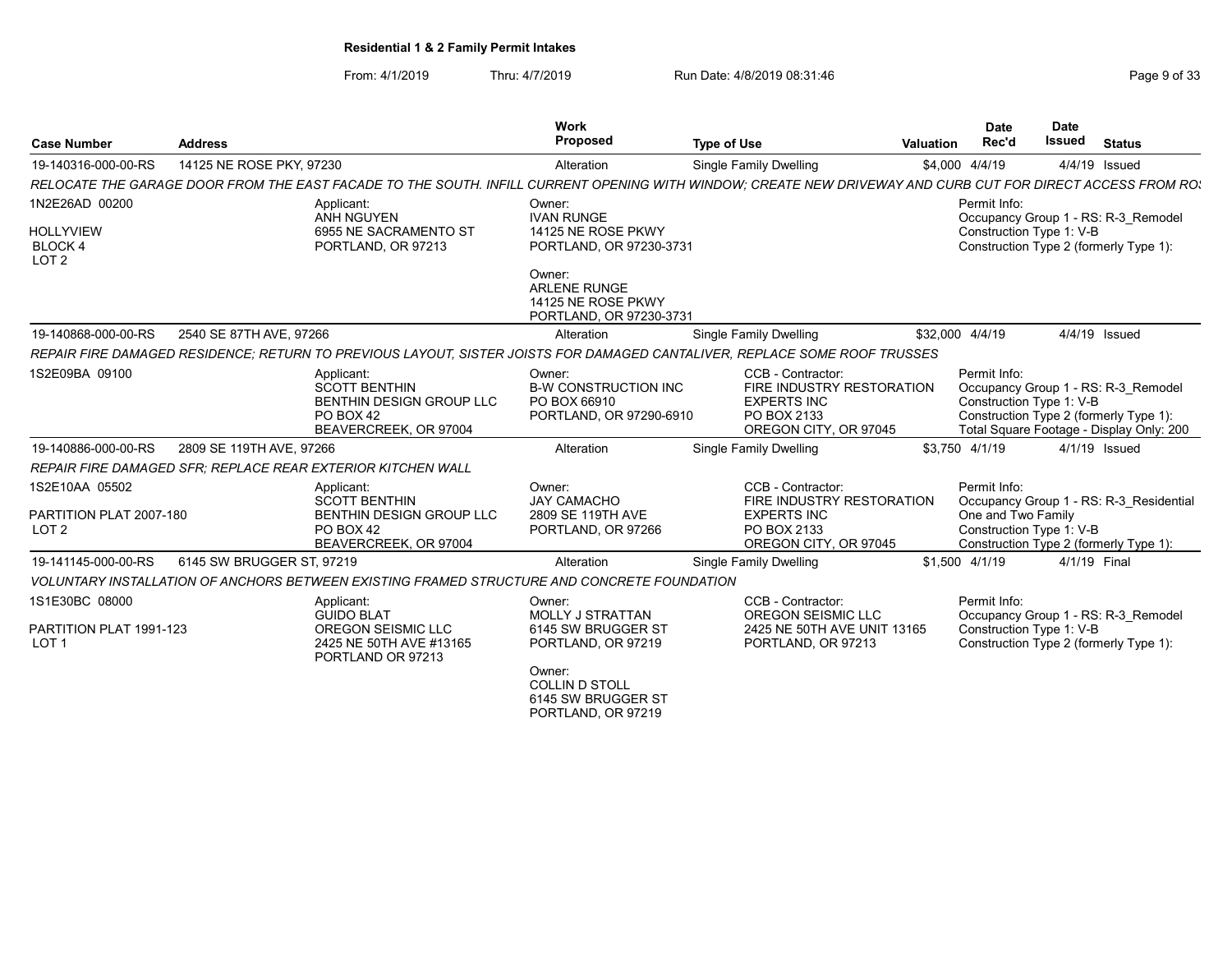**Residential 1 & 2 Family Permit Intakes**

From: 4/1/2019 Thru: 4/7/2019 Run Date: 4/8/2019 08:31:46

| Case Number | Address | Work Proposed | Type of Use | Valuation | Date Rec'd | Date Issued | Status |
|---|---|---|---|---|---|---|---|
| 19-140316-000-00-RS | 14125 NE ROSE PKY, 97230 | Alteration | Single Family Dwelling | $4,000 | 4/4/19 | 4/4/19 | Issued |

*RELOCATE THE GARAGE DOOR FROM THE EAST FACADE TO THE SOUTH. INFILL CURRENT OPENING WITH WINDOW; CREATE NEW DRIVEWAY AND CURB CUT FOR DIRECT ACCESS FROM RO:*

1N2E26AD 00200
HOLLYVIEW
BLOCK 4
LOT 2

Applicant:
ANH NGUYEN
6955 NE SACRAMENTO ST
PORTLAND, OR 97213

Owner:
IVAN RUNGE
14125 NE ROSE PKWY
PORTLAND, OR 97230-3731

Owner:
ARLENE RUNGE
14125 NE ROSE PKWY
PORTLAND, OR 97230-3731

Permit Info:
Occupancy Group 1 - RS: R-3_Remodel
Construction Type 1: V-B
Construction Type 2 (formerly Type 1):

| Case Number | Address | Work Proposed | Type of Use | Valuation | Date Rec'd | Date Issued | Status |
|---|---|---|---|---|---|---|---|
| 19-140868-000-00-RS | 2540 SE 87TH AVE, 97266 | Alteration | Single Family Dwelling | $32,000 | 4/4/19 | 4/4/19 | Issued |

*REPAIR FIRE DAMAGED RESIDENCE; RETURN TO PREVIOUS LAYOUT, SISTER JOISTS FOR DAMAGED CANTALIVER, REPLACE SOME ROOF TRUSSES*

1S2E09BA 09100

Applicant:
SCOTT BENTHIN
BENTHIN DESIGN GROUP LLC
PO BOX 42
BEAVERCREEK, OR 97004

Owner:
B-W CONSTRUCTION INC
PO BOX 66910
PORTLAND, OR 97290-6910

CCB - Contractor:
FIRE INDUSTRY RESTORATION EXPERTS INC
PO BOX 2133
OREGON CITY, OR 97045

Permit Info:
Occupancy Group 1 - RS: R-3_Remodel
Construction Type 1: V-B
Construction Type 2 (formerly Type 1):
Total Square Footage - Display Only: 200

| Case Number | Address | Work Proposed | Type of Use | Valuation | Date Rec'd | Date Issued | Status |
|---|---|---|---|---|---|---|---|
| 19-140886-000-00-RS | 2809 SE 119TH AVE, 97266 | Alteration | Single Family Dwelling | $3,750 | 4/1/19 | 4/1/19 | Issued |

*REPAIR FIRE DAMAGED SFR; REPLACE REAR EXTERIOR KITCHEN WALL*

1S2E10AA 05502
PARTITION PLAT 2007-180
LOT 2

Applicant:
SCOTT BENTHIN
BENTHIN DESIGN GROUP LLC
PO BOX 42
BEAVERCREEK, OR 97004

Owner:
JAY CAMACHO
2809 SE 119TH AVE
PORTLAND, OR 97266

CCB - Contractor:
FIRE INDUSTRY RESTORATION EXPERTS INC
PO BOX 2133
OREGON CITY, OR 97045

Permit Info:
Occupancy Group 1 - RS: R-3_Residential One and Two Family
Construction Type 1: V-B
Construction Type 2 (formerly Type 1):

| Case Number | Address | Work Proposed | Type of Use | Valuation | Date Rec'd | Date Issued | Status |
|---|---|---|---|---|---|---|---|
| 19-141145-000-00-RS | 6145 SW BRUGGER ST, 97219 | Alteration | Single Family Dwelling | $1,500 | 4/1/19 | 4/1/19 | Final |

*VOLUNTARY INSTALLATION OF ANCHORS BETWEEN EXISTING FRAMED STRUCTURE AND CONCRETE FOUNDATION*

1S1E30BC 08000
PARTITION PLAT 1991-123
LOT 1

Applicant:
GUIDO BLAT
OREGON SEISMIC LLC
2425 NE 50TH AVE #13165
PORTLAND OR 97213

Owner:
MOLLY J STRATTAN
6145 SW BRUGGER ST
PORTLAND, OR 97219

Owner:
COLLIN D STOLL
6145 SW BRUGGER ST
PORTLAND, OR 97219

CCB - Contractor:
OREGON SEISMIC LLC
2425 NE 50TH AVE UNIT 13165
PORTLAND, OR 97213

Permit Info:
Occupancy Group 1 - RS: R-3_Remodel
Construction Type 1: V-B
Construction Type 2 (formerly Type 1):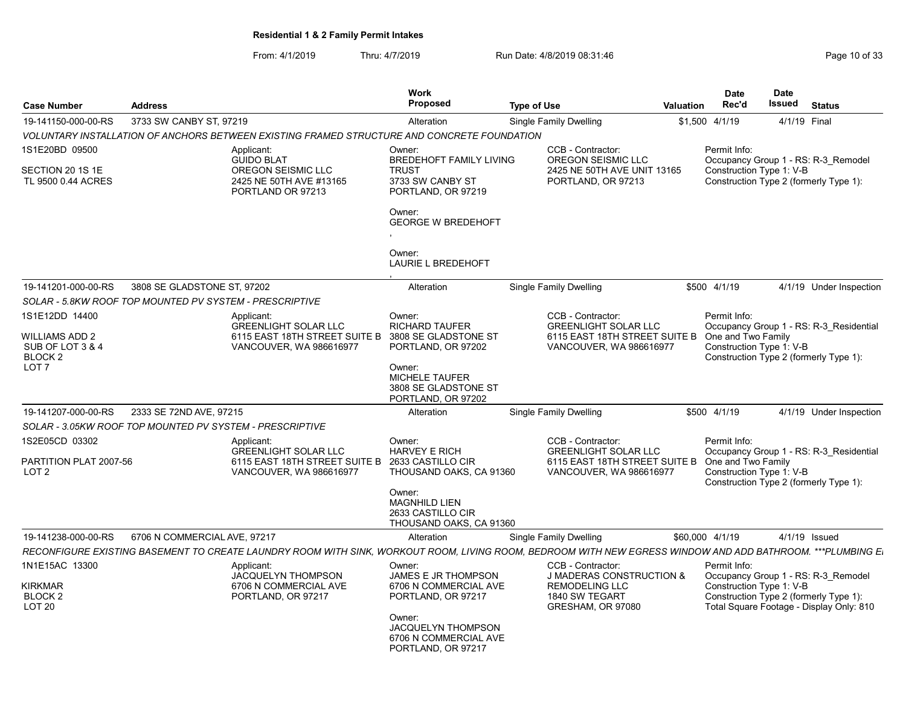## Residential 1 & 2 Family Permit Intakes

From: 4/1/2019 Thru: 4/7/2019 Run Date: 4/8/2019 08:31:46

| Case Number | Address | Work Proposed | Type of Use | Valuation | Date Rec'd | Date Issued | Status |
|---|---|---|---|---|---|---|---|
| 19-141150-000-00-RS | 3733 SW CANBY ST, 97219 | Alteration | Single Family Dwelling | $1,500 | 4/1/19 | 4/1/19 | Final |
| 19-141201-000-00-RS | 3808 SE GLADSTONE ST, 97202 | Alteration | Single Family Dwelling | $500 | 4/1/19 | 4/1/19 | Under Inspection |
| 19-141207-000-00-RS | 2333 SE 72ND AVE, 97215 | Alteration | Single Family Dwelling | $500 | 4/1/19 | 4/1/19 | Under Inspection |
| 19-141238-000-00-RS | 6706 N COMMERCIAL AVE, 97217 | Alteration | Single Family Dwelling | $60,000 | 4/1/19 | 4/1/19 | Issued |

### 19-141150-000-00-RS — 3733 SW CANBY ST, 97219

*VOLUNTARY INSTALLATION OF ANCHORS BETWEEN EXISTING FRAMED STRUCTURE AND CONCRETE FOUNDATION*

1S1E20BD 09500
SECTION 20 1S 1E
TL 9500 0.44 ACRES

Applicant:
GUIDO BLAT
OREGON SEISMIC LLC
2425 NE 50TH AVE #13165
PORTLAND OR 97213

Owner:
BREDEHOFT FAMILY LIVING TRUST
3733 SW CANBY ST
PORTLAND, OR 97219

Owner:
GEORGE W BREDEHOFT
,

Owner:
LAURIE L BREDEHOFT
,

CCB - Contractor:
OREGON SEISMIC LLC
2425 NE 50TH AVE UNIT 13165
PORTLAND, OR 97213

Permit Info:
Occupancy Group 1 - RS: R-3_Remodel
Construction Type 1: V-B
Construction Type 2 (formerly Type 1):

### 19-141201-000-00-RS — 3808 SE GLADSTONE ST, 97202

*SOLAR - 5.8KW ROOF TOP MOUNTED PV SYSTEM - PRESCRIPTIVE*

1S1E12DD 14400
WILLIAMS ADD 2
SUB OF LOT 3 & 4
BLOCK 2
LOT 7

Applicant:
GREENLIGHT SOLAR LLC
6115 EAST 18TH STREET SUITE B
VANCOUVER, WA 986616977

Owner:
RICHARD TAUFER
3808 SE GLADSTONE ST
PORTLAND, OR 97202

Owner:
MICHELE TAUFER
3808 SE GLADSTONE ST
PORTLAND, OR 97202

CCB - Contractor:
GREENLIGHT SOLAR LLC
6115 EAST 18TH STREET SUITE B
VANCOUVER, WA 986616977

Permit Info:
Occupancy Group 1 - RS: R-3_Residential One and Two Family
Construction Type 1: V-B
Construction Type 2 (formerly Type 1):

### 19-141207-000-00-RS — 2333 SE 72ND AVE, 97215

*SOLAR - 3.05KW ROOF TOP MOUNTED PV SYSTEM - PRESCRIPTIVE*

1S2E05CD 03302
PARTITION PLAT 2007-56
LOT 2

Applicant:
GREENLIGHT SOLAR LLC
6115 EAST 18TH STREET SUITE B
VANCOUVER, WA 986616977

Owner:
HARVEY E RICH
2633 CASTILLO CIR
THOUSAND OAKS, CA 91360

Owner:
MAGNHILD LIEN
2633 CASTILLO CIR
THOUSAND OAKS, CA 91360

CCB - Contractor:
GREENLIGHT SOLAR LLC
6115 EAST 18TH STREET SUITE B
VANCOUVER, WA 986616977

Permit Info:
Occupancy Group 1 - RS: R-3_Residential One and Two Family
Construction Type 1: V-B
Construction Type 2 (formerly Type 1):

### 19-141238-000-00-RS — 6706 N COMMERCIAL AVE, 97217

*RECONFIGURE EXISTING BASEMENT TO CREATE LAUNDRY ROOM WITH SINK, WORKOUT ROOM, LIVING ROOM, BEDROOM WITH NEW EGRESS WINDOW AND ADD BATHROOM. ***PLUMBING E*

1N1E15AC 13300
KIRKMAR
BLOCK 2
LOT 20

Applicant:
JACQUELYN THOMPSON
6706 N COMMERCIAL AVE
PORTLAND, OR 97217

Owner:
JAMES E JR THOMPSON
6706 N COMMERCIAL AVE
PORTLAND, OR 97217

Owner:
JACQUELYN THOMPSON
6706 N COMMERCIAL AVE
PORTLAND, OR 97217

CCB - Contractor:
J MADERAS CONSTRUCTION & REMODELING LLC
1840 SW TEGART
GRESHAM, OR 97080

Permit Info:
Occupancy Group 1 - RS: R-3_Remodel
Construction Type 1: V-B
Construction Type 2 (formerly Type 1):
Total Square Footage - Display Only: 810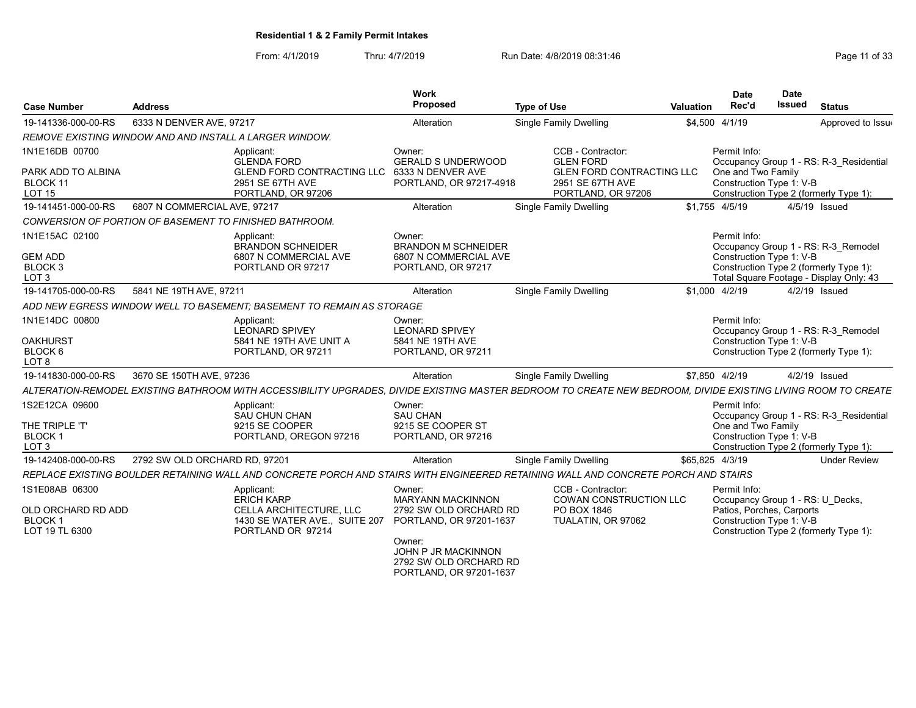## Residential 1 & 2 Family Permit Intakes

From: 4/1/2019 Thru: 4/7/2019 Run Date: 4/8/2019 08:31:46

| Case Number | Address | Work Proposed | Type of Use | Valuation | Date Rec'd | Date Issued | Status |
|---|---|---|---|---|---|---|---|
| 19-141336-000-00-RS | 6333 N DENVER AVE, 97217 | Alteration | Single Family Dwelling | $4,500 | 4/1/19 | | Approved to Issue |
| 19-141451-000-00-RS | 6807 N COMMERCIAL AVE, 97217 | Alteration | Single Family Dwelling | $1,755 | 4/5/19 | 4/5/19 | Issued |
| 19-141705-000-00-RS | 5841 NE 19TH AVE, 97211 | Alteration | Single Family Dwelling | $1,000 | 4/2/19 | 4/2/19 | Issued |
| 19-141830-000-00-RS | 3670 SE 150TH AVE, 97236 | Alteration | Single Family Dwelling | $7,850 | 4/2/19 | 4/2/19 | Issued |
| 19-142408-000-00-RS | 2792 SW OLD ORCHARD RD, 97201 | Alteration | Single Family Dwelling | $65,825 | 4/3/19 | | Under Review |

**19-141336-000-00-RS** — *REMOVE EXISTING WINDOW AND AND INSTALL A LARGER WINDOW.*

- 1N1E16DB 00700 — PARK ADD TO ALBINA, BLOCK 11, LOT 15
- Applicant: GLENDA FORD, GLEND FORD CONTRACTING LLC, 2951 SE 67TH AVE, PORTLAND, OR 97206
- Owner: GERALD S UNDERWOOD, 6333 N DENVER AVE, PORTLAND, OR 97217-4918
- CCB - Contractor: GLEN FORD, GLEN FORD CONTRACTING LLC, 2951 SE 67TH AVE, PORTLAND, OR 97206
- Permit Info: Occupancy Group 1 - RS: R-3_Residential One and Two Family; Construction Type 1: V-B; Construction Type 2 (formerly Type 1):

**19-141451-000-00-RS** — *CONVERSION OF PORTION OF BASEMENT TO FINISHED BATHROOM.*

- 1N1E15AC 02100 — GEM ADD, BLOCK 3, LOT 3
- Applicant: BRANDON SCHNEIDER, 6807 N COMMERCIAL AVE, PORTLAND OR 97217
- Owner: BRANDON M SCHNEIDER, 6807 N COMMERCIAL AVE, PORTLAND, OR 97217
- Permit Info: Occupancy Group 1 - RS: R-3_Remodel; Construction Type 1: V-B; Construction Type 2 (formerly Type 1):; Total Square Footage - Display Only: 43

**19-141705-000-00-RS** — *ADD NEW EGRESS WINDOW WELL TO BASEMENT; BASEMENT TO REMAIN AS STORAGE*

- 1N1E14DC 00800 — OAKHURST, BLOCK 6, LOT 8
- Applicant: LEONARD SPIVEY, 5841 NE 19TH AVE UNIT A, PORTLAND, OR 97211
- Owner: LEONARD SPIVEY, 5841 NE 19TH AVE, PORTLAND, OR 97211
- Permit Info: Occupancy Group 1 - RS: R-3_Remodel; Construction Type 1: V-B; Construction Type 2 (formerly Type 1):

**19-141830-000-00-RS** — *ALTERATION-REMODEL EXISTING BATHROOM WITH ACCESSIBILITY UPGRADES, DIVIDE EXISTING MASTER BEDROOM TO CREATE NEW BEDROOM, DIVIDE EXISTING LIVING ROOM TO CREATE*

- 1S2E12CA 09600 — THE TRIPLE 'T', BLOCK 1, LOT 3
- Applicant: SAU CHUN CHAN, 9215 SE COOPER, PORTLAND, OREGON 97216
- Owner: SAU CHAN, 9215 SE COOPER ST, PORTLAND, OR 97216
- Permit Info: Occupancy Group 1 - RS: R-3_Residential One and Two Family; Construction Type 1: V-B; Construction Type 2 (formerly Type 1):

**19-142408-000-00-RS** — *REPLACE EXISTING BOULDER RETAINING WALL AND CONCRETE PORCH AND STAIRS WITH ENGINEERED RETAINING WALL AND CONCRETE PORCH AND STAIRS*

- 1S1E08AB 06300 — OLD ORCHARD RD ADD, BLOCK 1, LOT 19 TL 6300
- Applicant: ERICH KARP, CELLA ARCHITECTURE, LLC, 1430 SE WATER AVE., SUITE 207, PORTLAND OR 97214
- Owner: MARYANN MACKINNON, 2792 SW OLD ORCHARD RD, PORTLAND, OR 97201-1637
- Owner: JOHN P JR MACKINNON, 2792 SW OLD ORCHARD RD, PORTLAND, OR 97201-1637
- CCB - Contractor: COWAN CONSTRUCTION LLC, PO BOX 1846, TUALATIN, OR 97062
- Permit Info: Occupancy Group 1 - RS: U_Decks, Patios, Porches, Carports; Construction Type 1: V-B; Construction Type 2 (formerly Type 1):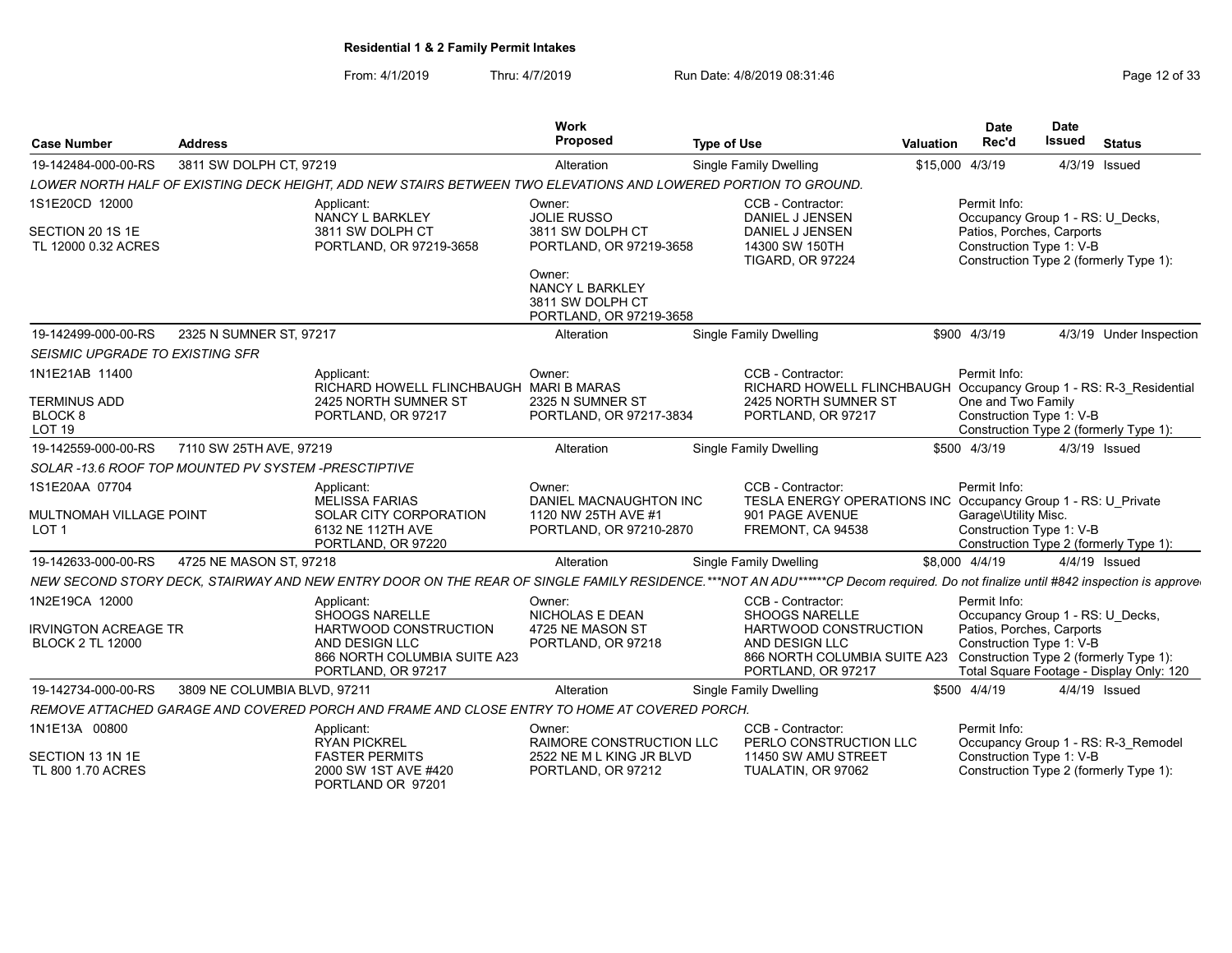**Residential 1 & 2 Family Permit Intakes**

From: 4/1/2019 Thru: 4/7/2019 Run Date: 4/8/2019 08:31:46

| Case Number | Address | Work Proposed | Type of Use | Valuation | Date Rec'd | Date Issued | Status |
|---|---|---|---|---|---|---|---|
| 19-142484-000-00-RS | 3811 SW DOLPH CT, 97219 | Alteration | Single Family Dwelling | $15,000 | 4/3/19 | 4/3/19 | Issued |

*LOWER NORTH HALF OF EXISTING DECK HEIGHT, ADD NEW STAIRS BETWEEN TWO ELEVATIONS AND LOWERED PORTION TO GROUND.*

1S1E20CD 12000
SECTION 20 1S 1E
TL 12000 0.32 ACRES

Applicant: NANCY L BARKLEY, 3811 SW DOLPH CT, PORTLAND, OR 97219-3658

Owner: JOLIE RUSSO, 3811 SW DOLPH CT, PORTLAND, OR 97219-3658

Owner: NANCY L BARKLEY, 3811 SW DOLPH CT, PORTLAND, OR 97219-3658

CCB - Contractor: DANIEL J JENSEN, DANIEL J JENSEN, 14300 SW 150TH, TIGARD, OR 97224

Permit Info: Occupancy Group 1 - RS: U_Decks, Patios, Porches, Carports; Construction Type 1: V-B; Construction Type 2 (formerly Type 1):

| Case Number | Address | Work Proposed | Type of Use | Valuation | Date Rec'd | Date Issued | Status |
|---|---|---|---|---|---|---|---|
| 19-142499-000-00-RS | 2325 N SUMNER ST, 97217 | Alteration | Single Family Dwelling | $900 | 4/3/19 | 4/3/19 | Under Inspection |

*SEISMIC UPGRADE TO EXISTING SFR*

1N1E21AB 11400
TERMINUS ADD
BLOCK 8
LOT 19

Applicant: RICHARD HOWELL FLINCHBAUGH, 2425 NORTH SUMNER ST, PORTLAND, OR 97217

Owner: MARI B MARAS, 2325 N SUMNER ST, PORTLAND, OR 97217-3834

CCB - Contractor: RICHARD HOWELL FLINCHBAUGH, 2425 NORTH SUMNER ST, PORTLAND, OR 97217

Permit Info: Occupancy Group 1 - RS: R-3_Residential One and Two Family; Construction Type 1: V-B; Construction Type 2 (formerly Type 1):

| Case Number | Address | Work Proposed | Type of Use | Valuation | Date Rec'd | Date Issued | Status |
|---|---|---|---|---|---|---|---|
| 19-142559-000-00-RS | 7110 SW 25TH AVE, 97219 | Alteration | Single Family Dwelling | $500 | 4/3/19 | 4/3/19 | Issued |

*SOLAR -13.6 ROOF TOP MOUNTED PV SYSTEM -PRESCTIPTIVE*

1S1E20AA 07704
MULTNOMAH VILLAGE POINT
LOT 1

Applicant: MELISSA FARIAS, SOLAR CITY CORPORATION, 6132 NE 112TH AVE, PORTLAND, OR 97220

Owner: DANIEL MACNAUGHTON INC, 1120 NW 25TH AVE #1, PORTLAND, OR 97210-2870

CCB - Contractor: TESLA ENERGY OPERATIONS INC, 901 PAGE AVENUE, FREMONT, CA 94538

Permit Info: Occupancy Group 1 - RS: U_Private Garage\Utility Misc.; Construction Type 1: V-B; Construction Type 2 (formerly Type 1):

| Case Number | Address | Work Proposed | Type of Use | Valuation | Date Rec'd | Date Issued | Status |
|---|---|---|---|---|---|---|---|
| 19-142633-000-00-RS | 4725 NE MASON ST, 97218 | Alteration | Single Family Dwelling | $8,000 | 4/4/19 | 4/4/19 | Issued |

*NEW SECOND STORY DECK, STAIRWAY AND NEW ENTRY DOOR ON THE REAR OF SINGLE FAMILY RESIDENCE.***NOT AN ADU******CP Decom required. Do not finalize until #842 inspection is approve*

1N2E19CA 12000
IRVINGTON ACREAGE TR
BLOCK 2 TL 12000

Applicant: SHOOGS NARELLE, HARTWOOD CONSTRUCTION AND DESIGN LLC, 866 NORTH COLUMBIA SUITE A23, PORTLAND, OR 97217

Owner: NICHOLAS E DEAN, 4725 NE MASON ST, PORTLAND, OR 97218

CCB - Contractor: SHOOGS NARELLE, HARTWOOD CONSTRUCTION AND DESIGN LLC, 866 NORTH COLUMBIA SUITE A23, PORTLAND, OR 97217

Permit Info: Occupancy Group 1 - RS: U_Decks, Patios, Porches, Carports; Construction Type 1: V-B; Construction Type 2 (formerly Type 1):; Total Square Footage - Display Only: 120

| Case Number | Address | Work Proposed | Type of Use | Valuation | Date Rec'd | Date Issued | Status |
|---|---|---|---|---|---|---|---|
| 19-142734-000-00-RS | 3809 NE COLUMBIA BLVD, 97211 | Alteration | Single Family Dwelling | $500 | 4/4/19 | 4/4/19 | Issued |

*REMOVE ATTACHED GARAGE AND COVERED PORCH AND FRAME AND CLOSE ENTRY TO HOME AT COVERED PORCH.*

1N1E13A 00800
SECTION 13 1N 1E
TL 800 1.70 ACRES

Applicant: RYAN PICKREL, FASTER PERMITS, 2000 SW 1ST AVE #420, PORTLAND OR 97201

Owner: RAIMORE CONSTRUCTION LLC, 2522 NE M L KING JR BLVD, PORTLAND, OR 97212

CCB - Contractor: PERLO CONSTRUCTION LLC, 11450 SW AMU STREET, TUALATIN, OR 97062

Permit Info: Occupancy Group 1 - RS: R-3_Remodel; Construction Type 1: V-B; Construction Type 2 (formerly Type 1):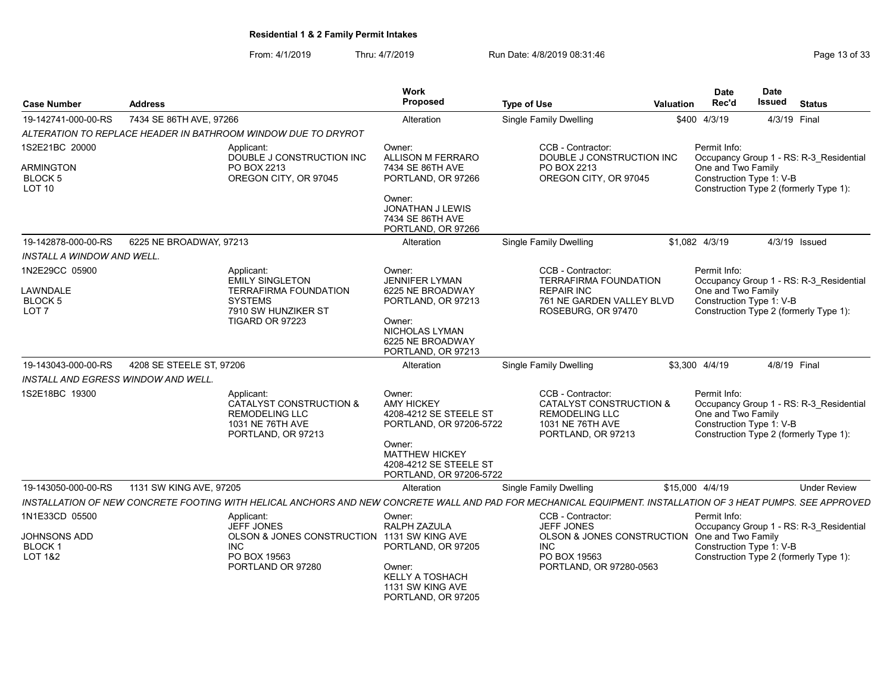**Residential 1 & 2 Family Permit Intakes**

From: 4/1/2019 Thru: 4/7/2019 Run Date: 4/8/2019 08:31:46

| Case Number | Address | Work Proposed | Type of Use | Valuation | Date Rec'd | Date Issued | Status |
|---|---|---|---|---|---|---|---|
| 19-142741-000-00-RS | 7434 SE 86TH AVE, 97266 | Alteration | Single Family Dwelling | $400 | 4/3/19 | 4/3/19 | Final |

*ALTERATION TO REPLACE HEADER IN BATHROOM WINDOW DUE TO DRYROT*

1S2E21BC 20000
ARMINGTON
BLOCK 5
LOT 10

Applicant:
DOUBLE J CONSTRUCTION INC
PO BOX 2213
OREGON CITY, OR 97045

Owner:
ALLISON M FERRARO
7434 SE 86TH AVE
PORTLAND, OR 97266

Owner:
JONATHAN J LEWIS
7434 SE 86TH AVE
PORTLAND, OR 97266

CCB - Contractor:
DOUBLE J CONSTRUCTION INC
PO BOX 2213
OREGON CITY, OR 97045

Permit Info:
Occupancy Group 1 - RS: R-3_Residential One and Two Family
Construction Type 1: V-B
Construction Type 2 (formerly Type 1):

| Case Number | Address | Work Proposed | Type of Use | Valuation | Date Rec'd | Date Issued | Status |
|---|---|---|---|---|---|---|---|
| 19-142878-000-00-RS | 6225 NE BROADWAY, 97213 | Alteration | Single Family Dwelling | $1,082 | 4/3/19 | 4/3/19 | Issued |

*INSTALL A WINDOW AND WELL.*

1N2E29CC 05900
LAWNDALE
BLOCK 5
LOT 7

Applicant:
EMILY SINGLETON
TERRAFIRMA FOUNDATION SYSTEMS
7910 SW HUNZIKER ST
TIGARD OR 97223

Owner:
JENNIFER LYMAN
6225 NE BROADWAY
PORTLAND, OR 97213

Owner:
NICHOLAS LYMAN
6225 NE BROADWAY
PORTLAND, OR 97213

CCB - Contractor:
TERRAFIRMA FOUNDATION REPAIR INC
761 NE GARDEN VALLEY BLVD
ROSEBURG, OR 97470

Permit Info:
Occupancy Group 1 - RS: R-3_Residential One and Two Family
Construction Type 1: V-B
Construction Type 2 (formerly Type 1):

| Case Number | Address | Work Proposed | Type of Use | Valuation | Date Rec'd | Date Issued | Status |
|---|---|---|---|---|---|---|---|
| 19-143043-000-00-RS | 4208 SE STEELE ST, 97206 | Alteration | Single Family Dwelling | $3,300 | 4/4/19 | 4/8/19 | Final |

*INSTALL AND EGRESS WINDOW AND WELL.*

1S2E18BC 19300

Applicant:
CATALYST CONSTRUCTION & REMODELING LLC
1031 NE 76TH AVE
PORTLAND, OR 97213

Owner:
AMY HICKEY
4208-4212 SE STEELE ST
PORTLAND, OR 97206-5722

Owner:
MATTHEW HICKEY
4208-4212 SE STEELE ST
PORTLAND, OR 97206-5722

CCB - Contractor:
CATALYST CONSTRUCTION & REMODELING LLC
1031 NE 76TH AVE
PORTLAND, OR 97213

Permit Info:
Occupancy Group 1 - RS: R-3_Residential One and Two Family
Construction Type 1: V-B
Construction Type 2 (formerly Type 1):

| Case Number | Address | Work Proposed | Type of Use | Valuation | Date Rec'd | Date Issued | Status |
|---|---|---|---|---|---|---|---|
| 19-143050-000-00-RS | 1131 SW KING AVE, 97205 | Alteration | Single Family Dwelling | $15,000 | 4/4/19 | | Under Review |

*INSTALLATION OF NEW CONCRETE FOOTING WITH HELICAL ANCHORS AND NEW CONCRETE WALL AND PAD FOR MECHANICAL EQUIPMENT. INSTALLATION OF 3 HEAT PUMPS. SEE APPROVED*

1N1E33CD 05500
JOHNSONS ADD
BLOCK 1
LOT 1&2

Applicant:
JEFF JONES
OLSON & JONES CONSTRUCTION INC
PO BOX 19563
PORTLAND OR 97280

Owner:
RALPH ZAZULA
1131 SW KING AVE
PORTLAND, OR 97205

Owner:
KELLY A TOSHACH
1131 SW KING AVE
PORTLAND, OR 97205

CCB - Contractor:
JEFF JONES
OLSON & JONES CONSTRUCTION INC
PO BOX 19563
PORTLAND, OR 97280-0563

Permit Info:
Occupancy Group 1 - RS: R-3_Residential One and Two Family
Construction Type 1: V-B
Construction Type 2 (formerly Type 1):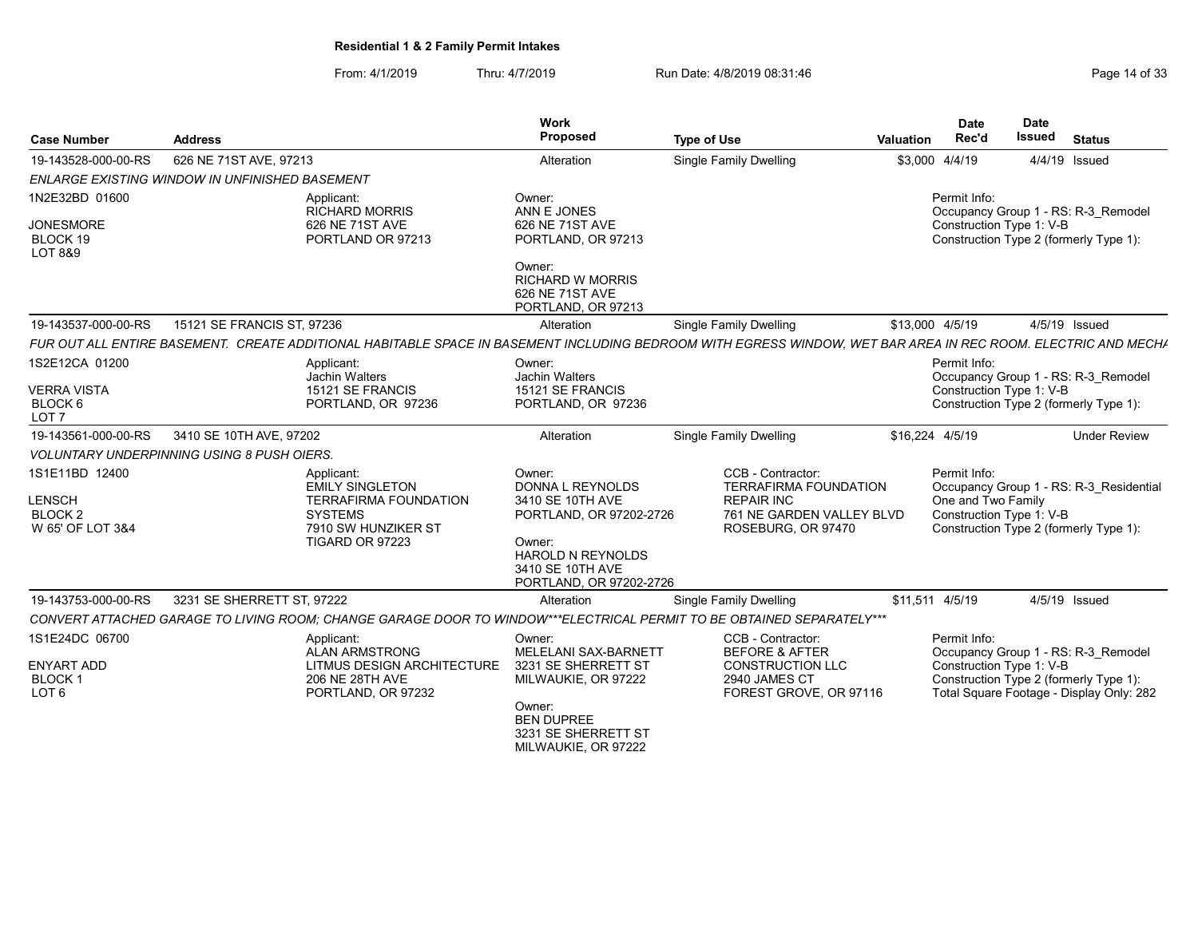**Residential 1 & 2 Family Permit Intakes**

From: 4/1/2019 Thru: 4/7/2019 Run Date: 4/8/2019 08:31:46

| Case Number | Address | Work Proposed | Type of Use | Valuation | Date Rec'd | Date Issued | Status |
|---|---|---|---|---|---|---|---|
| 19-143528-000-00-RS | 626 NE 71ST AVE, 97213 | Alteration | Single Family Dwelling | $3,000 | 4/4/19 | 4/4/19 | Issued |

*ENLARGE EXISTING WINDOW IN UNFINISHED BASEMENT*

1N2E32BD 01600
JONESMORE
BLOCK 19
LOT 8&9

Applicant:
RICHARD MORRIS
626 NE 71ST AVE
PORTLAND OR 97213

Owner:
ANN E JONES
626 NE 71ST AVE
PORTLAND, OR 97213

Owner:
RICHARD W MORRIS
626 NE 71ST AVE
PORTLAND, OR 97213

Permit Info:
Occupancy Group 1 - RS: R-3_Remodel
Construction Type 1: V-B
Construction Type 2 (formerly Type 1):

| Case Number | Address | Work Proposed | Type of Use | Valuation | Date Rec'd | Date Issued | Status |
|---|---|---|---|---|---|---|---|
| 19-143537-000-00-RS | 15121 SE FRANCIS ST, 97236 | Alteration | Single Family Dwelling | $13,000 | 4/5/19 | 4/5/19 | Issued |

*FUR OUT ALL ENTIRE BASEMENT. CREATE ADDITIONAL HABITABLE SPACE IN BASEMENT INCLUDING BEDROOM WITH EGRESS WINDOW, WET BAR AREA IN REC ROOM. ELECTRIC AND MECHA*

1S2E12CA 01200
VERRA VISTA
BLOCK 6
LOT 7

Applicant:
Jachin Walters
15121 SE FRANCIS
PORTLAND, OR 97236

Owner:
Jachin Walters
15121 SE FRANCIS
PORTLAND, OR 97236

Permit Info:
Occupancy Group 1 - RS: R-3_Remodel
Construction Type 1: V-B
Construction Type 2 (formerly Type 1):

| Case Number | Address | Work Proposed | Type of Use | Valuation | Date Rec'd | Date Issued | Status |
|---|---|---|---|---|---|---|---|
| 19-143561-000-00-RS | 3410 SE 10TH AVE, 97202 | Alteration | Single Family Dwelling | $16,224 | 4/5/19 | | Under Review |

*VOLUNTARY UNDERPINNING USING 8 PUSH OIERS.*

1S1E11BD 12400
LENSCH
BLOCK 2
W 65' OF LOT 3&4

Applicant:
EMILY SINGLETON
TERRAFIRMA FOUNDATION SYSTEMS
7910 SW HUNZIKER ST
TIGARD OR 97223

Owner:
DONNA L REYNOLDS
3410 SE 10TH AVE
PORTLAND, OR 97202-2726

Owner:
HAROLD N REYNOLDS
3410 SE 10TH AVE
PORTLAND, OR 97202-2726

CCB - Contractor:
TERRAFIRMA FOUNDATION REPAIR INC
761 NE GARDEN VALLEY BLVD
ROSEBURG, OR 97470

Permit Info:
Occupancy Group 1 - RS: R-3_Residential One and Two Family
Construction Type 1: V-B
Construction Type 2 (formerly Type 1):

| Case Number | Address | Work Proposed | Type of Use | Valuation | Date Rec'd | Date Issued | Status |
|---|---|---|---|---|---|---|---|
| 19-143753-000-00-RS | 3231 SE SHERRETT ST, 97222 | Alteration | Single Family Dwelling | $11,511 | 4/5/19 | 4/5/19 | Issued |

*CONVERT ATTACHED GARAGE TO LIVING ROOM; CHANGE GARAGE DOOR TO WINDOW\*\*\*ELECTRICAL PERMIT TO BE OBTAINED SEPARATELY\*\*\**

1S1E24DC 06700
ENYART ADD
BLOCK 1
LOT 6

Applicant:
ALAN ARMSTRONG
LITMUS DESIGN ARCHITECTURE
206 NE 28TH AVE
PORTLAND, OR 97232

Owner:
MELELANI SAX-BARNETT
3231 SE SHERRETT ST
MILWAUKIE, OR 97222

Owner:
BEN DUPREE
3231 SE SHERRETT ST
MILWAUKIE, OR 97222

CCB - Contractor:
BEFORE & AFTER CONSTRUCTION LLC
2940 JAMES CT
FOREST GROVE, OR 97116

Permit Info:
Occupancy Group 1 - RS: R-3_Remodel
Construction Type 1: V-B
Construction Type 2 (formerly Type 1):
Total Square Footage - Display Only: 282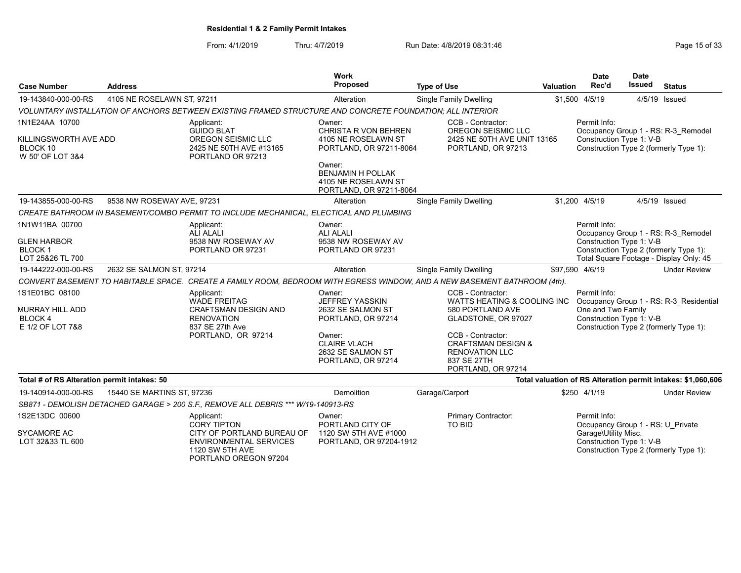## Residential 1 & 2 Family Permit Intakes

From: 4/1/2019 Thru: 4/7/2019 Run Date: 4/8/2019 08:31:46

| Case Number | Address | Work Proposed | Type of Use | Valuation | Date Rec'd | Date Issued | Status |
|---|---|---|---|---|---|---|---|
| 19-143840-000-00-RS | 4105 NE ROSELAWN ST, 97211 | Alteration | Single Family Dwelling | $1,500 | 4/5/19 | 4/5/19 | Issued |

VOLUNTARY INSTALLATION OF ANCHORS BETWEEN EXISTING FRAMED STRUCTURE AND CONCRETE FOUNDATION; ALL INTERIOR

- 1N1E24AA 10700 — KILLINGSWORTH AVE ADD, BLOCK 10, W 50' OF LOT 3&4
- Applicant: GUIDO BLAT, OREGON SEISMIC LLC, 2425 NE 50TH AVE #13165, PORTLAND OR 97213
- Owner: CHRISTA R VON BEHREN, 4105 NE ROSELAWN ST, PORTLAND, OR 97211-8064
- Owner: BENJAMIN H POLLAK, 4105 NE ROSELAWN ST, PORTLAND, OR 97211-8064
- CCB - Contractor: OREGON SEISMIC LLC, 2425 NE 50TH AVE UNIT 13165, PORTLAND, OR 97213
- Permit Info: Occupancy Group 1 - RS: R-3_Remodel; Construction Type 1: V-B; Construction Type 2 (formerly Type 1):

| Case Number | Address | Work Proposed | Type of Use | Valuation | Date Rec'd | Date Issued | Status |
|---|---|---|---|---|---|---|---|
| 19-143855-000-00-RS | 9538 NW ROSEWAY AVE, 97231 | Alteration | Single Family Dwelling | $1,200 | 4/5/19 | 4/5/19 | Issued |

CREATE BATHROOM IN BASEMENT/COMBO PERMIT TO INCLUDE MECHANICAL, ELECTICAL AND PLUMBING

- 1N1W11BA 00700 — GLEN HARBOR, BLOCK 1, LOT 25&26 TL 700
- Applicant: ALI ALALI, 9538 NW ROSEWAY AV, PORTLAND OR 97231
- Owner: ALI ALALI, 9538 NW ROSEWAY AV, PORTLAND OR 97231
- Permit Info: Occupancy Group 1 - RS: R-3_Remodel; Construction Type 1: V-B; Construction Type 2 (formerly Type 1):; Total Square Footage - Display Only: 45

| Case Number | Address | Work Proposed | Type of Use | Valuation | Date Rec'd | Date Issued | Status |
|---|---|---|---|---|---|---|---|
| 19-144222-000-00-RS | 2632 SE SALMON ST, 97214 | Alteration | Single Family Dwelling | $97,590 | 4/6/19 | | Under Review |

CONVERT BASEMENT TO HABITABLE SPACE. CREATE A FAMILY ROOM, BEDROOM WITH EGRESS WINDOW, AND A NEW BASEMENT BATHROOM (4th).

- 1S1E01BC 08100 — MURRAY HILL ADD, BLOCK 4, E 1/2 OF LOT 7&8
- Applicant: WADE FREITAG, CRAFTSMAN DESIGN AND RENOVATION, 837 SE 27th Ave, PORTLAND, OR 97214
- Owner: JEFFREY YASSKIN, 2632 SE SALMON ST, PORTLAND, OR 97214
- Owner: CLAIRE VLACH, 2632 SE SALMON ST, PORTLAND, OR 97214
- CCB - Contractor: WATTS HEATING & COOLING INC, 580 PORTLAND AVE, GLADSTONE, OR 97027
- CCB - Contractor: CRAFTSMAN DESIGN & RENOVATION LLC, 837 SE 27TH, PORTLAND, OR 97214
- Permit Info: Occupancy Group 1 - RS: R-3_Residential One and Two Family; Construction Type 1: V-B; Construction Type 2 (formerly Type 1):

**Total # of RS Alteration permit intakes: 50** — **Total valuation of RS Alteration permit intakes: $1,060,606**

| Case Number | Address | Work Proposed | Type of Use | Valuation | Date Rec'd | Date Issued | Status |
|---|---|---|---|---|---|---|---|
| 19-140914-000-00-RS | 15440 SE MARTINS ST, 97236 | Demolition | Garage/Carport | $250 | 4/1/19 | | Under Review |

SB871 - DEMOLISH DETACHED GARAGE > 200 S.F., REMOVE ALL DEBRIS *** W/19-140913-RS

- 1S2E13DC 00600 — SYCAMORE AC, LOT 32&33 TL 600
- Applicant: CORY TIPTON, CITY OF PORTLAND BUREAU OF ENVIRONMENTAL SERVICES, 1120 SW 5TH AVE, PORTLAND OREGON 97204
- Owner: PORTLAND CITY OF, 1120 SW 5TH AVE #1000, PORTLAND, OR 97204-1912
- Primary Contractor: TO BID
- Permit Info: Occupancy Group 1 - RS: U_Private Garage\Utility Misc.; Construction Type 1: V-B; Construction Type 2 (formerly Type 1):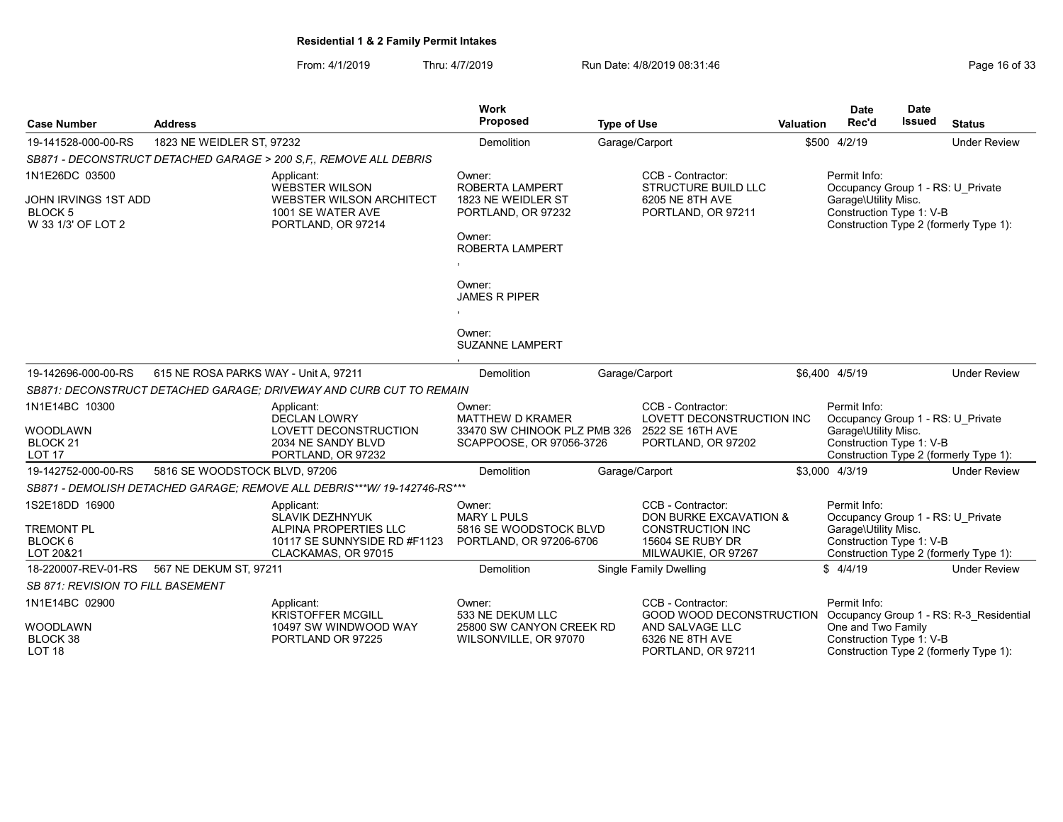**Residential 1 & 2 Family Permit Intakes**

From: 4/1/2019 Thru: 4/7/2019 Run Date: 4/8/2019 08:31:46

| Case Number | Address | Work Proposed | Type of Use | Valuation | Date Rec'd | Date Issued | Status |
|---|---|---|---|---|---|---|---|
| 19-141528-000-00-RS | 1823 NE WEIDLER ST, 97232 | Demolition | Garage/Carport | $500 | 4/2/19 | | Under Review |

*SB871 - DECONSTRUCT DETACHED GARAGE > 200 S,F,, REMOVE ALL DEBRIS*

1N1E26DC 03500
JOHN IRVINGS 1ST ADD
BLOCK 5
W 33 1/3' OF LOT 2

Applicant:
WEBSTER WILSON
WEBSTER WILSON ARCHITECT
1001 SE WATER AVE
PORTLAND, OR 97214

Owner:
ROBERTA LAMPERT
1823 NE WEIDLER ST
PORTLAND, OR 97232

Owner:
ROBERTA LAMPERT
,

Owner:
JAMES R PIPER
,

Owner:
SUZANNE LAMPERT
,

CCB - Contractor:
STRUCTURE BUILD LLC
6205 NE 8TH AVE
PORTLAND, OR 97211

Permit Info:
Occupancy Group 1 - RS: U_Private Garage\Utility Misc.
Construction Type 1: V-B
Construction Type 2 (formerly Type 1):

| Case Number | Address | Work Proposed | Type of Use | Valuation | Date Rec'd | Date Issued | Status |
|---|---|---|---|---|---|---|---|
| 19-142696-000-00-RS | 615 NE ROSA PARKS WAY - Unit A, 97211 | Demolition | Garage/Carport | $6,400 | 4/5/19 | | Under Review |

*SB871: DECONSTRUCT DETACHED GARAGE; DRIVEWAY AND CURB CUT TO REMAIN*

1N1E14BC 10300
WOODLAWN
BLOCK 21
LOT 17

Applicant:
DECLAN LOWRY
LOVETT DECONSTRUCTION
2034 NE SANDY BLVD
PORTLAND, OR 97232

Owner:
MATTHEW D KRAMER
33470 SW CHINOOK PLZ PMB 326
SCAPPOOSE, OR 97056-3726

CCB - Contractor:
LOVETT DECONSTRUCTION INC
2522 SE 16TH AVE
PORTLAND, OR 97202

Permit Info:
Occupancy Group 1 - RS: U_Private Garage\Utility Misc.
Construction Type 1: V-B
Construction Type 2 (formerly Type 1):

| Case Number | Address | Work Proposed | Type of Use | Valuation | Date Rec'd | Date Issued | Status |
|---|---|---|---|---|---|---|---|
| 19-142752-000-00-RS | 5816 SE WOODSTOCK BLVD, 97206 | Demolition | Garage/Carport | $3,000 | 4/3/19 | | Under Review |

*SB871 - DEMOLISH DETACHED GARAGE; REMOVE ALL DEBRIS***W/ 19-142746-RS****

1S2E18DD 16900
TREMONT PL
BLOCK 6
LOT 20&21

Applicant:
SLAVIK DEZHNYUK
ALPINA PROPERTIES LLC
10117 SE SUNNYSIDE RD #F1123
CLACKAMAS, OR 97015

Owner:
MARY L PULS
5816 SE WOODSTOCK BLVD
PORTLAND, OR 97206-6706

CCB - Contractor:
DON BURKE EXCAVATION & CONSTRUCTION INC
15604 SE RUBY DR
MILWAUKIE, OR 97267

Permit Info:
Occupancy Group 1 - RS: U_Private Garage\Utility Misc.
Construction Type 1: V-B
Construction Type 2 (formerly Type 1):

| Case Number | Address | Work Proposed | Type of Use | Valuation | Date Rec'd | Date Issued | Status |
|---|---|---|---|---|---|---|---|
| 18-220007-REV-01-RS | 567 NE DEKUM ST, 97211 | Demolition | Single Family Dwelling | $ | 4/4/19 | | Under Review |

*SB 871: REVISION TO FILL BASEMENT*

1N1E14BC 02900
WOODLAWN
BLOCK 38
LOT 18

Applicant:
KRISTOFFER MCGILL
10497 SW WINDWOOD WAY
PORTLAND OR 97225

Owner:
533 NE DEKUM LLC
25800 SW CANYON CREEK RD
WILSONVILLE, OR 97070

CCB - Contractor:
GOOD WOOD DECONSTRUCTION AND SALVAGE LLC
6326 NE 8TH AVE
PORTLAND, OR 97211

Permit Info:
Occupancy Group 1 - RS: R-3_Residential One and Two Family
Construction Type 1: V-B
Construction Type 2 (formerly Type 1):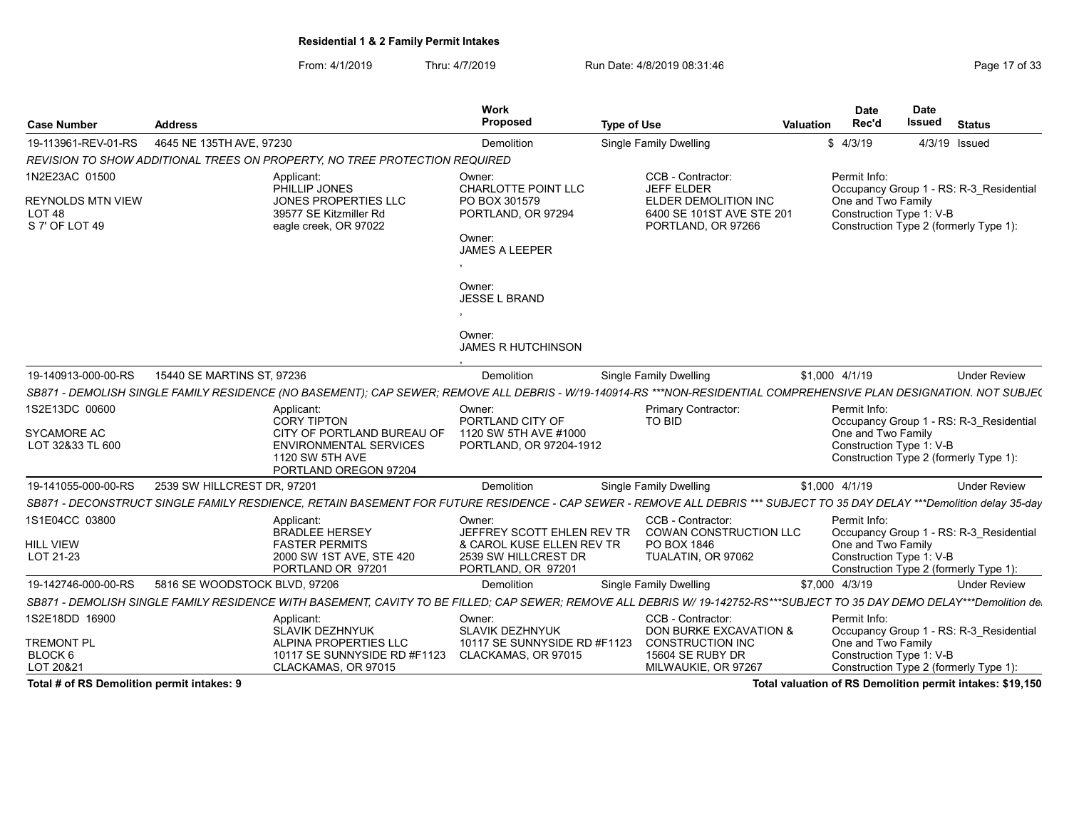# Residential 1 & 2 Family Permit Intakes

From: 4/1/2019 Thru: 4/7/2019 Run Date: 4/8/2019 08:31:46

| Case Number | Address | Work Proposed | Type of Use | Valuation | Date Rec'd | Date Issued | Status |
|---|---|---|---|---|---|---|---|
| 19-113961-REV-01-RS | 4645 NE 135TH AVE, 97230 | Demolition | Single Family Dwelling | $ | 4/3/19 | 4/3/19 | Issued |

*REVISION TO SHOW ADDITIONAL TREES ON PROPERTY, NO TREE PROTECTION REQUIRED*

1N2E23AC 01500
REYNOLDS MTN VIEW
LOT 48
S 7' OF LOT 49

Applicant:
PHILLIP JONES
JONES PROPERTIES LLC
39577 SE Kitzmiller Rd
eagle creek, OR 97022

Owner:
CHARLOTTE POINT LLC
PO BOX 301579
PORTLAND, OR 97294

Owner:
JAMES A LEEPER
,

Owner:
JESSE L BRAND
,

Owner:
JAMES R HUTCHINSON
,

CCB - Contractor:
JEFF ELDER
ELDER DEMOLITION INC
6400 SE 101ST AVE STE 201
PORTLAND, OR 97266

Permit Info:
Occupancy Group 1 - RS: R-3_Residential One and Two Family
Construction Type 1: V-B
Construction Type 2 (formerly Type 1):

| Case Number | Address | Work Proposed | Type of Use | Valuation | Date Rec'd | Date Issued | Status |
|---|---|---|---|---|---|---|---|
| 19-140913-000-00-RS | 15440 SE MARTINS ST, 97236 | Demolition | Single Family Dwelling | $1,000 | 4/1/19 | | Under Review |

*SB871 - DEMOLISH SINGLE FAMILY RESIDENCE (NO BASEMENT); CAP SEWER; REMOVE ALL DEBRIS - W/19-140914-RS ***NON-RESIDENTIAL COMPREHENSIVE PLAN DESIGNATION. NOT SUBJEC*

1S2E13DC 00600
SYCAMORE AC
LOT 32&33 TL 600

Applicant:
CORY TIPTON
CITY OF PORTLAND BUREAU OF ENVIRONMENTAL SERVICES
1120 SW 5TH AVE
PORTLAND OREGON 97204

Owner:
PORTLAND CITY OF
1120 SW 5TH AVE #1000
PORTLAND, OR 97204-1912

Primary Contractor:
TO BID

Permit Info:
Occupancy Group 1 - RS: R-3_Residential One and Two Family
Construction Type 1: V-B
Construction Type 2 (formerly Type 1):

| Case Number | Address | Work Proposed | Type of Use | Valuation | Date Rec'd | Date Issued | Status |
|---|---|---|---|---|---|---|---|
| 19-141055-000-00-RS | 2539 SW HILLCREST DR, 97201 | Demolition | Single Family Dwelling | $1,000 | 4/1/19 | | Under Review |

*SB871 - DECONSTRUCT SINGLE FAMILY RESIDENCE, RETAIN BASEMENT FOR FUTURE RESIDENCE - CAP SEWER - REMOVE ALL DEBRIS *** SUBJECT TO 35 DAY DELAY ***Demolition delay 35-day*

1S1E04CC 03800
HILL VIEW
LOT 21-23

Applicant:
BRADLEE HERSEY
FASTER PERMITS
2000 SW 1ST AVE, STE 420
PORTLAND OR 97201

Owner:
JEFFREY SCOTT EHLEN REV TR & CAROL KUSE ELLEN REV TR
2539 SW HILLCREST DR
PORTLAND, OR 97201

CCB - Contractor:
COWAN CONSTRUCTION LLC
PO BOX 1846
TUALATIN, OR 97062

Permit Info:
Occupancy Group 1 - RS: R-3_Residential One and Two Family
Construction Type 1: V-B
Construction Type 2 (formerly Type 1):

| Case Number | Address | Work Proposed | Type of Use | Valuation | Date Rec'd | Date Issued | Status |
|---|---|---|---|---|---|---|---|
| 19-142746-000-00-RS | 5816 SE WOODSTOCK BLVD, 97206 | Demolition | Single Family Dwelling | $7,000 | 4/3/19 | | Under Review |

*SB871 - DEMOLISH SINGLE FAMILY RESIDENCE WITH BASEMENT, CAVITY TO BE FILLED; CAP SEWER; REMOVE ALL DEBRIS W/ 19-142752-RS***SUBJECT TO 35 DAY DEMO DELAY***Demolition de*

1S2E18DD 16900
TREMONT PL
BLOCK 6
LOT 20&21

Applicant:
SLAVIK DEZHNYUK
ALPINA PROPERTIES LLC
10117 SE SUNNYSIDE RD #F1123
CLACKAMAS, OR 97015

Owner:
SLAVIK DEZHNYUK
10117 SE SUNNYSIDE RD #F1123
CLACKAMAS, OR 97015

CCB - Contractor:
DON BURKE EXCAVATION & CONSTRUCTION INC
15604 SE RUBY DR
MILWAUKIE, OR 97267

Permit Info:
Occupancy Group 1 - RS: R-3_Residential One and Two Family
Construction Type 1: V-B
Construction Type 2 (formerly Type 1):

**Total # of RS Demolition permit intakes: 9**

**Total valuation of RS Demolition permit intakes: $19,150**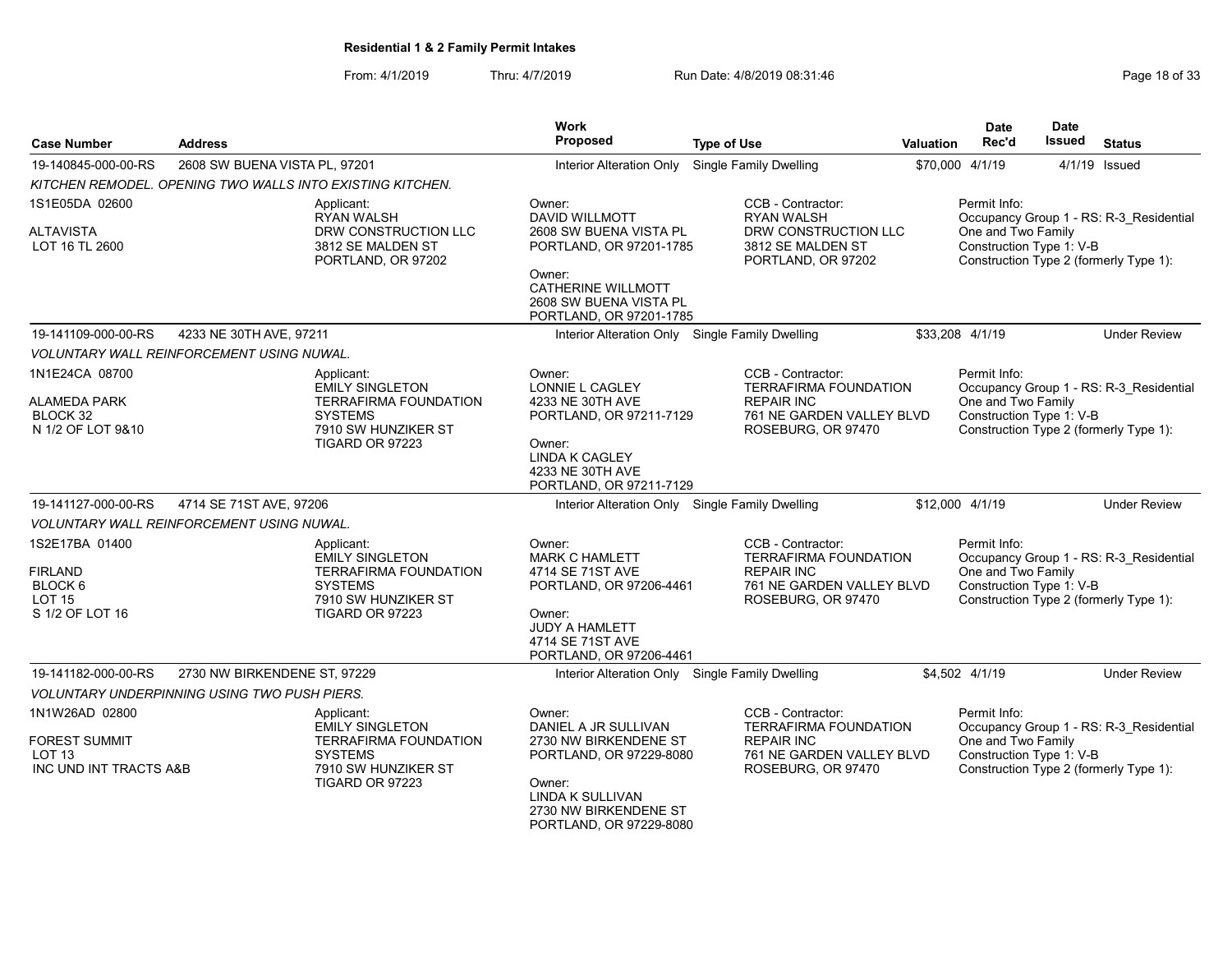**Residential 1 & 2 Family Permit Intakes**

From: 4/1/2019 Thru: 4/7/2019 Run Date: 4/8/2019 08:31:46

| Case Number | Address | Work Proposed | Type of Use | Valuation | Date Rec'd | Date Issued | Status |
|---|---|---|---|---|---|---|---|
| 19-140845-000-00-RS | 2608 SW BUENA VISTA PL, 97201 | Interior Alteration Only | Single Family Dwelling | $70,000 | 4/1/19 | 4/1/19 | Issued |

KITCHEN REMODEL. OPENING TWO WALLS INTO EXISTING KITCHEN.

1S1E05DA 02600
ALTAVISTA
LOT 16 TL 2600

Applicant:
RYAN WALSH
DRW CONSTRUCTION LLC
3812 SE MALDEN ST
PORTLAND, OR 97202

Owner:
DAVID WILLMOTT
2608 SW BUENA VISTA PL
PORTLAND, OR 97201-1785

Owner:
CATHERINE WILLMOTT
2608 SW BUENA VISTA PL
PORTLAND, OR 97201-1785

CCB - Contractor:
RYAN WALSH
DRW CONSTRUCTION LLC
3812 SE MALDEN ST
PORTLAND, OR 97202

Permit Info:
Occupancy Group 1 - RS: R-3_Residential One and Two Family
Construction Type 1: V-B
Construction Type 2 (formerly Type 1):

---

| Case Number | Address | Work Proposed | Type of Use | Valuation | Date Rec'd | Date Issued | Status |
|---|---|---|---|---|---|---|---|
| 19-141109-000-00-RS | 4233 NE 30TH AVE, 97211 | Interior Alteration Only | Single Family Dwelling | $33,208 | 4/1/19 | | Under Review |

VOLUNTARY WALL REINFORCEMENT USING NUWAL.

1N1E24CA 08700
ALAMEDA PARK
BLOCK 32
N 1/2 OF LOT 9&10

Applicant:
EMILY SINGLETON
TERRAFIRMA FOUNDATION SYSTEMS
7910 SW HUNZIKER ST
TIGARD OR 97223

Owner:
LONNIE L CAGLEY
4233 NE 30TH AVE
PORTLAND, OR 97211-7129

Owner:
LINDA K CAGLEY
4233 NE 30TH AVE
PORTLAND, OR 97211-7129

CCB - Contractor:
TERRAFIRMA FOUNDATION REPAIR INC
761 NE GARDEN VALLEY BLVD
ROSEBURG, OR 97470

Permit Info:
Occupancy Group 1 - RS: R-3_Residential One and Two Family
Construction Type 1: V-B
Construction Type 2 (formerly Type 1):

---

| Case Number | Address | Work Proposed | Type of Use | Valuation | Date Rec'd | Date Issued | Status |
|---|---|---|---|---|---|---|---|
| 19-141127-000-00-RS | 4714 SE 71ST AVE, 97206 | Interior Alteration Only | Single Family Dwelling | $12,000 | 4/1/19 | | Under Review |

VOLUNTARY WALL REINFORCEMENT USING NUWAL.

1S2E17BA 01400
FIRLAND
BLOCK 6
LOT 15
S 1/2 OF LOT 16

Applicant:
EMILY SINGLETON
TERRAFIRMA FOUNDATION SYSTEMS
7910 SW HUNZIKER ST
TIGARD OR 97223

Owner:
MARK C HAMLETT
4714 SE 71ST AVE
PORTLAND, OR 97206-4461

Owner:
JUDY A HAMLETT
4714 SE 71ST AVE
PORTLAND, OR 97206-4461

CCB - Contractor:
TERRAFIRMA FOUNDATION REPAIR INC
761 NE GARDEN VALLEY BLVD
ROSEBURG, OR 97470

Permit Info:
Occupancy Group 1 - RS: R-3_Residential One and Two Family
Construction Type 1: V-B
Construction Type 2 (formerly Type 1):

---

| Case Number | Address | Work Proposed | Type of Use | Valuation | Date Rec'd | Date Issued | Status |
|---|---|---|---|---|---|---|---|
| 19-141182-000-00-RS | 2730 NW BIRKENDENE ST, 97229 | Interior Alteration Only | Single Family Dwelling | $4,502 | 4/1/19 | | Under Review |

VOLUNTARY UNDERPINNING USING TWO PUSH PIERS.

1N1W26AD 02800
FOREST SUMMIT
LOT 13
INC UND INT TRACTS A&B

Applicant:
EMILY SINGLETON
TERRAFIRMA FOUNDATION SYSTEMS
7910 SW HUNZIKER ST
TIGARD OR 97223

Owner:
DANIEL A JR SULLIVAN
2730 NW BIRKENDENE ST
PORTLAND, OR 97229-8080

Owner:
LINDA K SULLIVAN
2730 NW BIRKENDENE ST
PORTLAND, OR 97229-8080

CCB - Contractor:
TERRAFIRMA FOUNDATION REPAIR INC
761 NE GARDEN VALLEY BLVD
ROSEBURG, OR 97470

Permit Info:
Occupancy Group 1 - RS: R-3_Residential One and Two Family
Construction Type 1: V-B
Construction Type 2 (formerly Type 1):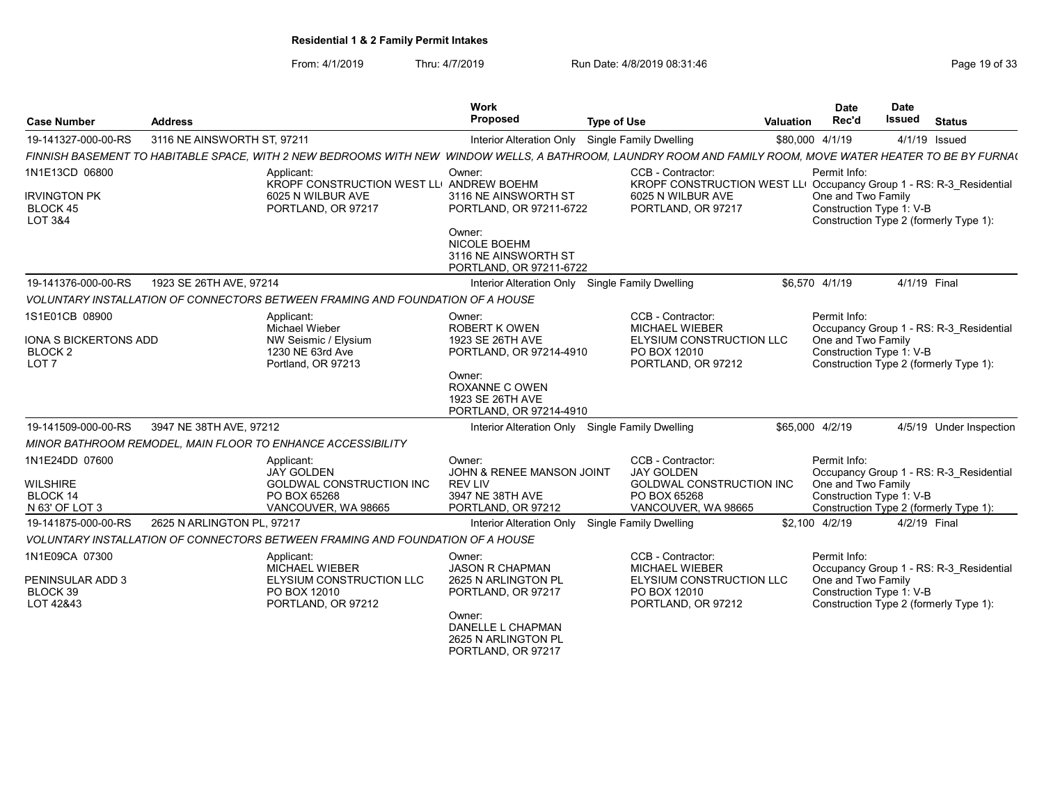# Residential 1 & 2 Family Permit Intakes

From: 4/1/2019 Thru: 4/7/2019 Run Date: 4/8/2019 08:31:46

| Case Number | Address | Work Proposed | Type of Use | Valuation | Date Rec'd | Date Issued | Status |
|---|---|---|---|---|---|---|---|
| 19-141327-000-00-RS | 3116 NE AINSWORTH ST, 97211 | Interior Alteration Only | Single Family Dwelling | $80,000 | 4/1/19 | 4/1/19 | Issued |

*FINNISH BASEMENT TO HABITABLE SPACE, WITH 2 NEW BEDROOMS WITH NEW WINDOW WELLS, A BATHROOM, LAUNDRY ROOM AND FAMILY ROOM, MOVE WATER HEATER TO BE BY FURNA(*

1N1E13CD 06800
IRVINGTON PK
BLOCK 45
LOT 3&4

Applicant:
KROPF CONSTRUCTION WEST LL(
6025 N WILBUR AVE
PORTLAND, OR 97217

Owner:
ANDREW BOEHM
3116 NE AINSWORTH ST
PORTLAND, OR 97211-6722

Owner:
NICOLE BOEHM
3116 NE AINSWORTH ST
PORTLAND, OR 97211-6722

CCB - Contractor:
KROPF CONSTRUCTION WEST LL(
6025 N WILBUR AVE
PORTLAND, OR 97217

Permit Info:
Occupancy Group 1 - RS: R-3_Residential One and Two Family
Construction Type 1: V-B
Construction Type 2 (formerly Type 1):

| Case Number | Address | Work Proposed | Type of Use | Valuation | Date Rec'd | Date Issued | Status |
|---|---|---|---|---|---|---|---|
| 19-141376-000-00-RS | 1923 SE 26TH AVE, 97214 | Interior Alteration Only | Single Family Dwelling | $6,570 | 4/1/19 | 4/1/19 | Final |

*VOLUNTARY INSTALLATION OF CONNECTORS BETWEEN FRAMING AND FOUNDATION OF A HOUSE*

1S1E01CB 08900
IONA S BICKERTONS ADD
BLOCK 2
LOT 7

Applicant:
Michael Wieber
NW Seismic / Elysium
1230 NE 63rd Ave
Portland, OR 97213

Owner:
ROBERT K OWEN
1923 SE 26TH AVE
PORTLAND, OR 97214-4910

Owner:
ROXANNE C OWEN
1923 SE 26TH AVE
PORTLAND, OR 97214-4910

CCB - Contractor:
MICHAEL WIEBER
ELYSIUM CONSTRUCTION LLC
PO BOX 12010
PORTLAND, OR 97212

Permit Info:
Occupancy Group 1 - RS: R-3_Residential One and Two Family
Construction Type 1: V-B
Construction Type 2 (formerly Type 1):

| Case Number | Address | Work Proposed | Type of Use | Valuation | Date Rec'd | Date Issued | Status |
|---|---|---|---|---|---|---|---|
| 19-141509-000-00-RS | 3947 NE 38TH AVE, 97212 | Interior Alteration Only | Single Family Dwelling | $65,000 | 4/2/19 | 4/5/19 | Under Inspection |

*MINOR BATHROOM REMODEL, MAIN FLOOR TO ENHANCE ACCESSIBILITY*

1N1E24DD 07600
WILSHIRE
BLOCK 14
N 63' OF LOT 3

Applicant:
JAY GOLDEN
GOLDWAL CONSTRUCTION INC
PO BOX 65268
VANCOUVER, WA 98665

Owner:
JOHN & RENEE MANSON JOINT REV LIV
3947 NE 38TH AVE
PORTLAND, OR 97212

CCB - Contractor:
JAY GOLDEN
GOLDWAL CONSTRUCTION INC
PO BOX 65268
VANCOUVER, WA 98665

Permit Info:
Occupancy Group 1 - RS: R-3_Residential One and Two Family
Construction Type 1: V-B
Construction Type 2 (formerly Type 1):

| Case Number | Address | Work Proposed | Type of Use | Valuation | Date Rec'd | Date Issued | Status |
|---|---|---|---|---|---|---|---|
| 19-141875-000-00-RS | 2625 N ARLINGTON PL, 97217 | Interior Alteration Only | Single Family Dwelling | $2,100 | 4/2/19 | 4/2/19 | Final |

*VOLUNTARY INSTALLATION OF CONNECTORS BETWEEN FRAMING AND FOUNDATION OF A HOUSE*

1N1E09CA 07300
PENINSULAR ADD 3
BLOCK 39
LOT 42&43

Applicant:
MICHAEL WIEBER
ELYSIUM CONSTRUCTION LLC
PO BOX 12010
PORTLAND, OR 97212

Owner:
JASON R CHAPMAN
2625 N ARLINGTON PL
PORTLAND, OR 97217

Owner:
DANELLE L CHAPMAN
2625 N ARLINGTON PL
PORTLAND, OR 97217

CCB - Contractor:
MICHAEL WIEBER
ELYSIUM CONSTRUCTION LLC
PO BOX 12010
PORTLAND, OR 97212

Permit Info:
Occupancy Group 1 - RS: R-3_Residential One and Two Family
Construction Type 1: V-B
Construction Type 2 (formerly Type 1):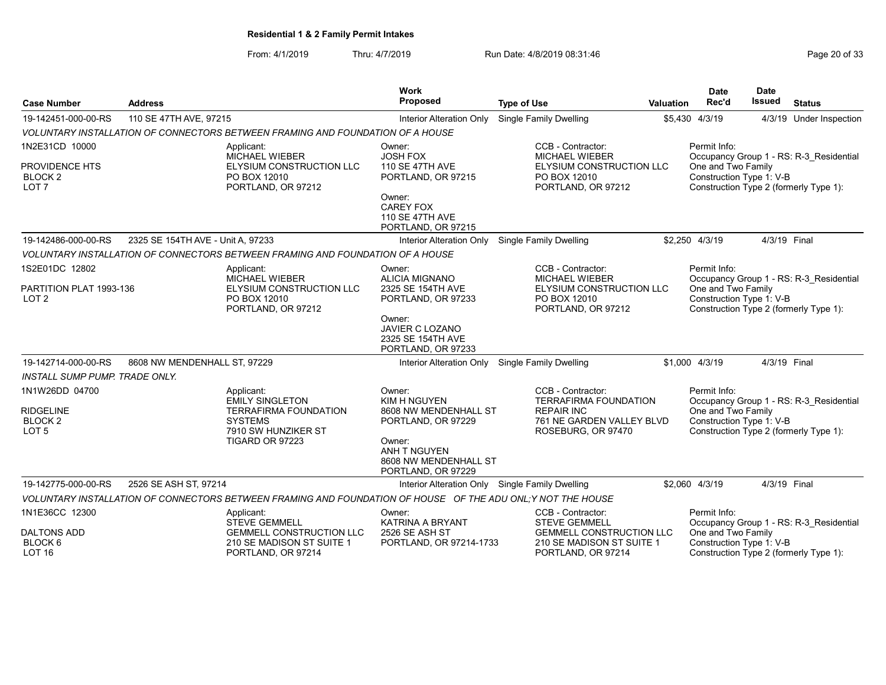**Residential 1 & 2 Family Permit Intakes**

From: 4/1/2019 Thru: 4/7/2019 Run Date: 4/8/2019 08:31:46

| Case Number | Address | Work Proposed | Type of Use | Valuation | Date Rec'd | Date Issued | Status |
|---|---|---|---|---|---|---|---|
| 19-142451-000-00-RS | 110 SE 47TH AVE, 97215 | Interior Alteration Only | Single Family Dwelling | $5,430 | 4/3/19 | 4/3/19 | Under Inspection |

*VOLUNTARY INSTALLATION OF CONNECTORS BETWEEN FRAMING AND FOUNDATION OF A HOUSE*

1N2E31CD 10000
PROVIDENCE HTS
BLOCK 2
LOT 7

Applicant:
MICHAEL WIEBER
ELYSIUM CONSTRUCTION LLC
PO BOX 12010
PORTLAND, OR 97212

Owner:
JOSH FOX
110 SE 47TH AVE
PORTLAND, OR 97215

Owner:
CAREY FOX
110 SE 47TH AVE
PORTLAND, OR 97215

CCB - Contractor:
MICHAEL WIEBER
ELYSIUM CONSTRUCTION LLC
PO BOX 12010
PORTLAND, OR 97212

Permit Info:
Occupancy Group 1 - RS: R-3_Residential One and Two Family
Construction Type 1: V-B
Construction Type 2 (formerly Type 1):

---

| Case Number | Address | Work Proposed | Type of Use | Valuation | Date Rec'd | Date Issued | Status |
|---|---|---|---|---|---|---|---|
| 19-142486-000-00-RS | 2325 SE 154TH AVE - Unit A, 97233 | Interior Alteration Only | Single Family Dwelling | $2,250 | 4/3/19 | 4/3/19 | Final |

*VOLUNTARY INSTALLATION OF CONNECTORS BETWEEN FRAMING AND FOUNDATION OF A HOUSE*

1S2E01DC 12802
PARTITION PLAT 1993-136
LOT 2

Applicant:
MICHAEL WIEBER
ELYSIUM CONSTRUCTION LLC
PO BOX 12010
PORTLAND, OR 97212

Owner:
ALICIA MIGNANO
2325 SE 154TH AVE
PORTLAND, OR 97233

Owner:
JAVIER C LOZANO
2325 SE 154TH AVE
PORTLAND, OR 97233

CCB - Contractor:
MICHAEL WIEBER
ELYSIUM CONSTRUCTION LLC
PO BOX 12010
PORTLAND, OR 97212

Permit Info:
Occupancy Group 1 - RS: R-3_Residential One and Two Family
Construction Type 1: V-B
Construction Type 2 (formerly Type 1):

---

| Case Number | Address | Work Proposed | Type of Use | Valuation | Date Rec'd | Date Issued | Status |
|---|---|---|---|---|---|---|---|
| 19-142714-000-00-RS | 8608 NW MENDENHALL ST, 97229 | Interior Alteration Only | Single Family Dwelling | $1,000 | 4/3/19 | 4/3/19 | Final |

*INSTALL SUMP PUMP. TRADE ONLY.*

1N1W26DD 04700
RIDGELINE
BLOCK 2
LOT 5

Applicant:
EMILY SINGLETON
TERRAFIRMA FOUNDATION SYSTEMS
7910 SW HUNZIKER ST
TIGARD OR 97223

Owner:
KIM H NGUYEN
8608 NW MENDENHALL ST
PORTLAND, OR 97229

Owner:
ANH T NGUYEN
8608 NW MENDENHALL ST
PORTLAND, OR 97229

CCB - Contractor:
TERRAFIRMA FOUNDATION REPAIR INC
761 NE GARDEN VALLEY BLVD
ROSEBURG, OR 97470

Permit Info:
Occupancy Group 1 - RS: R-3_Residential One and Two Family
Construction Type 1: V-B
Construction Type 2 (formerly Type 1):

---

| Case Number | Address | Work Proposed | Type of Use | Valuation | Date Rec'd | Date Issued | Status |
|---|---|---|---|---|---|---|---|
| 19-142775-000-00-RS | 2526 SE ASH ST, 97214 | Interior Alteration Only | Single Family Dwelling | $2,060 | 4/3/19 | 4/3/19 | Final |

*VOLUNTARY INSTALLATION OF CONNECTORS BETWEEN FRAMING AND FOUNDATION OF HOUSE OF THE ADU ONL;Y NOT THE HOUSE*

1N1E36CC 12300
DALTONS ADD
BLOCK 6
LOT 16

Applicant:
STEVE GEMMELL
GEMMELL CONSTRUCTION LLC
210 SE MADISON ST SUITE 1
PORTLAND, OR 97214

Owner:
KATRINA A BRYANT
2526 SE ASH ST
PORTLAND, OR 97214-1733

CCB - Contractor:
STEVE GEMMELL
GEMMELL CONSTRUCTION LLC
210 SE MADISON ST SUITE 1
PORTLAND, OR 97214

Permit Info:
Occupancy Group 1 - RS: R-3_Residential One and Two Family
Construction Type 1: V-B
Construction Type 2 (formerly Type 1):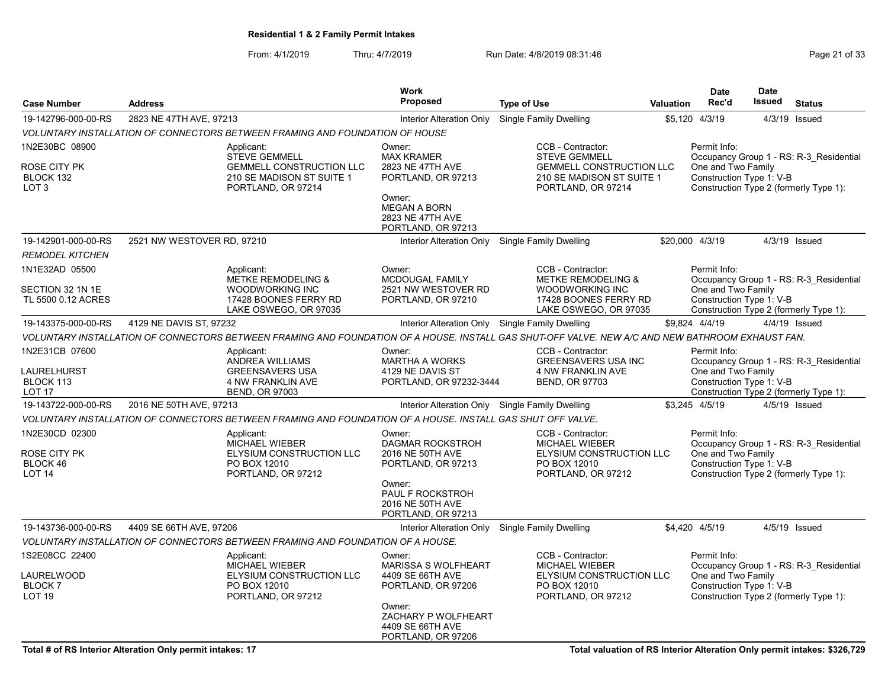**Residential 1 & 2 Family Permit Intakes**

From: 4/1/2019 Thru: 4/7/2019 Run Date: 4/8/2019 08:31:46

| Case Number | Address | Work Proposed | Type of Use | Valuation | Date Rec'd | Date Issued | Status |
|---|---|---|---|---|---|---|---|
| 19-142796-000-00-RS | 2823 NE 47TH AVE, 97213 | Interior Alteration Only | Single Family Dwelling | $5,120 | 4/3/19 | 4/3/19 | Issued |

*VOLUNTARY INSTALLATION OF CONNECTORS BETWEEN FRAMING AND FOUNDATION OF HOUSE*

| | | | | |
|---|---|---|---|---|
| 1N2E30BC 08900<br><br>ROSE CITY PK<br>BLOCK 132<br>LOT 3 | Applicant:<br>STEVE GEMMELL<br>GEMMELL CONSTRUCTION LLC<br>210 SE MADISON ST SUITE 1<br>PORTLAND, OR 97214 | Owner:<br>MAX KRAMER<br>2823 NE 47TH AVE<br>PORTLAND, OR 97213<br><br>Owner:<br>MEGAN A BORN<br>2823 NE 47TH AVE<br>PORTLAND, OR 97213 | CCB - Contractor:<br>STEVE GEMMELL<br>GEMMELL CONSTRUCTION LLC<br>210 SE MADISON ST SUITE 1<br>PORTLAND, OR 97214 | Permit Info:<br>Occupancy Group 1 - RS: R-3_Residential One and Two Family<br>Construction Type 1: V-B<br>Construction Type 2 (formerly Type 1): |

| Case Number | Address | Work Proposed | Type of Use | Valuation | Date Rec'd | Date Issued | Status |
|---|---|---|---|---|---|---|---|
| 19-142901-000-00-RS | 2521 NW WESTOVER RD, 97210 | Interior Alteration Only | Single Family Dwelling | $20,000 | 4/3/19 | 4/3/19 | Issued |

*REMODEL KITCHEN*

| | | | | |
|---|---|---|---|---|
| 1N1E32AD 05500<br><br>SECTION 32 1N 1E<br>TL 5500 0.12 ACRES | Applicant:<br>METKE REMODELING & WOODWORKING INC<br>17428 BOONES FERRY RD<br>LAKE OSWEGO, OR 97035 | Owner:<br>MCDOUGAL FAMILY<br>2521 NW WESTOVER RD<br>PORTLAND, OR 97210 | CCB - Contractor:<br>METKE REMODELING & WOODWORKING INC<br>17428 BOONES FERRY RD<br>LAKE OSWEGO, OR 97035 | Permit Info:<br>Occupancy Group 1 - RS: R-3_Residential One and Two Family<br>Construction Type 1: V-B<br>Construction Type 2 (formerly Type 1): |

| Case Number | Address | Work Proposed | Type of Use | Valuation | Date Rec'd | Date Issued | Status |
|---|---|---|---|---|---|---|---|
| 19-143375-000-00-RS | 4129 NE DAVIS ST, 97232 | Interior Alteration Only | Single Family Dwelling | $9,824 | 4/4/19 | 4/4/19 | Issued |

*VOLUNTARY INSTALLATION OF CONNECTORS BETWEEN FRAMING AND FOUNDATION OF A HOUSE. INSTALL GAS SHUT-OFF VALVE. NEW A/C AND NEW BATHROOM EXHAUST FAN.*

| | | | | |
|---|---|---|---|---|
| 1N2E31CB 07600<br><br>LAURELHURST<br>BLOCK 113<br>LOT 17 | Applicant:<br>ANDREA WILLIAMS<br>GREENSAVERS USA<br>4 NW FRANKLIN AVE<br>BEND, OR 97003 | Owner:<br>MARTHA A WORKS<br>4129 NE DAVIS ST<br>PORTLAND, OR 97232-3444 | CCB - Contractor:<br>GREENSAVERS USA INC<br>4 NW FRANKLIN AVE<br>BEND, OR 97703 | Permit Info:<br>Occupancy Group 1 - RS: R-3_Residential One and Two Family<br>Construction Type 1: V-B<br>Construction Type 2 (formerly Type 1): |

| Case Number | Address | Work Proposed | Type of Use | Valuation | Date Rec'd | Date Issued | Status |
|---|---|---|---|---|---|---|---|
| 19-143722-000-00-RS | 2016 NE 50TH AVE, 97213 | Interior Alteration Only | Single Family Dwelling | $3,245 | 4/5/19 | 4/5/19 | Issued |

*VOLUNTARY INSTALLATION OF CONNECTORS BETWEEN FRAMING AND FOUNDATION OF A HOUSE. INSTALL GAS SHUT OFF VALVE.*

| | | | | |
|---|---|---|---|---|
| 1N2E30CD 02300<br><br>ROSE CITY PK<br>BLOCK 46<br>LOT 14 | Applicant:<br>MICHAEL WIEBER<br>ELYSIUM CONSTRUCTION LLC<br>PO BOX 12010<br>PORTLAND, OR 97212 | Owner:<br>DAGMAR ROCKSTROH<br>2016 NE 50TH AVE<br>PORTLAND, OR 97213<br><br>Owner:<br>PAUL F ROCKSTROH<br>2016 NE 50TH AVE<br>PORTLAND, OR 97213 | CCB - Contractor:<br>MICHAEL WIEBER<br>ELYSIUM CONSTRUCTION LLC<br>PO BOX 12010<br>PORTLAND, OR 97212 | Permit Info:<br>Occupancy Group 1 - RS: R-3_Residential One and Two Family<br>Construction Type 1: V-B<br>Construction Type 2 (formerly Type 1): |

| Case Number | Address | Work Proposed | Type of Use | Valuation | Date Rec'd | Date Issued | Status |
|---|---|---|---|---|---|---|---|
| 19-143736-000-00-RS | 4409 SE 66TH AVE, 97206 | Interior Alteration Only | Single Family Dwelling | $4,420 | 4/5/19 | 4/5/19 | Issued |

*VOLUNTARY INSTALLATION OF CONNECTORS BETWEEN FRAMING AND FOUNDATION OF A HOUSE.*

| | | | | |
|---|---|---|---|---|
| 1S2E08CC 22400<br><br>LAURELWOOD<br>BLOCK 7<br>LOT 19 | Applicant:<br>MICHAEL WIEBER<br>ELYSIUM CONSTRUCTION LLC<br>PO BOX 12010<br>PORTLAND, OR 97212 | Owner:<br>MARISSA S WOLFHEART<br>4409 SE 66TH AVE<br>PORTLAND, OR 97206<br><br>Owner:<br>ZACHARY P WOLFHEART<br>4409 SE 66TH AVE<br>PORTLAND, OR 97206 | CCB - Contractor:<br>MICHAEL WIEBER<br>ELYSIUM CONSTRUCTION LLC<br>PO BOX 12010<br>PORTLAND, OR 97212 | Permit Info:<br>Occupancy Group 1 - RS: R-3_Residential One and Two Family<br>Construction Type 1: V-B<br>Construction Type 2 (formerly Type 1): |

**Total # of RS Interior Alteration Only permit intakes: 17**

**Total valuation of RS Interior Alteration Only permit intakes: $326,729**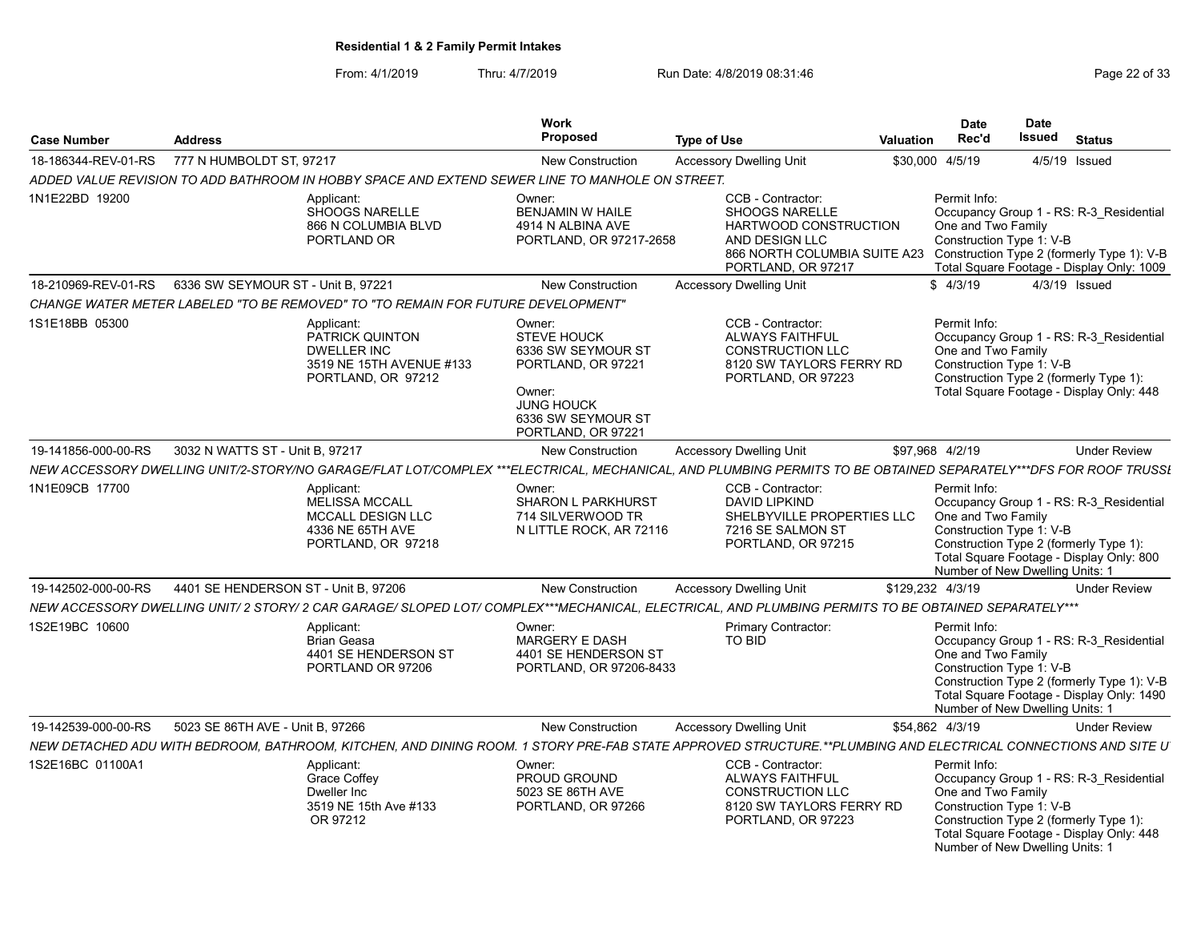**Residential 1 & 2 Family Permit Intakes**

From: 4/1/2019 Thru: 4/7/2019 Run Date: 4/8/2019 08:31:46

| Case Number | Address | Work Proposed | Type of Use | Valuation | Date Rec'd | Date Issued | Status |
|---|---|---|---|---|---|---|---|
| 18-186344-REV-01-RS | 777 N HUMBOLDT ST, 97217 | New Construction | Accessory Dwelling Unit | $30,000 | 4/5/19 | 4/5/19 | Issued |
| ADDED VALUE REVISION TO ADD BATHROOM IN HOBBY SPACE AND EXTEND SEWER LINE TO MANHOLE ON STREET. | | | | | | | |
| 1N1E22BD 19200 | Applicant: SHOOGS NARELLE 866 N COLUMBIA BLVD PORTLAND OR | Owner: BENJAMIN W HAILE 4914 N ALBINA AVE PORTLAND, OR 97217-2658 | CCB - Contractor: SHOOGS NARELLE HARTWOOD CONSTRUCTION AND DESIGN LLC 866 NORTH COLUMBIA SUITE A23 PORTLAND, OR 97217 | | Permit Info: Occupancy Group 1 - RS: R-3_Residential One and Two Family Construction Type 1: V-B Construction Type 2 (formerly Type 1): V-B Total Square Footage - Display Only: 1009 | | |
| 18-210969-REV-01-RS | 6336 SW SEYMOUR ST - Unit B, 97221 | New Construction | Accessory Dwelling Unit | $ | 4/3/19 | 4/3/19 | Issued |
| CHANGE WATER METER LABELED "TO BE REMOVED" TO "TO REMAIN FOR FUTURE DEVELOPMENT" | | | | | | | |
| 1S1E18BB 05300 | Applicant: PATRICK QUINTON DWELLER INC 3519 NE 15TH AVENUE #133 PORTLAND, OR 97212 | Owner: STEVE HOUCK 6336 SW SEYMOUR ST PORTLAND, OR 97221 Owner: JUNG HOUCK 6336 SW SEYMOUR ST PORTLAND, OR 97221 | CCB - Contractor: ALWAYS FAITHFUL CONSTRUCTION LLC 8120 SW TAYLORS FERRY RD PORTLAND, OR 97223 | | Permit Info: Occupancy Group 1 - RS: R-3_Residential One and Two Family Construction Type 1: V-B Construction Type 2 (formerly Type 1): Total Square Footage - Display Only: 448 | | |
| 19-141856-000-00-RS | 3032 N WATTS ST - Unit B, 97217 | New Construction | Accessory Dwelling Unit | $97,968 | 4/2/19 | | Under Review |
| NEW ACCESSORY DWELLING UNIT/2-STORY/NO GARAGE/FLAT LOT/COMPLEX ***ELECTRICAL, MECHANICAL, AND PLUMBING PERMITS TO BE OBTAINED SEPARATELY***DFS FOR ROOF TRUSSI | | | | | | | |
| 1N1E09CB 17700 | Applicant: MELISSA MCCALL MCCALL DESIGN LLC 4336 NE 65TH AVE PORTLAND, OR 97218 | Owner: SHARON L PARKHURST 714 SILVERWOOD TR N LITTLE ROCK, AR 72116 | CCB - Contractor: DAVID LIPKIND SHELBYVILLE PROPERTIES LLC 7216 SE SALMON ST PORTLAND, OR 97215 | | Permit Info: Occupancy Group 1 - RS: R-3_Residential One and Two Family Construction Type 1: V-B Construction Type 2 (formerly Type 1): Total Square Footage - Display Only: 800 Number of New Dwelling Units: 1 | | |
| 19-142502-000-00-RS | 4401 SE HENDERSON ST - Unit B, 97206 | New Construction | Accessory Dwelling Unit | $129,232 | 4/3/19 | | Under Review |
| NEW ACCESSORY DWELLING UNIT/ 2 STORY/ 2 CAR GARAGE/ SLOPED LOT/ COMPLEX***MECHANICAL, ELECTRICAL, AND PLUMBING PERMITS TO BE OBTAINED SEPARATELY*** | | | | | | | |
| 1S2E19BC 10600 | Applicant: Brian Geasa 4401 SE HENDERSON ST PORTLAND OR 97206 | Owner: MARGERY E DASH 4401 SE HENDERSON ST PORTLAND, OR 97206-8433 | Primary Contractor: TO BID | | Permit Info: Occupancy Group 1 - RS: R-3_Residential One and Two Family Construction Type 1: V-B Construction Type 2 (formerly Type 1): V-B Total Square Footage - Display Only: 1490 Number of New Dwelling Units: 1 | | |
| 19-142539-000-00-RS | 5023 SE 86TH AVE - Unit B, 97266 | New Construction | Accessory Dwelling Unit | $54,862 | 4/3/19 | | Under Review |
| NEW DETACHED ADU WITH BEDROOM, BATHROOM, KITCHEN, AND DINING ROOM. 1 STORY PRE-FAB STATE APPROVED STRUCTURE.**PLUMBING AND ELECTRICAL CONNECTIONS AND SITE U | | | | | | | |
| 1S2E16BC 01100A1 | Applicant: Grace Coffey Dweller Inc 3519 NE 15th Ave #133 OR 97212 | Owner: PROUD GROUND 5023 SE 86TH AVE PORTLAND, OR 97266 | CCB - Contractor: ALWAYS FAITHFUL CONSTRUCTION LLC 8120 SW TAYLORS FERRY RD PORTLAND, OR 97223 | | Permit Info: Occupancy Group 1 - RS: R-3_Residential One and Two Family Construction Type 1: V-B Construction Type 2 (formerly Type 1): Total Square Footage - Display Only: 448 Number of New Dwelling Units: 1 | | |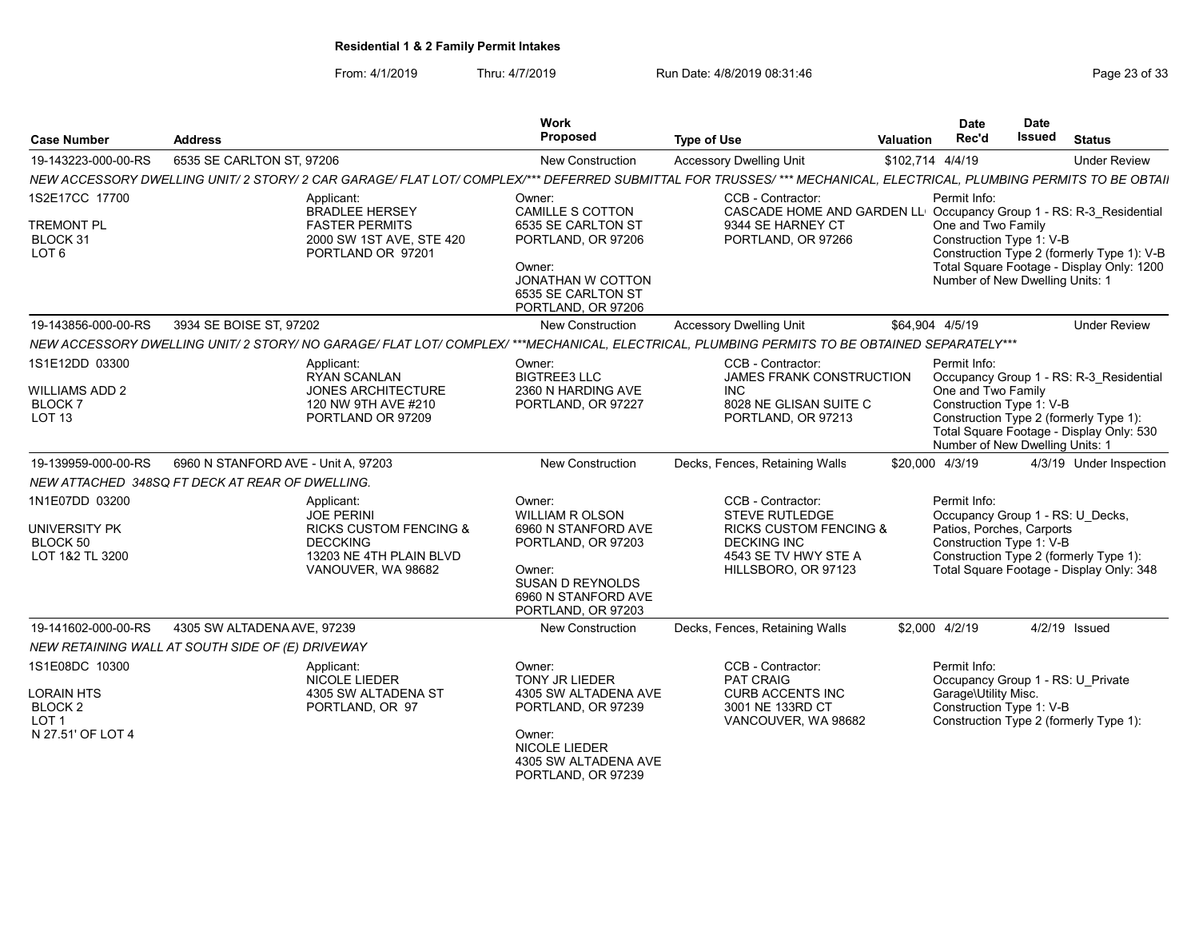**Residential 1 & 2 Family Permit Intakes**

From: 4/1/2019 Thru: 4/7/2019 Run Date: 4/8/2019 08:31:46

| Case Number | Address | Work Proposed | Type of Use | Valuation | Date Rec'd | Date Issued | Status |
|---|---|---|---|---|---|---|---|
| 19-143223-000-00-RS | 6535 SE CARLTON ST, 97206 | New Construction | Accessory Dwelling Unit | $102,714 | 4/4/19 | | Under Review |

*NEW ACCESSORY DWELLING UNIT/ 2 STORY/ 2 CAR GARAGE/ FLAT LOT/ COMPLEX/\*\*\* DEFERRED SUBMITTAL FOR TRUSSES/ \*\*\* MECHANICAL, ELECTRICAL, PLUMBING PERMITS TO BE OBTAI*

1S2E17CC 17700
TREMONT PL
BLOCK 31
LOT 6

Applicant: BRADLEE HERSEY, FASTER PERMITS, 2000 SW 1ST AVE, STE 420, PORTLAND OR 97201

Owner: CAMILLE S COTTON, 6535 SE CARLTON ST, PORTLAND, OR 97206

Owner: JONATHAN W COTTON, 6535 SE CARLTON ST, PORTLAND, OR 97206

CCB - Contractor: CASCADE HOME AND GARDEN LL, 9344 SE HARNEY CT, PORTLAND, OR 97266

Permit Info:
Occupancy Group 1 - RS: R-3_Residential One and Two Family
Construction Type 1: V-B
Construction Type 2 (formerly Type 1): V-B
Total Square Footage - Display Only: 1200
Number of New Dwelling Units: 1

| Case Number | Address | Work Proposed | Type of Use | Valuation | Date Rec'd | Date Issued | Status |
|---|---|---|---|---|---|---|---|
| 19-143856-000-00-RS | 3934 SE BOISE ST, 97202 | New Construction | Accessory Dwelling Unit | $64,904 | 4/5/19 | | Under Review |

*NEW ACCESSORY DWELLING UNIT/ 2 STORY/ NO GARAGE/ FLAT LOT/ COMPLEX/ \*\*\*MECHANICAL, ELECTRICAL, PLUMBING PERMITS TO BE OBTAINED SEPARATELY\*\*\**

1S1E12DD 03300
WILLIAMS ADD 2
BLOCK 7
LOT 13

Applicant: RYAN SCANLAN, JONES ARCHITECTURE, 120 NW 9TH AVE #210, PORTLAND OR 97209

Owner: BIGTREE3 LLC, 2360 N HARDING AVE, PORTLAND, OR 97227

CCB - Contractor: JAMES FRANK CONSTRUCTION INC, 8028 NE GLISAN SUITE C, PORTLAND, OR 97213

Permit Info:
Occupancy Group 1 - RS: R-3_Residential One and Two Family
Construction Type 1: V-B
Construction Type 2 (formerly Type 1):
Total Square Footage - Display Only: 530
Number of New Dwelling Units: 1

| Case Number | Address | Work Proposed | Type of Use | Valuation | Date Rec'd | Date Issued | Status |
|---|---|---|---|---|---|---|---|
| 19-139959-000-00-RS | 6960 N STANFORD AVE - Unit A, 97203 | New Construction | Decks, Fences, Retaining Walls | $20,000 | 4/3/19 | 4/3/19 | Under Inspection |

*NEW ATTACHED 348SQ FT DECK AT REAR OF DWELLING.*

1N1E07DD 03200
UNIVERSITY PK
BLOCK 50
LOT 1&2 TL 3200

Applicant: JOE PERINI, RICKS CUSTOM FENCING & DECCKING, 13203 NE 4TH PLAIN BLVD, VANOUVER, WA 98682

Owner: WILLIAM R OLSON, 6960 N STANFORD AVE, PORTLAND, OR 97203

Owner: SUSAN D REYNOLDS, 6960 N STANFORD AVE, PORTLAND, OR 97203

CCB - Contractor: STEVE RUTLEDGE, RICKS CUSTOM FENCING & DECKING INC, 4543 SE TV HWY STE A, HILLSBORO, OR 97123

Permit Info:
Occupancy Group 1 - RS: U_Decks, Patios, Porches, Carports
Construction Type 1: V-B
Construction Type 2 (formerly Type 1):
Total Square Footage - Display Only: 348

| Case Number | Address | Work Proposed | Type of Use | Valuation | Date Rec'd | Date Issued | Status |
|---|---|---|---|---|---|---|---|
| 19-141602-000-00-RS | 4305 SW ALTADENA AVE, 97239 | New Construction | Decks, Fences, Retaining Walls | $2,000 | 4/2/19 | 4/2/19 | Issued |

*NEW RETAINING WALL AT SOUTH SIDE OF (E) DRIVEWAY*

1S1E08DC 10300
LORAIN HTS
BLOCK 2
LOT 1
N 27.51' OF LOT 4

Applicant: NICOLE LIEDER, 4305 SW ALTADENA ST, PORTLAND, OR 97

Owner: TONY JR LIEDER, 4305 SW ALTADENA AVE, PORTLAND, OR 97239

Owner: NICOLE LIEDER, 4305 SW ALTADENA AVE, PORTLAND, OR 97239

CCB - Contractor: PAT CRAIG, CURB ACCENTS INC, 3001 NE 133RD CT, VANCOUVER, WA 98682

Permit Info:
Occupancy Group 1 - RS: U_Private Garage\Utility Misc.
Construction Type 1: V-B
Construction Type 2 (formerly Type 1):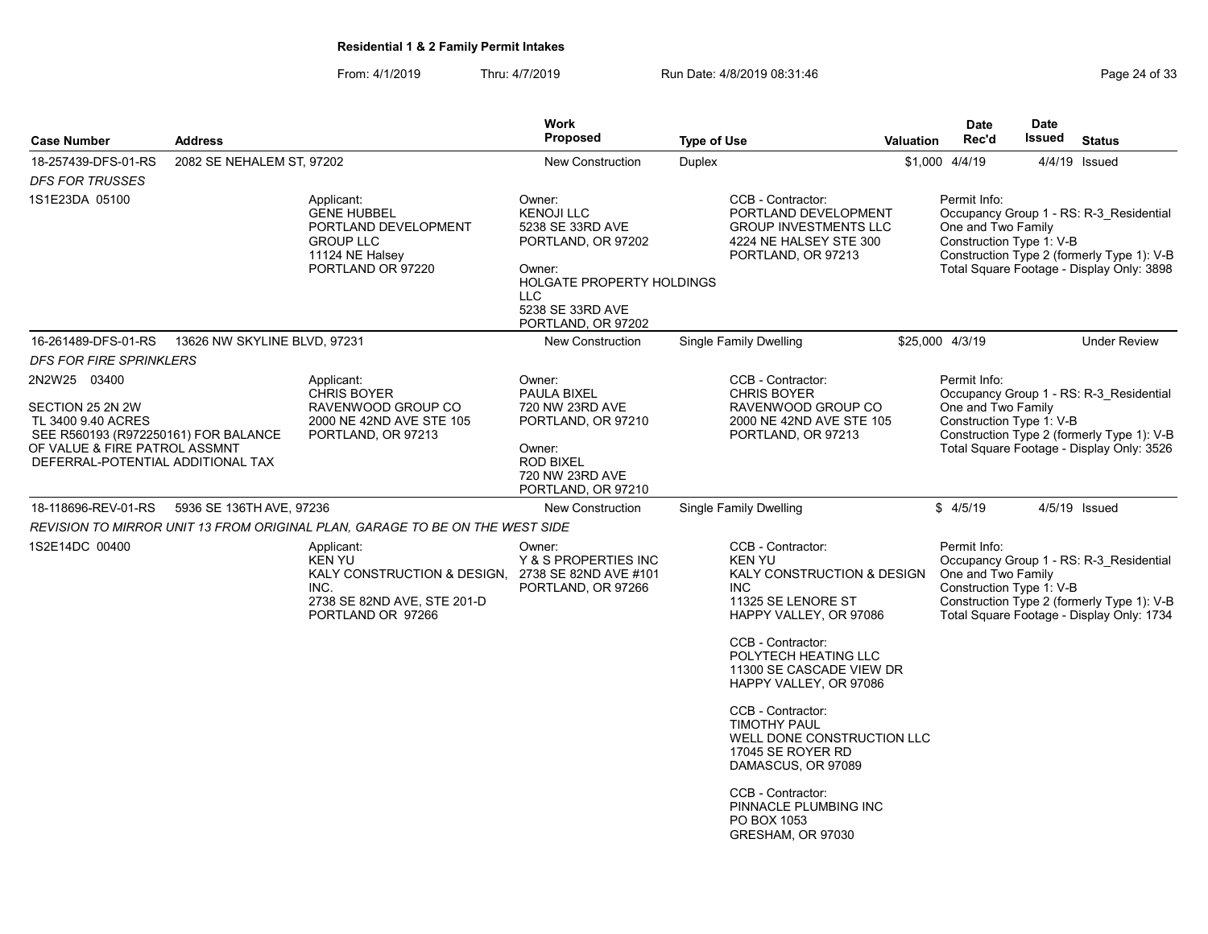**Residential 1 & 2 Family Permit Intakes**

From: 4/1/2019 Thru: 4/7/2019 Run Date: 4/8/2019 08:31:46

| Case Number | Address | Work Proposed | Type of Use | Valuation | Date Rec'd | Date Issued | Status |
|---|---|---|---|---|---|---|---|
| 18-257439-DFS-01-RS | 2082 SE NEHALEM ST, 97202 | New Construction | Duplex | $1,000 | 4/4/19 | 4/4/19 | Issued |

*DFS FOR TRUSSES*

1S1E23DA 05100

Applicant:
GENE HUBBEL
PORTLAND DEVELOPMENT GROUP LLC
11124 NE Halsey
PORTLAND OR 97220

Owner:
KENOJI LLC
5238 SE 33RD AVE
PORTLAND, OR 97202

Owner:
HOLGATE PROPERTY HOLDINGS LLC
5238 SE 33RD AVE
PORTLAND, OR 97202

CCB - Contractor:
PORTLAND DEVELOPMENT GROUP INVESTMENTS LLC
4224 NE HALSEY STE 300
PORTLAND, OR 97213

Permit Info:
Occupancy Group 1 - RS: R-3_Residential One and Two Family
Construction Type 1: V-B
Construction Type 2 (formerly Type 1): V-B
Total Square Footage - Display Only: 3898

| Case Number | Address | Work Proposed | Type of Use | Valuation | Date Rec'd | Date Issued | Status |
|---|---|---|---|---|---|---|---|
| 16-261489-DFS-01-RS | 13626 NW SKYLINE BLVD, 97231 | New Construction | Single Family Dwelling | $25,000 | 4/3/19 | | Under Review |

*DFS FOR FIRE SPRINKLERS*

2N2W25 03400

SECTION 25 2N 2W
TL 3400 9.40 ACRES
SEE R560193 (R972250161) FOR BALANCE OF VALUE & FIRE PATROL ASSMNT
DEFERRAL-POTENTIAL ADDITIONAL TAX

Applicant:
CHRIS BOYER
RAVENWOOD GROUP CO
2000 NE 42ND AVE STE 105
PORTLAND, OR 97213

Owner:
PAULA BIXEL
720 NW 23RD AVE
PORTLAND, OR 97210

Owner:
ROD BIXEL
720 NW 23RD AVE
PORTLAND, OR 97210

CCB - Contractor:
CHRIS BOYER
RAVENWOOD GROUP CO
2000 NE 42ND AVE STE 105
PORTLAND, OR 97213

Permit Info:
Occupancy Group 1 - RS: R-3_Residential One and Two Family
Construction Type 1: V-B
Construction Type 2 (formerly Type 1): V-B
Total Square Footage - Display Only: 3526

| Case Number | Address | Work Proposed | Type of Use | Valuation | Date Rec'd | Date Issued | Status |
|---|---|---|---|---|---|---|---|
| 18-118696-REV-01-RS | 5936 SE 136TH AVE, 97236 | New Construction | Single Family Dwelling | $ | 4/5/19 | 4/5/19 | Issued |

*REVISION TO MIRROR UNIT 13 FROM ORIGINAL PLAN, GARAGE TO BE ON THE WEST SIDE*

1S2E14DC 00400

Applicant:
KEN YU
KALY CONSTRUCTION & DESIGN, INC.
2738 SE 82ND AVE, STE 201-D
PORTLAND OR 97266

Owner:
Y & S PROPERTIES INC
2738 SE 82ND AVE #101
PORTLAND, OR 97266

CCB - Contractor:
KEN YU
KALY CONSTRUCTION & DESIGN INC
11325 SE LENORE ST
HAPPY VALLEY, OR 97086

CCB - Contractor:
POLYTECH HEATING LLC
11300 SE CASCADE VIEW DR
HAPPY VALLEY, OR 97086

CCB - Contractor:
TIMOTHY PAUL
WELL DONE CONSTRUCTION LLC
17045 SE ROYER RD
DAMASCUS, OR 97089

CCB - Contractor:
PINNACLE PLUMBING INC
PO BOX 1053
GRESHAM, OR 97030

Permit Info:
Occupancy Group 1 - RS: R-3_Residential One and Two Family
Construction Type 1: V-B
Construction Type 2 (formerly Type 1): V-B
Total Square Footage - Display Only: 1734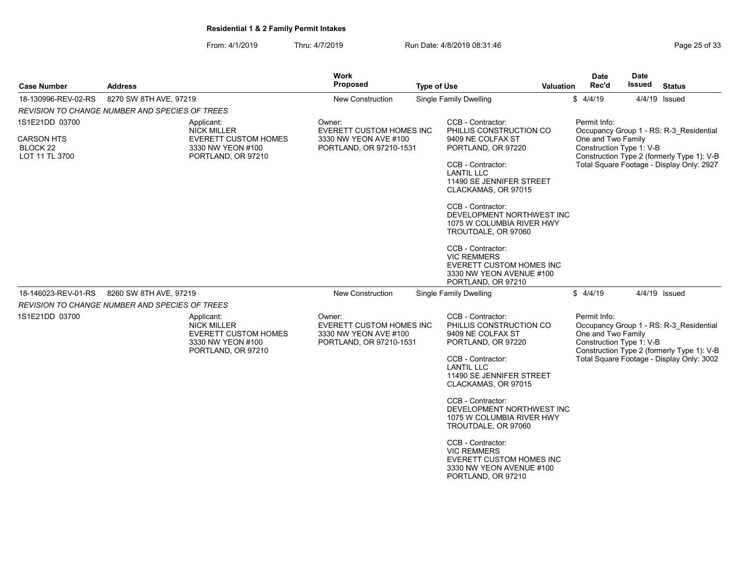**Residential 1 & 2 Family Permit Intakes**

From: 4/1/2019 Thru: 4/7/2019 Run Date: 4/8/2019 08:31:46

| Case Number | Address | Work Proposed | Type of Use | Valuation | Date Rec'd | Date Issued | Status |
|---|---|---|---|---|---|---|---|
| 18-130996-REV-02-RS | 8270 SW 8TH AVE, 97219 | New Construction | Single Family Dwelling | $ | 4/4/19 | 4/4/19 | Issued |

*REVISION TO CHANGE NUMBER AND SPECIES OF TREES*

1S1E21DD 03700

CARSON HTS
BLOCK 22
LOT 11 TL 3700

Applicant:
NICK MILLER
EVERETT CUSTOM HOMES
3330 NW YEON #100
PORTLAND, OR 97210

Owner:
EVERETT CUSTOM HOMES INC
3330 NW YEON AVE #100
PORTLAND, OR 97210-1531

CCB - Contractor:
PHILLIS CONSTRUCTION CO
9409 NE COLFAX ST
PORTLAND, OR 97220

CCB - Contractor:
LANTIL LLC
11490 SE JENNIFER STREET
CLACKAMAS, OR 97015

CCB - Contractor:
DEVELOPMENT NORTHWEST INC
1075 W COLUMBIA RIVER HWY
TROUTDALE, OR 97060

CCB - Contractor:
VIC REMMERS
EVERETT CUSTOM HOMES INC
3330 NW YEON AVENUE #100
PORTLAND, OR 97210

Permit Info:
Occupancy Group 1 - RS: R-3_Residential One and Two Family
Construction Type 1: V-B
Construction Type 2 (formerly Type 1): V-B
Total Square Footage - Display Only: 2927

| Case Number | Address | Work Proposed | Type of Use | Valuation | Date Rec'd | Date Issued | Status |
|---|---|---|---|---|---|---|---|
| 18-146023-REV-01-RS | 8260 SW 8TH AVE, 97219 | New Construction | Single Family Dwelling | $ | 4/4/19 | 4/4/19 | Issued |

*REVISION TO CHANGE NUMBER AND SPECIES OF TREES*

1S1E21DD 03700

Applicant:
NICK MILLER
EVERETT CUSTOM HOMES
3330 NW YEON #100
PORTLAND, OR 97210

Owner:
EVERETT CUSTOM HOMES INC
3330 NW YEON AVE #100
PORTLAND, OR 97210-1531

CCB - Contractor:
PHILLIS CONSTRUCTION CO
9409 NE COLFAX ST
PORTLAND, OR 97220

CCB - Contractor:
LANTIL LLC
11490 SE JENNIFER STREET
CLACKAMAS, OR 97015

CCB - Contractor:
DEVELOPMENT NORTHWEST INC
1075 W COLUMBIA RIVER HWY
TROUTDALE, OR 97060

CCB - Contractor:
VIC REMMERS
EVERETT CUSTOM HOMES INC
3330 NW YEON AVENUE #100
PORTLAND, OR 97210

Permit Info:
Occupancy Group 1 - RS: R-3_Residential One and Two Family
Construction Type 1: V-B
Construction Type 2 (formerly Type 1): V-B
Total Square Footage - Display Only: 3002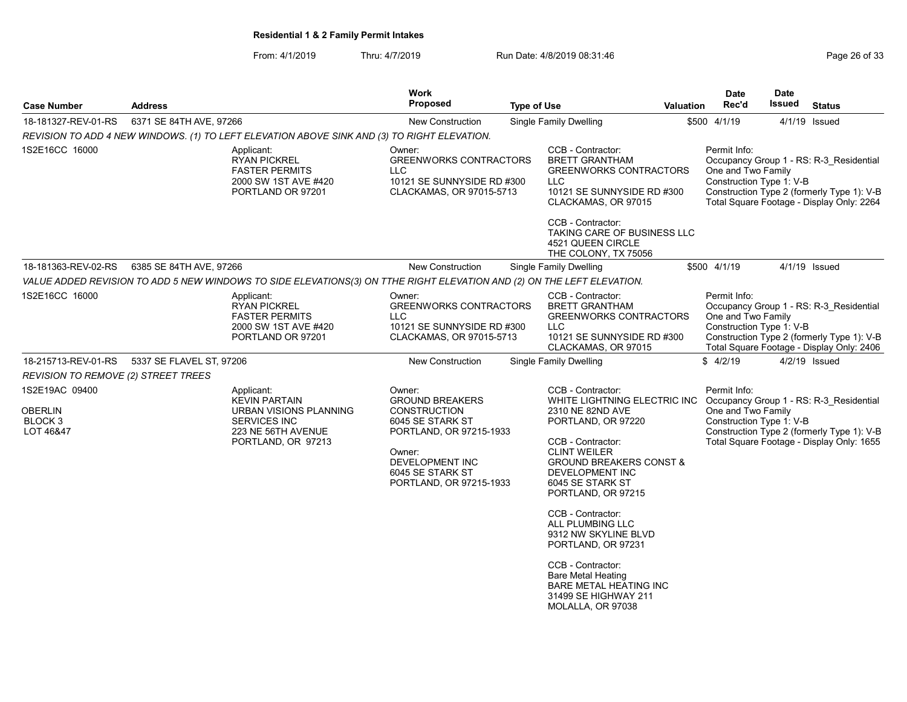**Residential 1 & 2 Family Permit Intakes**

From: 4/1/2019 Thru: 4/7/2019 Run Date: 4/8/2019 08:31:46

| Case Number | Address | Work Proposed | Type of Use | Valuation | Date Rec'd | Date Issued | Status |
|---|---|---|---|---|---|---|---|
| 18-181327-REV-01-RS | 6371 SE 84TH AVE, 97266 | New Construction | Single Family Dwelling | $500 | 4/1/19 | 4/1/19 | Issued |

*REVISION TO ADD 4 NEW WINDOWS. (1) TO LEFT ELEVATION ABOVE SINK AND (3) TO RIGHT ELEVATION.*

1S2E16CC 16000

Applicant:
RYAN PICKREL
FASTER PERMITS
2000 SW 1ST AVE #420
PORTLAND OR 97201

Owner:
GREENWORKS CONTRACTORS LLC
10121 SE SUNNYSIDE RD #300
CLACKAMAS, OR 97015-5713

CCB - Contractor:
BRETT GRANTHAM
GREENWORKS CONTRACTORS LLC
10121 SE SUNNYSIDE RD #300
CLACKAMAS, OR 97015

CCB - Contractor:
TAKING CARE OF BUSINESS LLC
4521 QUEEN CIRCLE
THE COLONY, TX 75056

Permit Info:
Occupancy Group 1 - RS: R-3_Residential One and Two Family
Construction Type 1: V-B
Construction Type 2 (formerly Type 1): V-B
Total Square Footage - Display Only: 2264

| Case Number | Address | Work Proposed | Type of Use | Valuation | Date Rec'd | Date Issued | Status |
|---|---|---|---|---|---|---|---|
| 18-181363-REV-02-RS | 6385 SE 84TH AVE, 97266 | New Construction | Single Family Dwelling | $500 | 4/1/19 | 4/1/19 | Issued |

*VALUE ADDED REVISION TO ADD 5 NEW WINDOWS TO SIDE ELEVATIONS(3) ON TTHE RIGHT ELEVATION AND (2) ON THE LEFT ELEVATION.*

1S2E16CC 16000

Applicant:
RYAN PICKREL
FASTER PERMITS
2000 SW 1ST AVE #420
PORTLAND OR 97201

Owner:
GREENWORKS CONTRACTORS LLC
10121 SE SUNNYSIDE RD #300
CLACKAMAS, OR 97015-5713

CCB - Contractor:
BRETT GRANTHAM
GREENWORKS CONTRACTORS LLC
10121 SE SUNNYSIDE RD #300
CLACKAMAS, OR 97015

Permit Info:
Occupancy Group 1 - RS: R-3_Residential One and Two Family
Construction Type 1: V-B
Construction Type 2 (formerly Type 1): V-B
Total Square Footage - Display Only: 2406

| Case Number | Address | Work Proposed | Type of Use | Valuation | Date Rec'd | Date Issued | Status |
|---|---|---|---|---|---|---|---|
| 18-215713-REV-01-RS | 5337 SE FLAVEL ST, 97206 | New Construction | Single Family Dwelling | $ | 4/2/19 | 4/2/19 | Issued |

*REVISION TO REMOVE (2) STREET TREES*

1S2E19AC 09400

OBERLIN
BLOCK 3
LOT 46&47

Applicant:
KEVIN PARTAIN
URBAN VISIONS PLANNING SERVICES INC
223 NE 56TH AVENUE
PORTLAND, OR 97213

Owner:
GROUND BREAKERS CONSTRUCTION
6045 SE STARK ST
PORTLAND, OR 97215-1933

Owner:
DEVELOPMENT INC
6045 SE STARK ST
PORTLAND, OR 97215-1933

CCB - Contractor:
WHITE LIGHTNING ELECTRIC INC
2310 NE 82ND AVE
PORTLAND, OR 97220

CCB - Contractor:
CLINT WEILER
GROUND BREAKERS CONST & DEVELOPMENT INC
6045 SE STARK ST
PORTLAND, OR 97215

CCB - Contractor:
ALL PLUMBING LLC
9312 NW SKYLINE BLVD
PORTLAND, OR 97231

CCB - Contractor:
Bare Metal Heating
BARE METAL HEATING INC
31499 SE HIGHWAY 211
MOLALLA, OR 97038

Permit Info:
Occupancy Group 1 - RS: R-3_Residential One and Two Family
Construction Type 1: V-B
Construction Type 2 (formerly Type 1): V-B
Total Square Footage - Display Only: 1655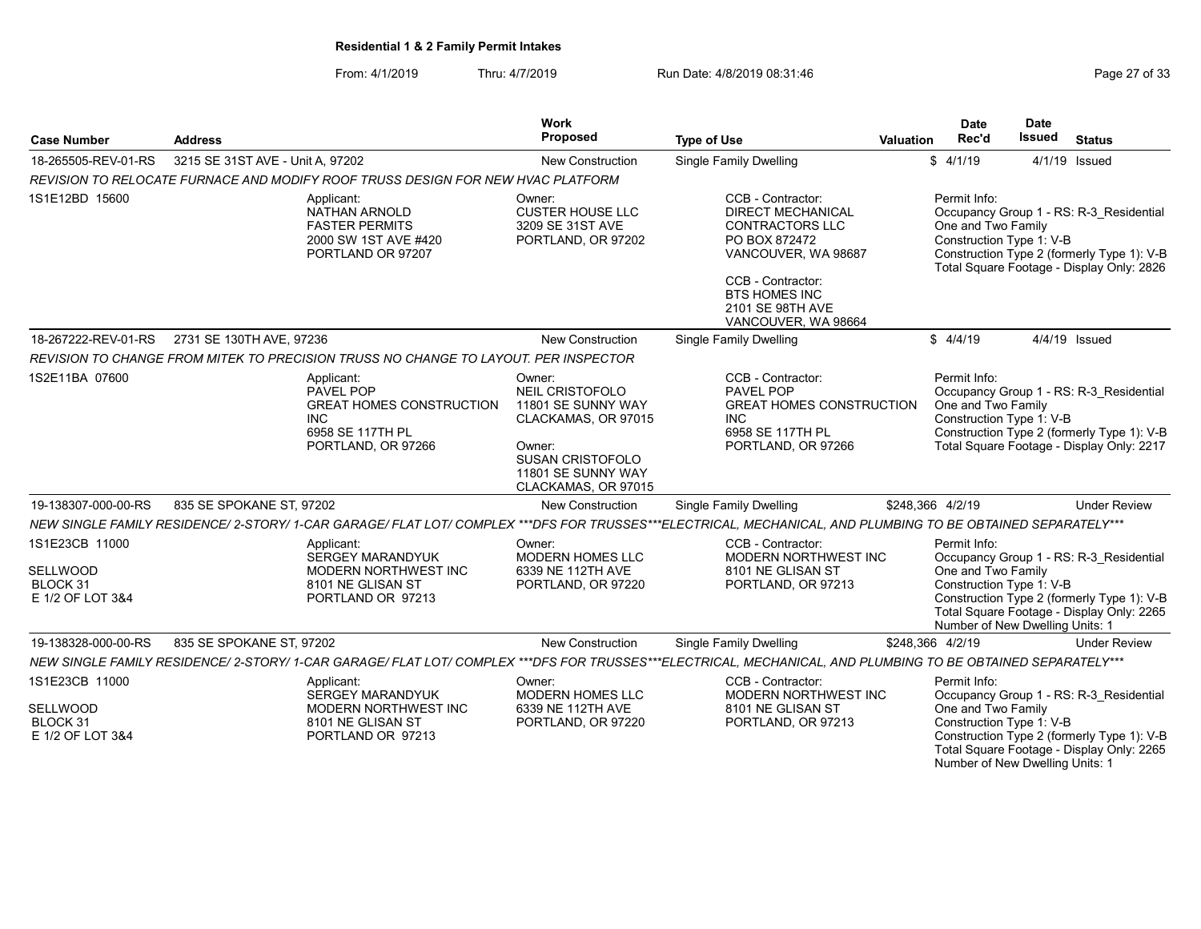**Residential 1 & 2 Family Permit Intakes**

From: 4/1/2019 Thru: 4/7/2019 Run Date: 4/8/2019 08:31:46

| Case Number | Address | Work Proposed | Type of Use | Valuation | Date Rec'd | Date Issued | Status |
|---|---|---|---|---|---|---|---|
| 18-265505-REV-01-RS | 3215 SE 31ST AVE - Unit A, 97202 | New Construction | Single Family Dwelling | $ | 4/1/19 | 4/1/19 | Issued |
| *REVISION TO RELOCATE FURNACE AND MODIFY ROOF TRUSS DESIGN FOR NEW HVAC PLATFORM* | | | | | | | |
| 1S1E12BD 15600 | Applicant: NATHAN ARNOLD FASTER PERMITS 2000 SW 1ST AVE #420 PORTLAND OR 97207 | Owner: CUSTER HOUSE LLC 3209 SE 31ST AVE PORTLAND, OR 97202 | CCB - Contractor: DIRECT MECHANICAL CONTRACTORS LLC PO BOX 872472 VANCOUVER, WA 98687; CCB - Contractor: BTS HOMES INC 2101 SE 98TH AVE VANCOUVER, WA 98664 | | Permit Info: Occupancy Group 1 - RS: R-3_Residential One and Two Family Construction Type 1: V-B Construction Type 2 (formerly Type 1): V-B Total Square Footage - Display Only: 2826 | | |
| 18-267222-REV-01-RS | 2731 SE 130TH AVE, 97236 | New Construction | Single Family Dwelling | $ | 4/4/19 | 4/4/19 | Issued |
| *REVISION TO CHANGE FROM MITEK TO PRECISION TRUSS NO CHANGE TO LAYOUT. PER INSPECTOR* | | | | | | | |
| 1S2E11BA 07600 | Applicant: PAVEL POP GREAT HOMES CONSTRUCTION INC 6958 SE 117TH PL PORTLAND, OR 97266 | Owner: NEIL CRISTOFOLO 11801 SE SUNNY WAY CLACKAMAS, OR 97015; Owner: SUSAN CRISTOFOLO 11801 SE SUNNY WAY CLACKAMAS, OR 97015 | CCB - Contractor: PAVEL POP GREAT HOMES CONSTRUCTION INC 6958 SE 117TH PL PORTLAND, OR 97266 | | Permit Info: Occupancy Group 1 - RS: R-3_Residential One and Two Family Construction Type 1: V-B Construction Type 2 (formerly Type 1): V-B Total Square Footage - Display Only: 2217 | | |
| 19-138307-000-00-RS | 835 SE SPOKANE ST, 97202 | New Construction | Single Family Dwelling | $248,366 | 4/2/19 | | Under Review |
| *NEW SINGLE FAMILY RESIDENCE/ 2-STORY/ 1-CAR GARAGE/ FLAT LOT/ COMPLEX ***DFS FOR TRUSSES***ELECTRICAL, MECHANICAL, AND PLUMBING TO BE OBTAINED SEPARATELY**** | | | | | | | |
| 1S1E23CB 11000 SELLWOOD BLOCK 31 E 1/2 OF LOT 3&4 | Applicant: SERGEY MARANDYUK MODERN NORTHWEST INC 8101 NE GLISAN ST PORTLAND OR 97213 | Owner: MODERN HOMES LLC 6339 NE 112TH AVE PORTLAND, OR 97220 | CCB - Contractor: MODERN NORTHWEST INC 8101 NE GLISAN ST PORTLAND, OR 97213 | | Permit Info: Occupancy Group 1 - RS: R-3_Residential One and Two Family Construction Type 1: V-B Construction Type 2 (formerly Type 1): V-B Total Square Footage - Display Only: 2265 Number of New Dwelling Units: 1 | | |
| 19-138328-000-00-RS | 835 SE SPOKANE ST, 97202 | New Construction | Single Family Dwelling | $248,366 | 4/2/19 | | Under Review |
| *NEW SINGLE FAMILY RESIDENCE/ 2-STORY/ 1-CAR GARAGE/ FLAT LOT/ COMPLEX ***DFS FOR TRUSSES***ELECTRICAL, MECHANICAL, AND PLUMBING TO BE OBTAINED SEPARATELY**** | | | | | | | |
| 1S1E23CB 11000 SELLWOOD BLOCK 31 E 1/2 OF LOT 3&4 | Applicant: SERGEY MARANDYUK MODERN NORTHWEST INC 8101 NE GLISAN ST PORTLAND OR 97213 | Owner: MODERN HOMES LLC 6339 NE 112TH AVE PORTLAND, OR 97220 | CCB - Contractor: MODERN NORTHWEST INC 8101 NE GLISAN ST PORTLAND, OR 97213 | | Permit Info: Occupancy Group 1 - RS: R-3_Residential One and Two Family Construction Type 1: V-B Construction Type 2 (formerly Type 1): V-B Total Square Footage - Display Only: 2265 Number of New Dwelling Units: 1 | | |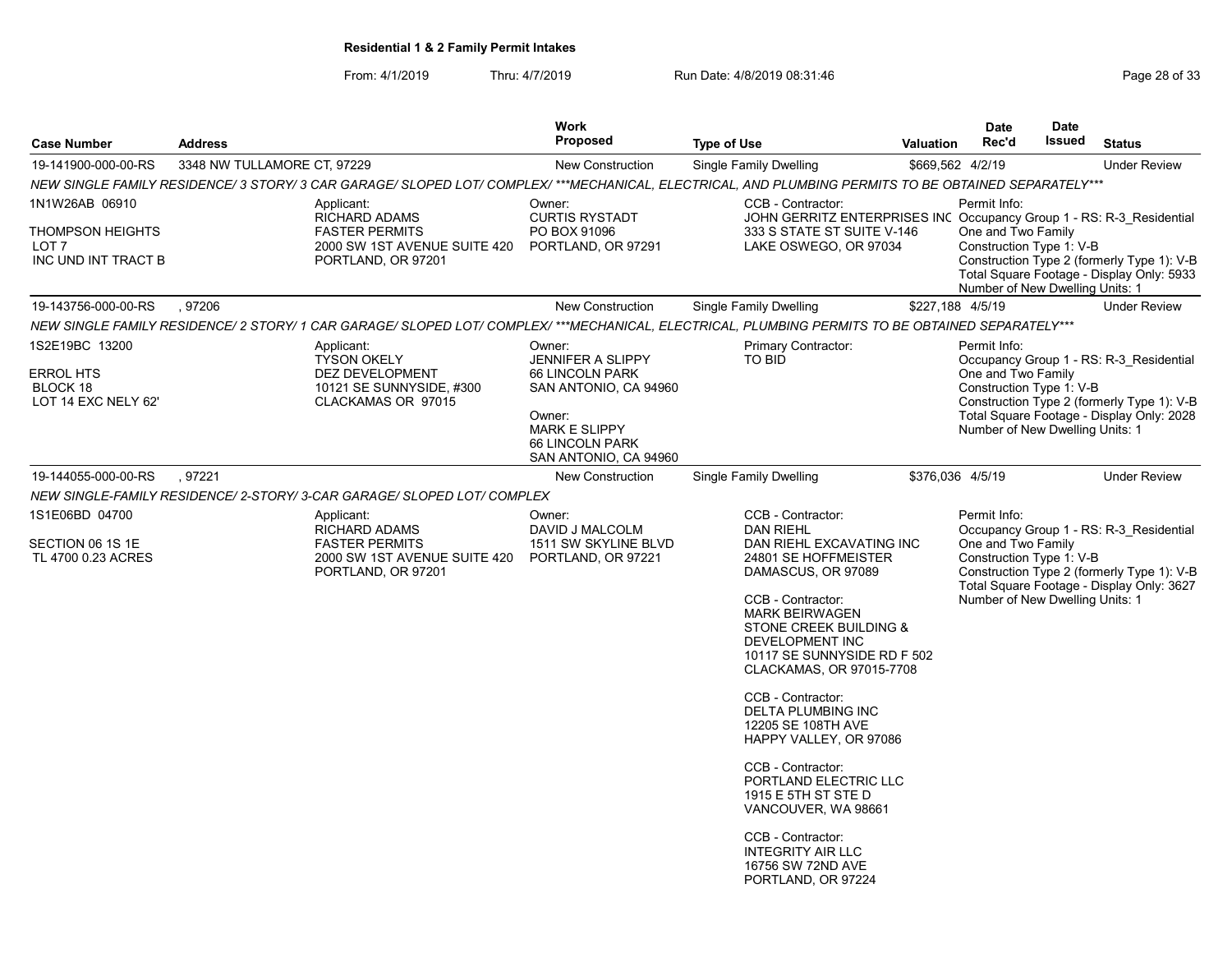**Residential 1 & 2 Family Permit Intakes**

From: 4/1/2019 Thru: 4/7/2019 Run Date: 4/8/2019 08:31:46

| Case Number | Address | Work Proposed | Type of Use | Valuation | Date Rec'd | Date Issued | Status |
|---|---|---|---|---|---|---|---|
| 19-141900-000-00-RS | 3348 NW TULLAMORE CT, 97229 | New Construction | Single Family Dwelling | $669,562 | 4/2/19 | | Under Review |

*NEW SINGLE FAMILY RESIDENCE/ 3 STORY/ 3 CAR GARAGE/ SLOPED LOT/ COMPLEX/ ***MECHANICAL, ELECTRICAL, AND PLUMBING PERMITS TO BE OBTAINED SEPARATELY****

1N1W26AB 06910
THOMPSON HEIGHTS
LOT 7
INC UND INT TRACT B

Applicant:
RICHARD ADAMS
FASTER PERMITS
2000 SW 1ST AVENUE SUITE 420
PORTLAND, OR 97201

Owner:
CURTIS RYSTADT
PO BOX 91096
PORTLAND, OR 97291

CCB - Contractor:
JOHN GERRITZ ENTERPRISES INC
333 S STATE ST SUITE V-146
LAKE OSWEGO, OR 97034

Permit Info:
Occupancy Group 1 - RS: R-3_Residential One and Two Family
Construction Type 1: V-B
Construction Type 2 (formerly Type 1): V-B
Total Square Footage - Display Only: 5933
Number of New Dwelling Units: 1

| Case Number | Address | Work Proposed | Type of Use | Valuation | Date Rec'd | Date Issued | Status |
|---|---|---|---|---|---|---|---|
| 19-143756-000-00-RS | , 97206 | New Construction | Single Family Dwelling | $227,188 | 4/5/19 | | Under Review |

*NEW SINGLE FAMILY RESIDENCE/ 2 STORY/ 1 CAR GARAGE/ SLOPED LOT/ COMPLEX/ ***MECHANICAL, ELECTRICAL, PLUMBING PERMITS TO BE OBTAINED SEPARATELY****

1S2E19BC 13200
ERROL HTS
BLOCK 18
LOT 14 EXC NELY 62'

Applicant:
TYSON OKELY
DEZ DEVELOPMENT
10121 SE SUNNYSIDE, #300
CLACKAMAS OR 97015

Owner:
JENNIFER A SLIPPY
66 LINCOLN PARK
SAN ANTONIO, CA 94960

Owner:
MARK E SLIPPY
66 LINCOLN PARK
SAN ANTONIO, CA 94960

Primary Contractor:
TO BID

Permit Info:
Occupancy Group 1 - RS: R-3_Residential One and Two Family
Construction Type 1: V-B
Construction Type 2 (formerly Type 1): V-B
Total Square Footage - Display Only: 2028
Number of New Dwelling Units: 1

| Case Number | Address | Work Proposed | Type of Use | Valuation | Date Rec'd | Date Issued | Status |
|---|---|---|---|---|---|---|---|
| 19-144055-000-00-RS | , 97221 | New Construction | Single Family Dwelling | $376,036 | 4/5/19 | | Under Review |

*NEW SINGLE-FAMILY RESIDENCE/ 2-STORY/ 3-CAR GARAGE/ SLOPED LOT/ COMPLEX*

1S1E06BD 04700
SECTION 06 1S 1E
TL 4700 0.23 ACRES

Applicant:
RICHARD ADAMS
FASTER PERMITS
2000 SW 1ST AVENUE SUITE 420
PORTLAND, OR 97201

Owner:
DAVID J MALCOLM
1511 SW SKYLINE BLVD
PORTLAND, OR 97221

CCB - Contractor:
DAN RIEHL
DAN RIEHL EXCAVATING INC
24801 SE HOFFMEISTER
DAMASCUS, OR 97089

CCB - Contractor:
MARK BEIRWAGEN
STONE CREEK BUILDING & DEVELOPMENT INC
10117 SE SUNNYSIDE RD F 502
CLACKAMAS, OR 97015-7708

CCB - Contractor:
DELTA PLUMBING INC
12205 SE 108TH AVE
HAPPY VALLEY, OR 97086

CCB - Contractor:
PORTLAND ELECTRIC LLC
1915 E 5TH ST STE D
VANCOUVER, WA 98661

CCB - Contractor:
INTEGRITY AIR LLC
16756 SW 72ND AVE
PORTLAND, OR 97224

Permit Info:
Occupancy Group 1 - RS: R-3_Residential One and Two Family
Construction Type 1: V-B
Construction Type 2 (formerly Type 1): V-B
Total Square Footage - Display Only: 3627
Number of New Dwelling Units: 1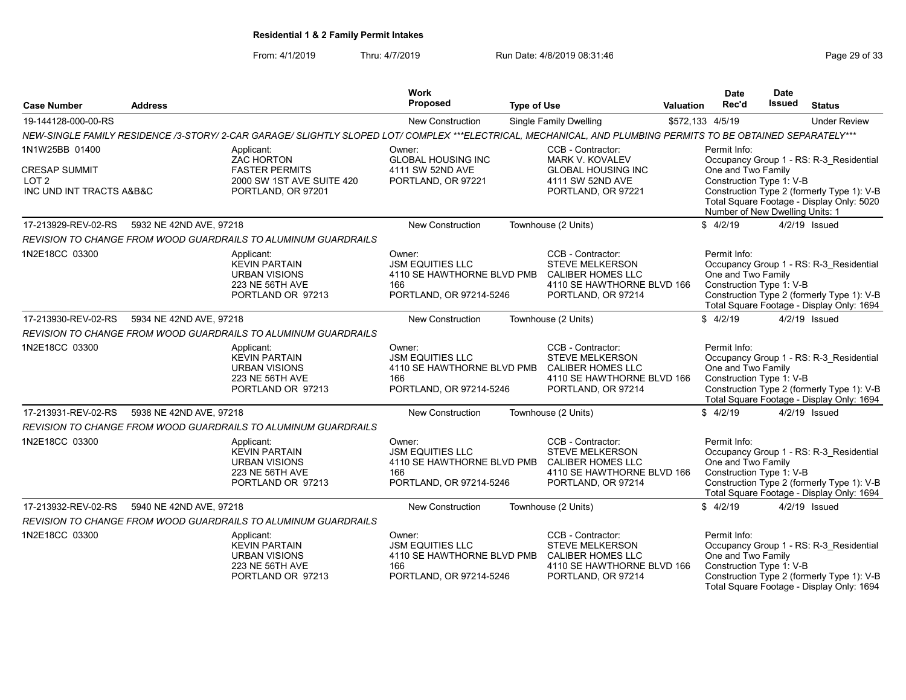**Residential 1 & 2 Family Permit Intakes**

From: 4/1/2019 Thru: 4/7/2019 Run Date: 4/8/2019 08:31:46

| Case Number | Address | Work Proposed | Type of Use | Valuation | Date Rec'd | Date Issued | Status |
|---|---|---|---|---|---|---|---|
| 19-144128-000-00-RS | | New Construction | Single Family Dwelling | $572,133 | 4/5/19 | | Under Review |

*NEW-SINGLE FAMILY RESIDENCE /3-STORY/ 2-CAR GARAGE/ SLIGHTLY SLOPED LOT/ COMPLEX ***ELECTRICAL, MECHANICAL, AND PLUMBING PERMITS TO BE OBTAINED SEPARATELY****

1N1W25BB 01400
CRESAP SUMMIT
LOT 2
INC UND INT TRACTS A&B&C

Applicant: ZAC HORTON, FASTER PERMITS, 2000 SW 1ST AVE SUITE 420, PORTLAND, OR 97201

Owner: GLOBAL HOUSING INC, 4111 SW 52ND AVE, PORTLAND, OR 97221

CCB - Contractor: MARK V. KOVALEV, GLOBAL HOUSING INC, 4111 SW 52ND AVE, PORTLAND, OR 97221

Permit Info: Occupancy Group 1 - RS: R-3_Residential One and Two Family; Construction Type 1: V-B; Construction Type 2 (formerly Type 1): V-B; Total Square Footage - Display Only: 5020; Number of New Dwelling Units: 1

| Case Number | Address | Work Proposed | Type of Use | Valuation | Date Rec'd | Date Issued | Status |
|---|---|---|---|---|---|---|---|
| 17-213929-REV-02-RS | 5932 NE 42ND AVE, 97218 | New Construction | Townhouse (2 Units) | $ | 4/2/19 | 4/2/19 | Issued |

*REVISION TO CHANGE FROM WOOD GUARDRAILS TO ALUMINUM GUARDRAILS*

1N2E18CC 03300

Applicant: KEVIN PARTAIN, URBAN VISIONS, 223 NE 56TH AVE, PORTLAND OR 97213

Owner: JSM EQUITIES LLC, 4110 SE HAWTHORNE BLVD PMB 166, PORTLAND, OR 97214-5246

CCB - Contractor: STEVE MELKERSON, CALIBER HOMES LLC, 4110 SE HAWTHORNE BLVD 166, PORTLAND, OR 97214

Permit Info: Occupancy Group 1 - RS: R-3_Residential One and Two Family; Construction Type 1: V-B; Construction Type 2 (formerly Type 1): V-B; Total Square Footage - Display Only: 1694

| Case Number | Address | Work Proposed | Type of Use | Valuation | Date Rec'd | Date Issued | Status |
|---|---|---|---|---|---|---|---|
| 17-213930-REV-02-RS | 5934 NE 42ND AVE, 97218 | New Construction | Townhouse (2 Units) | $ | 4/2/19 | 4/2/19 | Issued |

*REVISION TO CHANGE FROM WOOD GUARDRAILS TO ALUMINUM GUARDRAILS*

1N2E18CC 03300

Applicant: KEVIN PARTAIN, URBAN VISIONS, 223 NE 56TH AVE, PORTLAND OR 97213

Owner: JSM EQUITIES LLC, 4110 SE HAWTHORNE BLVD PMB 166, PORTLAND, OR 97214-5246

CCB - Contractor: STEVE MELKERSON, CALIBER HOMES LLC, 4110 SE HAWTHORNE BLVD 166, PORTLAND, OR 97214

Permit Info: Occupancy Group 1 - RS: R-3_Residential One and Two Family; Construction Type 1: V-B; Construction Type 2 (formerly Type 1): V-B; Total Square Footage - Display Only: 1694

| Case Number | Address | Work Proposed | Type of Use | Valuation | Date Rec'd | Date Issued | Status |
|---|---|---|---|---|---|---|---|
| 17-213931-REV-02-RS | 5938 NE 42ND AVE, 97218 | New Construction | Townhouse (2 Units) | $ | 4/2/19 | 4/2/19 | Issued |

*REVISION TO CHANGE FROM WOOD GUARDRAILS TO ALUMINUM GUARDRAILS*

1N2E18CC 03300

Applicant: KEVIN PARTAIN, URBAN VISIONS, 223 NE 56TH AVE, PORTLAND OR 97213

Owner: JSM EQUITIES LLC, 4110 SE HAWTHORNE BLVD PMB 166, PORTLAND, OR 97214-5246

CCB - Contractor: STEVE MELKERSON, CALIBER HOMES LLC, 4110 SE HAWTHORNE BLVD 166, PORTLAND, OR 97214

Permit Info: Occupancy Group 1 - RS: R-3_Residential One and Two Family; Construction Type 1: V-B; Construction Type 2 (formerly Type 1): V-B; Total Square Footage - Display Only: 1694

| Case Number | Address | Work Proposed | Type of Use | Valuation | Date Rec'd | Date Issued | Status |
|---|---|---|---|---|---|---|---|
| 17-213932-REV-02-RS | 5940 NE 42ND AVE, 97218 | New Construction | Townhouse (2 Units) | $ | 4/2/19 | 4/2/19 | Issued |

*REVISION TO CHANGE FROM WOOD GUARDRAILS TO ALUMINUM GUARDRAILS*

1N2E18CC 03300

Applicant: KEVIN PARTAIN, URBAN VISIONS, 223 NE 56TH AVE, PORTLAND OR 97213

Owner: JSM EQUITIES LLC, 4110 SE HAWTHORNE BLVD PMB 166, PORTLAND, OR 97214-5246

CCB - Contractor: STEVE MELKERSON, CALIBER HOMES LLC, 4110 SE HAWTHORNE BLVD 166, PORTLAND, OR 97214

Permit Info: Occupancy Group 1 - RS: R-3_Residential One and Two Family; Construction Type 1: V-B; Construction Type 2 (formerly Type 1): V-B; Total Square Footage - Display Only: 1694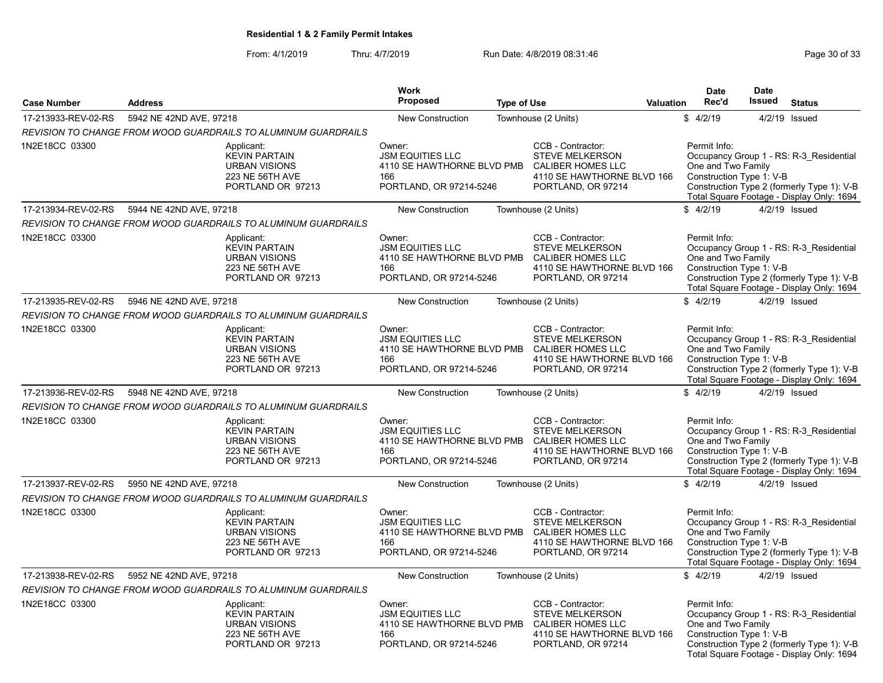**Residential 1 & 2 Family Permit Intakes**

From: 4/1/2019 Thru: 4/7/2019 Run Date: 4/8/2019 08:31:46

| Case Number | Address | Work Proposed | Type of Use | Valuation | Date Rec'd | Date Issued | Status |
|---|---|---|---|---|---|---|---|
| 17-213933-REV-02-RS | 5942 NE 42ND AVE, 97218 | New Construction | Townhouse (2 Units) | $ | 4/2/19 | 4/2/19 | Issued |

*REVISION TO CHANGE FROM WOOD GUARDRAILS TO ALUMINUM GUARDRAILS*

1N2E18CC 03300

Applicant: KEVIN PARTAIN, URBAN VISIONS, 223 NE 56TH AVE, PORTLAND OR 97213

Owner: JSM EQUITIES LLC, 4110 SE HAWTHORNE BLVD PMB 166, PORTLAND, OR 97214-5246

CCB - Contractor: STEVE MELKERSON, CALIBER HOMES LLC, 4110 SE HAWTHORNE BLVD 166, PORTLAND, OR 97214

Permit Info: Occupancy Group 1 - RS: R-3_Residential One and Two Family; Construction Type 1: V-B; Construction Type 2 (formerly Type 1): V-B; Total Square Footage - Display Only: 1694

| Case Number | Address | Work Proposed | Type of Use | Valuation | Date Rec'd | Date Issued | Status |
|---|---|---|---|---|---|---|---|
| 17-213934-REV-02-RS | 5944 NE 42ND AVE, 97218 | New Construction | Townhouse (2 Units) | $ | 4/2/19 | 4/2/19 | Issued |

*REVISION TO CHANGE FROM WOOD GUARDRAILS TO ALUMINUM GUARDRAILS*

1N2E18CC 03300

Applicant: KEVIN PARTAIN, URBAN VISIONS, 223 NE 56TH AVE, PORTLAND OR 97213

Owner: JSM EQUITIES LLC, 4110 SE HAWTHORNE BLVD PMB 166, PORTLAND, OR 97214-5246

CCB - Contractor: STEVE MELKERSON, CALIBER HOMES LLC, 4110 SE HAWTHORNE BLVD 166, PORTLAND, OR 97214

Permit Info: Occupancy Group 1 - RS: R-3_Residential One and Two Family; Construction Type 1: V-B; Construction Type 2 (formerly Type 1): V-B; Total Square Footage - Display Only: 1694

| Case Number | Address | Work Proposed | Type of Use | Valuation | Date Rec'd | Date Issued | Status |
|---|---|---|---|---|---|---|---|
| 17-213935-REV-02-RS | 5946 NE 42ND AVE, 97218 | New Construction | Townhouse (2 Units) | $ | 4/2/19 | 4/2/19 | Issued |

*REVISION TO CHANGE FROM WOOD GUARDRAILS TO ALUMINUM GUARDRAILS*

1N2E18CC 03300

Applicant: KEVIN PARTAIN, URBAN VISIONS, 223 NE 56TH AVE, PORTLAND OR 97213

Owner: JSM EQUITIES LLC, 4110 SE HAWTHORNE BLVD PMB 166, PORTLAND, OR 97214-5246

CCB - Contractor: STEVE MELKERSON, CALIBER HOMES LLC, 4110 SE HAWTHORNE BLVD 166, PORTLAND, OR 97214

Permit Info: Occupancy Group 1 - RS: R-3_Residential One and Two Family; Construction Type 1: V-B; Construction Type 2 (formerly Type 1): V-B; Total Square Footage - Display Only: 1694

| Case Number | Address | Work Proposed | Type of Use | Valuation | Date Rec'd | Date Issued | Status |
|---|---|---|---|---|---|---|---|
| 17-213936-REV-02-RS | 5948 NE 42ND AVE, 97218 | New Construction | Townhouse (2 Units) | $ | 4/2/19 | 4/2/19 | Issued |

*REVISION TO CHANGE FROM WOOD GUARDRAILS TO ALUMINUM GUARDRAILS*

1N2E18CC 03300

Applicant: KEVIN PARTAIN, URBAN VISIONS, 223 NE 56TH AVE, PORTLAND OR 97213

Owner: JSM EQUITIES LLC, 4110 SE HAWTHORNE BLVD PMB 166, PORTLAND, OR 97214-5246

CCB - Contractor: STEVE MELKERSON, CALIBER HOMES LLC, 4110 SE HAWTHORNE BLVD 166, PORTLAND, OR 97214

Permit Info: Occupancy Group 1 - RS: R-3_Residential One and Two Family; Construction Type 1: V-B; Construction Type 2 (formerly Type 1): V-B; Total Square Footage - Display Only: 1694

| Case Number | Address | Work Proposed | Type of Use | Valuation | Date Rec'd | Date Issued | Status |
|---|---|---|---|---|---|---|---|
| 17-213937-REV-02-RS | 5950 NE 42ND AVE, 97218 | New Construction | Townhouse (2 Units) | $ | 4/2/19 | 4/2/19 | Issued |

*REVISION TO CHANGE FROM WOOD GUARDRAILS TO ALUMINUM GUARDRAILS*

1N2E18CC 03300

Applicant: KEVIN PARTAIN, URBAN VISIONS, 223 NE 56TH AVE, PORTLAND OR 97213

Owner: JSM EQUITIES LLC, 4110 SE HAWTHORNE BLVD PMB 166, PORTLAND, OR 97214-5246

CCB - Contractor: STEVE MELKERSON, CALIBER HOMES LLC, 4110 SE HAWTHORNE BLVD 166, PORTLAND, OR 97214

Permit Info: Occupancy Group 1 - RS: R-3_Residential One and Two Family; Construction Type 1: V-B; Construction Type 2 (formerly Type 1): V-B; Total Square Footage - Display Only: 1694

| Case Number | Address | Work Proposed | Type of Use | Valuation | Date Rec'd | Date Issued | Status |
|---|---|---|---|---|---|---|---|
| 17-213938-REV-02-RS | 5952 NE 42ND AVE, 97218 | New Construction | Townhouse (2 Units) | $ | 4/2/19 | 4/2/19 | Issued |

*REVISION TO CHANGE FROM WOOD GUARDRAILS TO ALUMINUM GUARDRAILS*

1N2E18CC 03300

Applicant: KEVIN PARTAIN, URBAN VISIONS, 223 NE 56TH AVE, PORTLAND OR 97213

Owner: JSM EQUITIES LLC, 4110 SE HAWTHORNE BLVD PMB 166, PORTLAND, OR 97214-5246

CCB - Contractor: STEVE MELKERSON, CALIBER HOMES LLC, 4110 SE HAWTHORNE BLVD 166, PORTLAND, OR 97214

Permit Info: Occupancy Group 1 - RS: R-3_Residential One and Two Family; Construction Type 1: V-B; Construction Type 2 (formerly Type 1): V-B; Total Square Footage - Display Only: 1694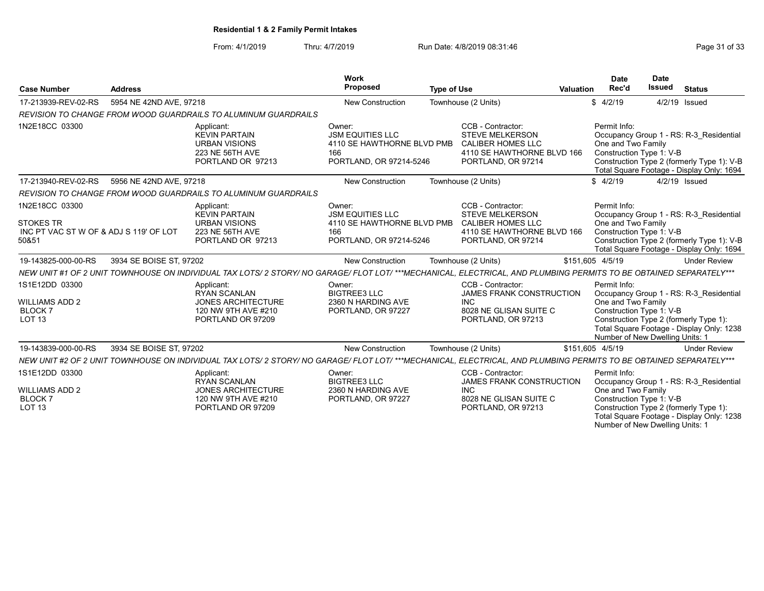**Residential 1 & 2 Family Permit Intakes**

From: 4/1/2019 Thru: 4/7/2019 Run Date: 4/8/2019 08:31:46

| Case Number | Address | | Work Proposed | Type of Use | Valuation | Date Rec'd | Date Issued | Status |
|---|---|---|---|---|---|---|---|---|
| 17-213939-REV-02-RS | 5954 NE 42ND AVE, 97218 | | New Construction | Townhouse (2 Units) | $ | 4/2/19 | 4/2/19 | Issued |
| *REVISION TO CHANGE FROM WOOD GUARDRAILS TO ALUMINUM GUARDRAILS* | | | | | | | | |
| 1N2E18CC 03300 | | Applicant: KEVIN PARTAIN URBAN VISIONS 223 NE 56TH AVE PORTLAND OR 97213 | Owner: JSM EQUITIES LLC 4110 SE HAWTHORNE BLVD PMB 166 PORTLAND, OR 97214-5246 | CCB - Contractor: STEVE MELKERSON CALIBER HOMES LLC 4110 SE HAWTHORNE BLVD 166 PORTLAND, OR 97214 | | Permit Info: Occupancy Group 1 - RS: R-3_Residential One and Two Family Construction Type 1: V-B Construction Type 2 (formerly Type 1): V-B Total Square Footage - Display Only: 1694 | | |
| 17-213940-REV-02-RS | 5956 NE 42ND AVE, 97218 | | New Construction | Townhouse (2 Units) | $ | 4/2/19 | 4/2/19 | Issued |
| *REVISION TO CHANGE FROM WOOD GUARDRAILS TO ALUMINUM GUARDRAILS* | | | | | | | | |
| 1N2E18CC 03300 STOKES TR INC PT VAC ST W OF & ADJ S 119' OF LOT 50&51 | | Applicant: KEVIN PARTAIN URBAN VISIONS 223 NE 56TH AVE PORTLAND OR 97213 | Owner: JSM EQUITIES LLC 4110 SE HAWTHORNE BLVD PMB 166 PORTLAND, OR 97214-5246 | CCB - Contractor: STEVE MELKERSON CALIBER HOMES LLC 4110 SE HAWTHORNE BLVD 166 PORTLAND, OR 97214 | | Permit Info: Occupancy Group 1 - RS: R-3_Residential One and Two Family Construction Type 1: V-B Construction Type 2 (formerly Type 1): V-B Total Square Footage - Display Only: 1694 | | |
| 19-143825-000-00-RS | 3934 SE BOISE ST, 97202 | | New Construction | Townhouse (2 Units) | $151,605 | 4/5/19 | | Under Review |
| *NEW UNIT #1 OF 2 UNIT TOWNHOUSE ON INDIVIDUAL TAX LOTS/ 2 STORY/ NO GARAGE/ FLOT LOT/ ***MECHANICAL, ELECTRICAL, AND PLUMBING PERMITS TO BE OBTAINED SEPARATELY**** | | | | | | | | |
| 1S1E12DD 03300 WILLIAMS ADD 2 BLOCK 7 LOT 13 | | Applicant: RYAN SCANLAN JONES ARCHITECTURE 120 NW 9TH AVE #210 PORTLAND OR 97209 | Owner: BIGTREE3 LLC 2360 N HARDING AVE PORTLAND, OR 97227 | CCB - Contractor: JAMES FRANK CONSTRUCTION INC 8028 NE GLISAN SUITE C PORTLAND, OR 97213 | | Permit Info: Occupancy Group 1 - RS: R-3_Residential One and Two Family Construction Type 1: V-B Construction Type 2 (formerly Type 1): Total Square Footage - Display Only: 1238 Number of New Dwelling Units: 1 | | |
| 19-143839-000-00-RS | 3934 SE BOISE ST, 97202 | | New Construction | Townhouse (2 Units) | $151,605 | 4/5/19 | | Under Review |
| *NEW UNIT #2 OF 2 UNIT TOWNHOUSE ON INDIVIDUAL TAX LOTS/ 2 STORY/ NO GARAGE/ FLOT LOT/ ***MECHANICAL, ELECTRICAL, AND PLUMBING PERMITS TO BE OBTAINED SEPARATELY**** | | | | | | | | |
| 1S1E12DD 03300 WILLIAMS ADD 2 BLOCK 7 LOT 13 | | Applicant: RYAN SCANLAN JONES ARCHITECTURE 120 NW 9TH AVE #210 PORTLAND OR 97209 | Owner: BIGTREE3 LLC 2360 N HARDING AVE PORTLAND, OR 97227 | CCB - Contractor: JAMES FRANK CONSTRUCTION INC 8028 NE GLISAN SUITE C PORTLAND, OR 97213 | | Permit Info: Occupancy Group 1 - RS: R-3_Residential One and Two Family Construction Type 1: V-B Construction Type 2 (formerly Type 1): Total Square Footage - Display Only: 1238 Number of New Dwelling Units: 1 | | |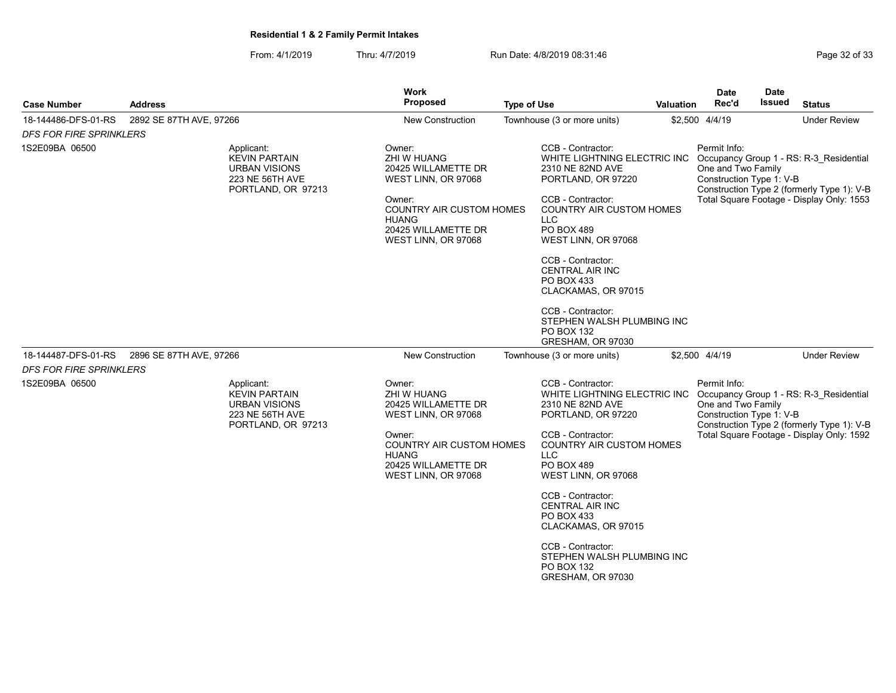**Residential 1 & 2 Family Permit Intakes**

From: 4/1/2019 Thru: 4/7/2019 Run Date: 4/8/2019 08:31:46

| Case Number | Address | Work Proposed | Type of Use | Valuation | Date Rec'd | Date Issued | Status |
|---|---|---|---|---|---|---|---|
| 18-144486-DFS-01-RS | 2892 SE 87TH AVE, 97266 | New Construction | Townhouse (3 or more units) | $2,500 | 4/4/19 | | Under Review |

*DFS FOR FIRE SPRINKLERS*

1S2E09BA 06500

Applicant:
KEVIN PARTAIN
URBAN VISIONS
223 NE 56TH AVE
PORTLAND, OR 97213

Owner:
ZHI W HUANG
20425 WILLAMETTE DR
WEST LINN, OR 97068

Owner:
COUNTRY AIR CUSTOM HOMES HUANG
20425 WILLAMETTE DR
WEST LINN, OR 97068

CCB - Contractor:
WHITE LIGHTNING ELECTRIC INC
2310 NE 82ND AVE
PORTLAND, OR 97220

CCB - Contractor:
COUNTRY AIR CUSTOM HOMES LLC
PO BOX 489
WEST LINN, OR 97068

CCB - Contractor:
CENTRAL AIR INC
PO BOX 433
CLACKAMAS, OR 97015

CCB - Contractor:
STEPHEN WALSH PLUMBING INC
PO BOX 132
GRESHAM, OR 97030

Permit Info:
Occupancy Group 1 - RS: R-3_Residential One and Two Family
Construction Type 1: V-B
Construction Type 2 (formerly Type 1): V-B
Total Square Footage - Display Only: 1553

| Case Number | Address | Work Proposed | Type of Use | Valuation | Date Rec'd | Date Issued | Status |
|---|---|---|---|---|---|---|---|
| 18-144487-DFS-01-RS | 2896 SE 87TH AVE, 97266 | New Construction | Townhouse (3 or more units) | $2,500 | 4/4/19 | | Under Review |

*DFS FOR FIRE SPRINKLERS*

1S2E09BA 06500

Applicant:
KEVIN PARTAIN
URBAN VISIONS
223 NE 56TH AVE
PORTLAND, OR 97213

Owner:
ZHI W HUANG
20425 WILLAMETTE DR
WEST LINN, OR 97068

Owner:
COUNTRY AIR CUSTOM HOMES HUANG
20425 WILLAMETTE DR
WEST LINN, OR 97068

CCB - Contractor:
WHITE LIGHTNING ELECTRIC INC
2310 NE 82ND AVE
PORTLAND, OR 97220

CCB - Contractor:
COUNTRY AIR CUSTOM HOMES LLC
PO BOX 489
WEST LINN, OR 97068

CCB - Contractor:
CENTRAL AIR INC
PO BOX 433
CLACKAMAS, OR 97015

CCB - Contractor:
STEPHEN WALSH PLUMBING INC
PO BOX 132
GRESHAM, OR 97030

Permit Info:
Occupancy Group 1 - RS: R-3_Residential One and Two Family
Construction Type 1: V-B
Construction Type 2 (formerly Type 1): V-B
Total Square Footage - Display Only: 1592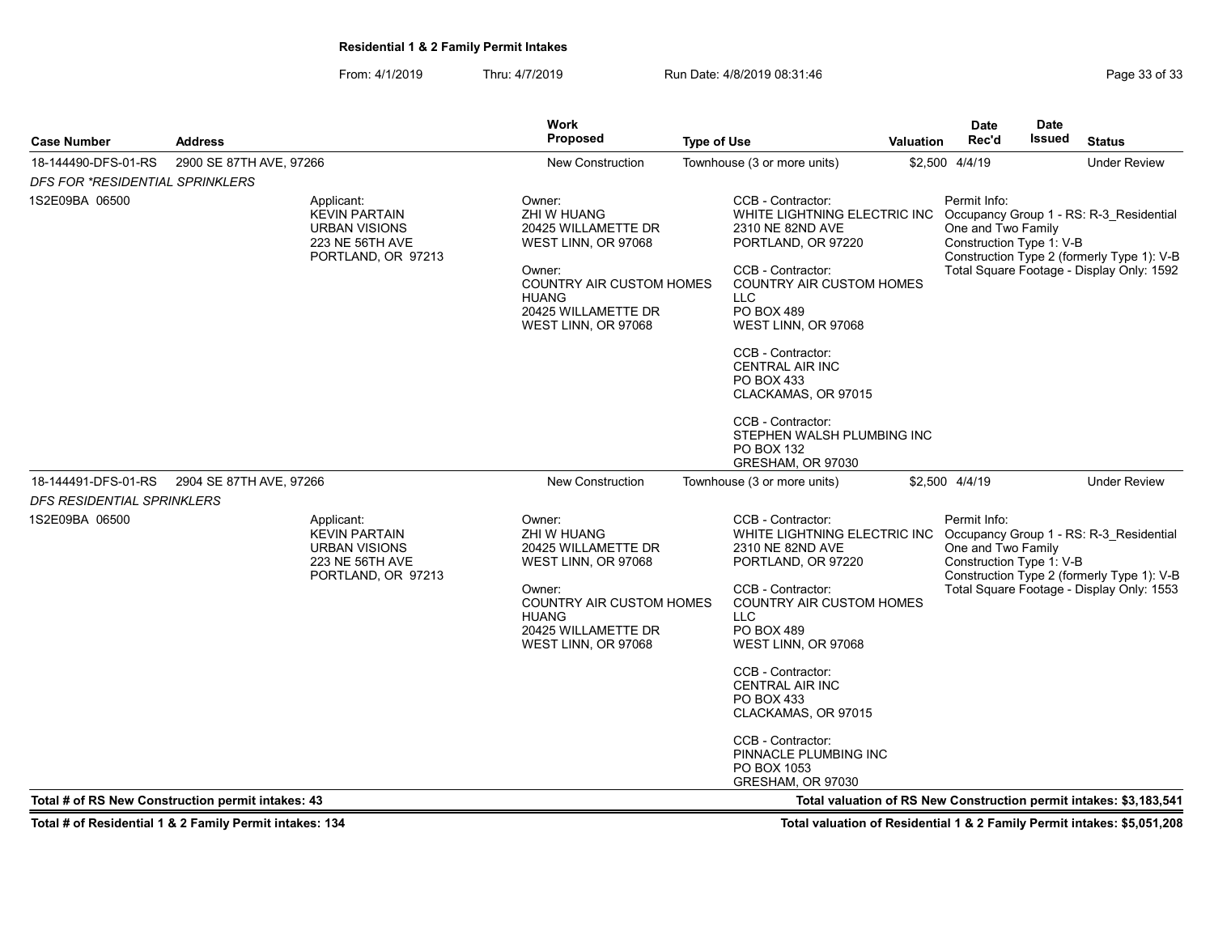## Residential 1 & 2 Family Permit Intakes

From: 4/1/2019 Thru: 4/7/2019 Run Date: 4/8/2019 08:31:46

| Case Number | Address | | Work Proposed | Type of Use | Valuation | Date Rec'd | Date Issued | Status |
|---|---|---|---|---|---|---|---|---|
| 18-144490-DFS-01-RS | 2900 SE 87TH AVE, 97266 | | New Construction | Townhouse (3 or more units) | $2,500 | 4/4/19 | | Under Review |
| *DFS FOR \*RESIDENTIAL SPRINKLERS* | | | | | | | | |
| 1S2E09BA 06500 | | Applicant: KEVIN PARTAIN URBAN VISIONS 223 NE 56TH AVE PORTLAND, OR 97213 | Owner: ZHI W HUANG 20425 WILLAMETTE DR WEST LINN, OR 97068<br>Owner: COUNTRY AIR CUSTOM HOMES HUANG 20425 WILLAMETTE DR WEST LINN, OR 97068 | CCB - Contractor: WHITE LIGHTNING ELECTRIC INC 2310 NE 82ND AVE PORTLAND, OR 97220<br>CCB - Contractor: COUNTRY AIR CUSTOM HOMES LLC PO BOX 489 WEST LINN, OR 97068<br>CCB - Contractor: CENTRAL AIR INC PO BOX 433 CLACKAMAS, OR 97015<br>CCB - Contractor: STEPHEN WALSH PLUMBING INC PO BOX 132 GRESHAM, OR 97030 | | Permit Info: Occupancy Group 1 - RS: R-3_Residential One and Two Family<br>Construction Type 1: V-B<br>Construction Type 2 (formerly Type 1): V-B<br>Total Square Footage - Display Only: 1592 | | |
| 18-144491-DFS-01-RS | 2904 SE 87TH AVE, 97266 | | New Construction | Townhouse (3 or more units) | $2,500 | 4/4/19 | | Under Review |
| *DFS RESIDENTIAL SPRINKLERS* | | | | | | | | |
| 1S2E09BA 06500 | | Applicant: KEVIN PARTAIN URBAN VISIONS 223 NE 56TH AVE PORTLAND, OR 97213 | Owner: ZHI W HUANG 20425 WILLAMETTE DR WEST LINN, OR 97068<br>Owner: COUNTRY AIR CUSTOM HOMES HUANG 20425 WILLAMETTE DR WEST LINN, OR 97068 | CCB - Contractor: WHITE LIGHTNING ELECTRIC INC 2310 NE 82ND AVE PORTLAND, OR 97220<br>CCB - Contractor: COUNTRY AIR CUSTOM HOMES LLC PO BOX 489 WEST LINN, OR 97068<br>CCB - Contractor: CENTRAL AIR INC PO BOX 433 CLACKAMAS, OR 97015<br>CCB - Contractor: PINNACLE PLUMBING INC PO BOX 1053 GRESHAM, OR 97030 | | Permit Info: Occupancy Group 1 - RS: R-3_Residential One and Two Family<br>Construction Type 1: V-B<br>Construction Type 2 (formerly Type 1): V-B<br>Total Square Footage - Display Only: 1553 | | |

**Total # of RS New Construction permit intakes: 43** — **Total valuation of RS New Construction permit intakes: $3,183,541**

**Total # of Residential 1 & 2 Family Permit intakes: 134** — **Total valuation of Residential 1 & 2 Family Permit intakes: $5,051,208**